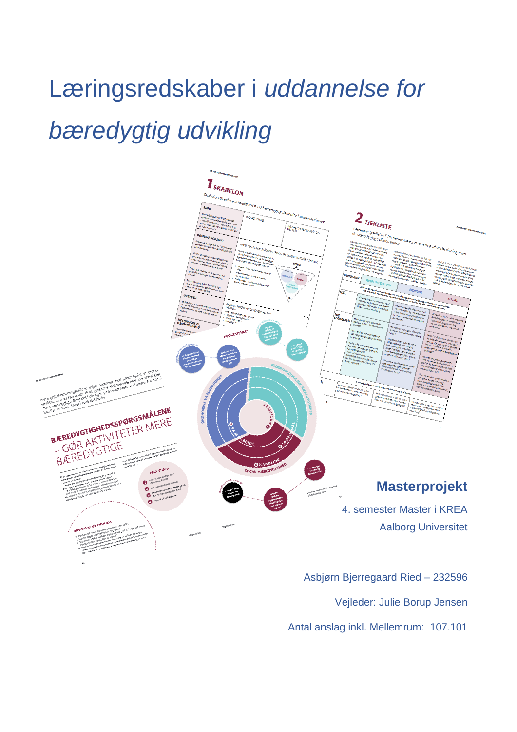# Læringsredskaber i *uddannelse for bæredygtig udvikling*

## Masterprojekt

4. semester Master i KREA

Aalborg Universitet

Asbjørn Bjerregaard Ried – 232596

Vejleder: Julie Borup Jensen

Antal anslag inkl. Mellemrum: 107.101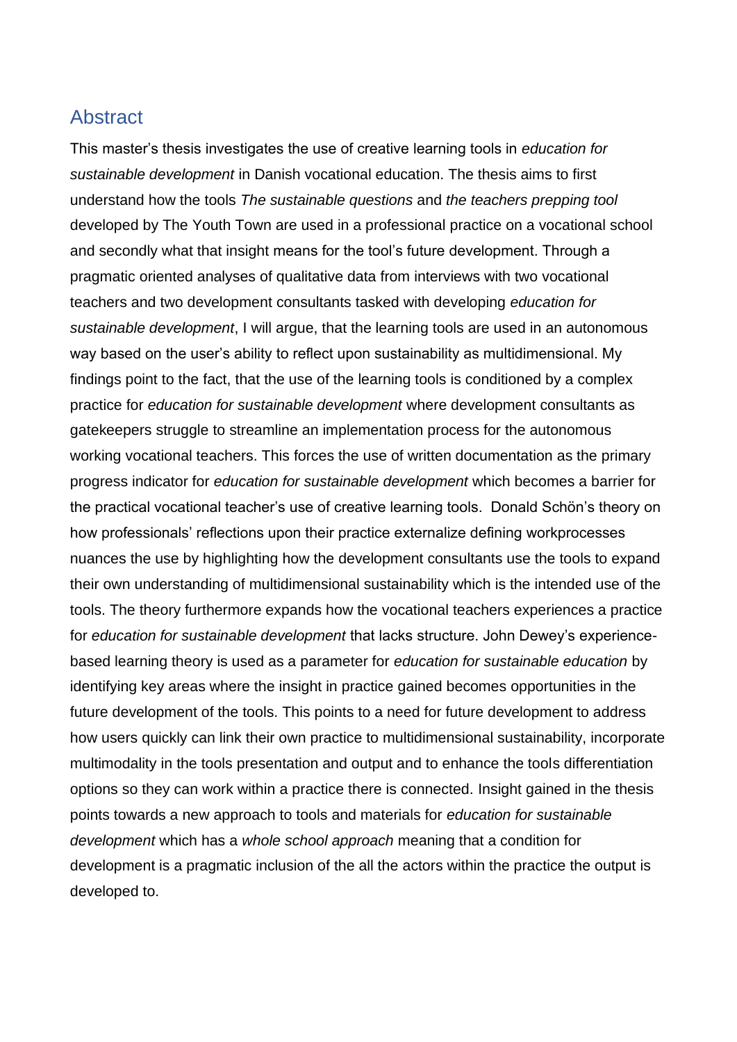## Abstract

This master's thesis investigates the use of creative learning tools in *education for sustainable development* in Danish vocational education. The thesis aims to first understand how the tools *The sustainable questions* and *the teachers prepping tool* developed by The Youth Town are used in a professional practice on a vocational school and secondly what that insight means for the tool's future development. Through a pragmatic oriented analyses of qualitative data from interviews with two vocational teachers and two development consultants tasked with developing *education for sustainable development*, I will argue, that the learning tools are used in an autonomous way based on the user's ability to reflect upon sustainability as multidimensional. My findings point to the fact, that the use of the learning tools is conditioned by a complex practice for *education for sustainable development* where development consultants as gatekeepers struggle to streamline an implementation process for the autonomous working vocational teachers. This forces the use of written documentation as the primary progress indicator for *education for sustainable development* which becomes a barrier for the practical vocational teacher's use of creative learning tools. Donald Schön's theory on how professionals' reflections upon their practice externalize defining workprocesses nuances the use by highlighting how the development consultants use the tools to expand their own understanding of multidimensional sustainability which is the intended use of the tools. The theory furthermore expands how the vocational teachers experiences a practice for *education for sustainable development* that lacks structure. John Dewey's experience-based learning theory is used as a parameter for *education for sustainable education* by identifying key areas where the insight in practice gained becomes opportunities in the future development of the tools. This points to a need for future development to address how users quickly can link their own practice to multidimensional sustainability, incorporate multimodality in the tools presentation and output and to enhance the tools differentiation options so they can work within a practice there is connected. Insight gained in the thesis points towards a new approach to tools and materials for *education for sustainable development* which has a *whole school approach* meaning that a condition for development is a pragmatic inclusion of the all the actors within the practice the output is developed to.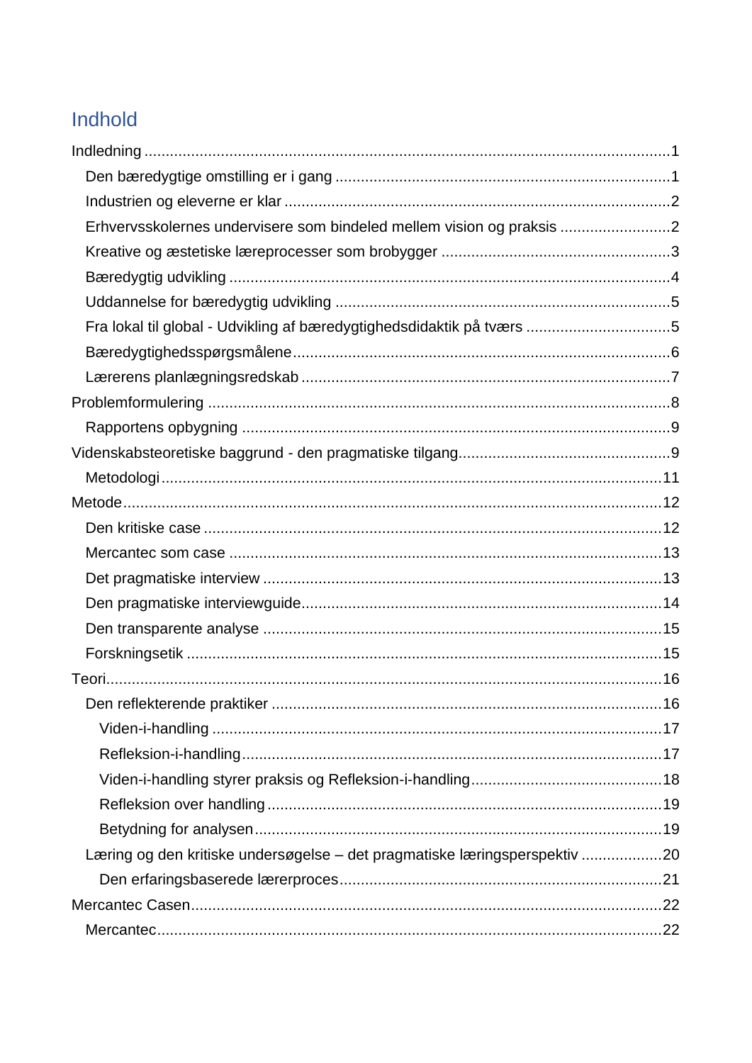# Indhold

- Indledning ....... 1
  - Den bæredygtige omstilling er i gang ....... 1
  - Industrien og eleverne er klar ....... 2
  - Erhvervsskolernes undervisere som bindeled mellem vision og praksis ....... 2
  - Kreative og æstetiske læreprocesser som brobygger ....... 3
  - Bæredygtig udvikling ....... 4
  - Uddannelse for bæredygtig udvikling ....... 5
  - Fra lokal til global - Udvikling af bæredygtighedsdidaktik på tværs ....... 5
  - Bæredygtighedsspørgsmålene ....... 6
  - Lærerens planlægningsredskab ....... 7
- Problemformulering ....... 8
  - Rapportens opbygning ....... 9
- Videnskabsteoretiske baggrund - den pragmatiske tilgang ....... 9
  - Metodologi ....... 11
- Metode ....... 12
  - Den kritiske case ....... 12
  - Mercantec som case ....... 13
  - Det pragmatiske interview ....... 13
  - Den pragmatiske interviewguide ....... 14
  - Den transparente analyse ....... 15
  - Forskningsetik ....... 15
- Teori ....... 16
  - Den reflekterende praktiker ....... 16
    - Viden-i-handling ....... 17
    - Refleksion-i-handling ....... 17
    - Viden-i-handling styrer praksis og Refleksion-i-handling ....... 18
    - Refleksion over handling ....... 19
    - Betydning for analysen ....... 19
  - Læring og den kritiske undersøgelse – det pragmatiske læringsperspektiv ....... 20
    - Den erfaringsbaserede lærerproces ....... 21
- Mercantec Casen ....... 22
  - Mercantec ....... 22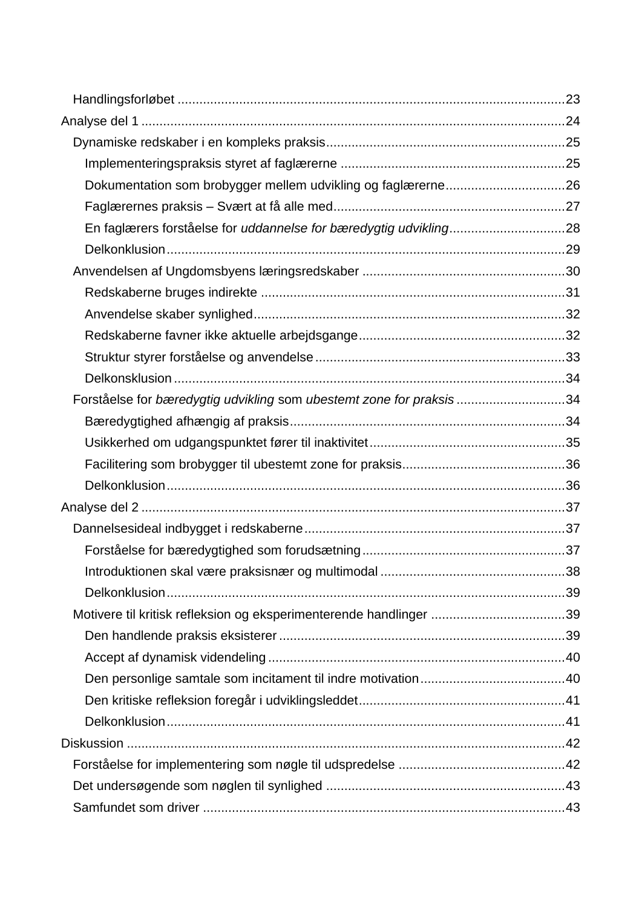- Handlingsforløbet ........ 23
- Analyse del 1 ........ 24
  - Dynamiske redskaber i en kompleks praksis ........ 25
    - Implementeringspraksis styret af faglærerne ........ 25
    - Dokumentation som brobygger mellem udvikling og faglærerne ........ 26
    - Faglærernes praksis – Svært at få alle med ........ 27
    - En faglærers forståelse for *uddannelse for bæredygtig udvikling* ........ 28
    - Delkonklusion ........ 29
  - Anvendelsen af Ungdomsbyens læringsredskaber ........ 30
    - Redskaberne bruges indirekte ........ 31
    - Anvendelse skaber synlighed ........ 32
    - Redskaberne favner ikke aktuelle arbejdsgange ........ 32
    - Struktur styrer forståelse og anvendelse ........ 33
    - Delkonsklusion ........ 34
  - Forståelse for *bæredygtig udvikling* som *ubestemt zone for praksis* ........ 34
    - Bæredygtighed afhængig af praksis ........ 34
    - Usikkerhed om udgangspunktet fører til inaktivitet ........ 35
    - Facilitering som brobygger til ubestemt zone for praksis ........ 36
    - Delkonklusion ........ 36
- Analyse del 2 ........ 37
  - Dannelsesideal indbygget i redskaberne ........ 37
    - Forståelse for bæredygtighed som forudsætning ........ 37
    - Introduktionen skal være praksisnær og multimodal ........ 38
    - Delkonklusion ........ 39
  - Motivere til kritisk refleksion og eksperimenterende handlinger ........ 39
    - Den handlende praksis eksisterer ........ 39
    - Accept af dynamisk videndeling ........ 40
    - Den personlige samtale som incitament til indre motivation ........ 40
    - Den kritiske refleksion foregår i udviklingsleddet ........ 41
    - Delkonklusion ........ 41
- Diskussion ........ 42
  - Forståelse for implementering som nøgle til udspredelse ........ 42
  - Det undersøgende som nøglen til synlighed ........ 43
  - Samfundet som driver ........ 43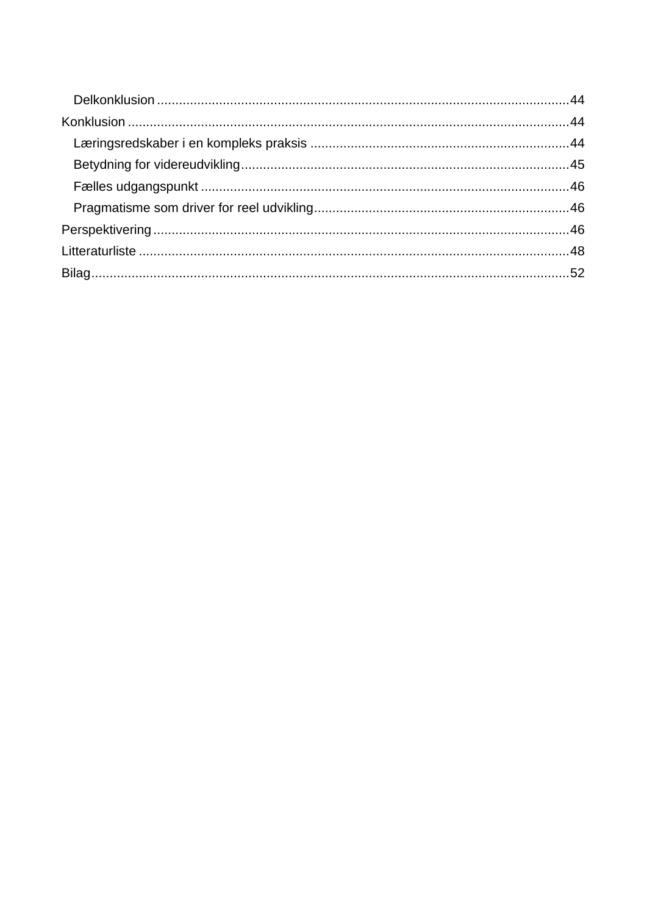Delkonklusion ......................................................................................................... 44

Konklusion ............................................................................................................... 44

Læringsredskaber i en kompleks praksis ................................................................ 44

Betydning for videreudvikling .................................................................................. 45

Fælles udgangspunkt .............................................................................................. 46

Pragmatisme som driver for reel udvikling ............................................................... 46

Perspektivering ........................................................................................................ 46

Litteraturliste ........................................................................................................... 48

Bilag ......................................................................................................................... 52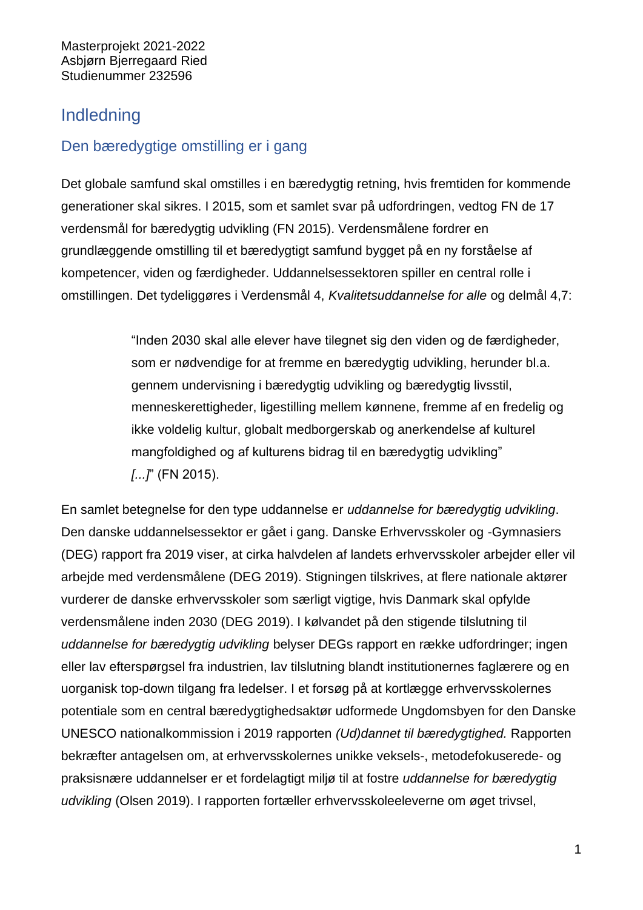Masterprojekt 2021-2022
Asbjørn Bjerregaard Ried
Studienummer 232596

# Indledning

## Den bæredygtige omstilling er i gang

Det globale samfund skal omstilles i en bæredygtig retning, hvis fremtiden for kommende generationer skal sikres. I 2015, som et samlet svar på udfordringen, vedtog FN de 17 verdensmål for bæredygtig udvikling (FN 2015). Verdensmålene fordrer en grundlæggende omstilling til et bæredygtigt samfund bygget på en ny forståelse af kompetencer, viden og færdigheder. Uddannelsessektoren spiller en central rolle i omstillingen. Det tydeliggøres i Verdensmål 4, *Kvalitetsuddannelse for alle* og delmål 4,7:

> "Inden 2030 skal alle elever have tilegnet sig den viden og de færdigheder, som er nødvendige for at fremme en bæredygtig udvikling, herunder bl.a. gennem undervisning i bæredygtig udvikling og bæredygtig livsstil, menneskerettigheder, ligestilling mellem kønnene, fremme af en fredelig og ikke voldelig kultur, globalt medborgerskab og anerkendelse af kulturel mangfoldighed og af kulturens bidrag til en bæredygtig udvikling" *[...]*" (FN 2015).

En samlet betegnelse for den type uddannelse er *uddannelse for bæredygtig udvikling*. Den danske uddannelsessektor er gået i gang. Danske Erhvervsskoler og -Gymnasiers (DEG) rapport fra 2019 viser, at cirka halvdelen af landets erhvervsskoler arbejder eller vil arbejde med verdensmålene (DEG 2019). Stigningen tilskrives, at flere nationale aktører vurderer de danske erhvervsskoler som særligt vigtige, hvis Danmark skal opfylde verdensmålene inden 2030 (DEG 2019). I kølvandet på den stigende tilslutning til *uddannelse for bæredygtig udvikling* belyser DEGs rapport en række udfordringer; ingen eller lav efterspørgsel fra industrien, lav tilslutning blandt institutionernes faglærere og en uorganisk top-down tilgang fra ledelser. I et forsøg på at kortlægge erhvervsskolernes potentiale som en central bæredygtighedsaktør udformede Ungdomsbyen for den Danske UNESCO nationalkommission i 2019 rapporten *(Ud)dannet til bæredygtighed.* Rapporten bekræfter antagelsen om, at erhvervsskolernes unikke veksels-, metodefokuserede- og praksisnære uddannelser er et fordelagtigt miljø til at fostre *uddannelse for bæredygtig udvikling* (Olsen 2019). I rapporten fortæller erhvervsskoleeleverne om øget trivsel,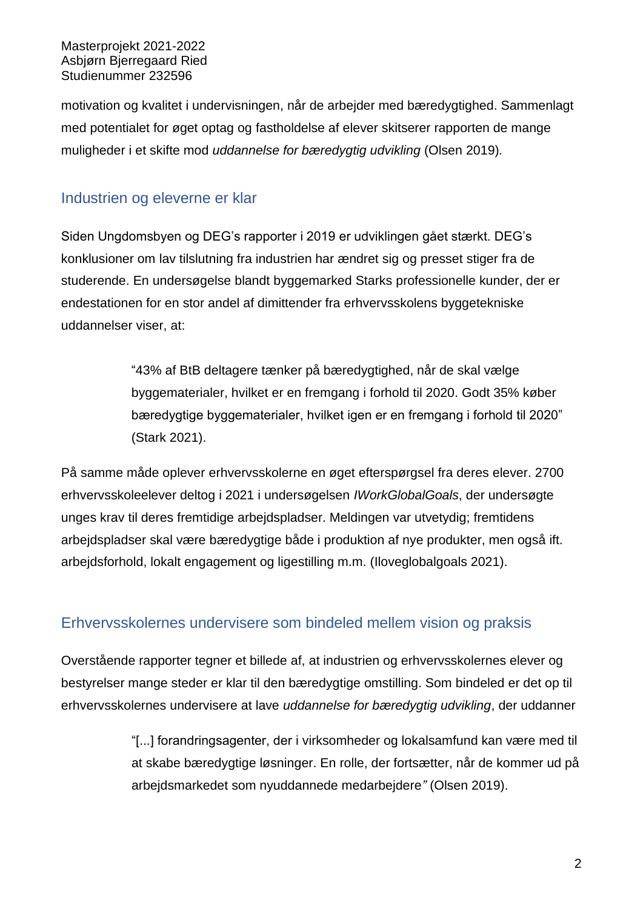motivation og kvalitet i undervisningen, når de arbejder med bæredygtighed. Sammenlagt med potentialet for øget optag og fastholdelse af elever skitserer rapporten de mange muligheder i et skifte mod *uddannelse for bæredygtig udvikling* (Olsen 2019).

## Industrien og eleverne er klar

Siden Ungdomsbyen og DEG's rapporter i 2019 er udviklingen gået stærkt. DEG's konklusioner om lav tilslutning fra industrien har ændret sig og presset stiger fra de studerende. En undersøgelse blandt byggemarked Starks professionelle kunder, der er endestationen for en stor andel af dimittender fra erhvervsskolens byggetekniske uddannelser viser, at:

> "43% af BtB deltagere tænker på bæredygtighed, når de skal vælge byggematerialer, hvilket er en fremgang i forhold til 2020. Godt 35% køber bæredygtige byggematerialer, hvilket igen er en fremgang i forhold til 2020" (Stark 2021).

På samme måde oplever erhvervsskolerne en øget efterspørgsel fra deres elever. 2700 erhvervsskoleelever deltog i 2021 i undersøgelsen *IWorkGlobalGoals*, der undersøgte unges krav til deres fremtidige arbejdspladser. Meldingen var utvetydig; fremtidens arbejdspladser skal være bæredygtige både i produktion af nye produkter, men også ift. arbejdsforhold, lokalt engagement og ligestilling m.m. (Iloveglobalgoals 2021).

## Erhvervsskolernes undervisere som bindeled mellem vision og praksis

Overstående rapporter tegner et billede af, at industrien og erhvervsskolernes elever og bestyrelser mange steder er klar til den bæredygtige omstilling. Som bindeled er det op til erhvervsskolernes undervisere at lave *uddannelse for bæredygtig udvikling*, der uddanner

> "[...] forandringsagenter, der i virksomheder og lokalsamfund kan være med til at skabe bæredygtige løsninger. En rolle, der fortsætter, når de kommer ud på arbejdsmarkedet som nyuddannede medarbejdere*"* (Olsen 2019).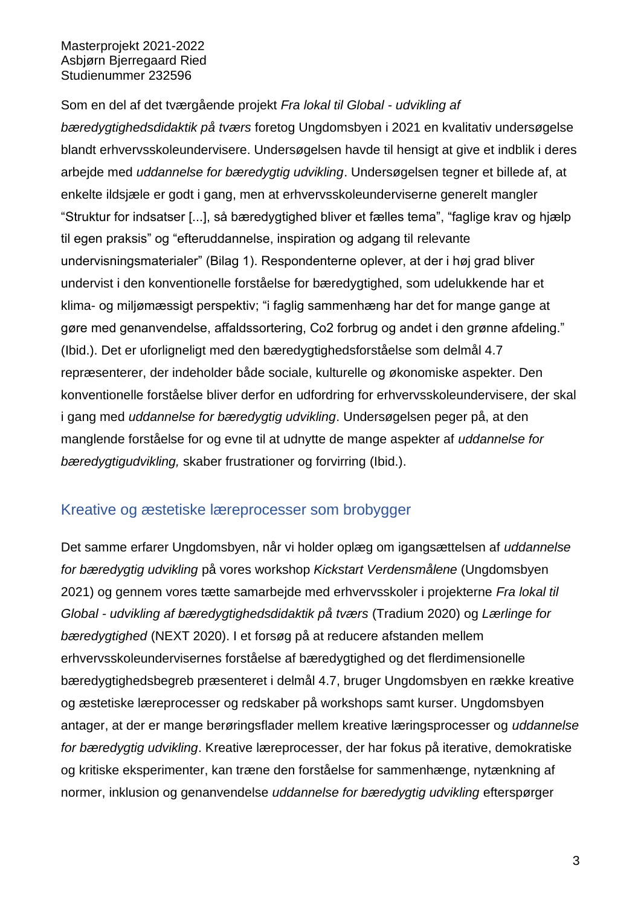Som en del af det tværgående projekt *Fra lokal til Global - udvikling af bæredygtighedsdidaktik på tværs* foretog Ungdomsbyen i 2021 en kvalitativ undersøgelse blandt erhvervsskoleundervisere. Undersøgelsen havde til hensigt at give et indblik i deres arbejde med *uddannelse for bæredygtig udvikling*. Undersøgelsen tegner et billede af, at enkelte ildsjæle er godt i gang, men at erhvervsskoleunderviserne generelt mangler “Struktur for indsatser [...], så bæredygtighed bliver et fælles tema”, “faglige krav og hjælp til egen praksis” og “efteruddannelse, inspiration og adgang til relevante undervisningsmaterialer” (Bilag 1). Respondenterne oplever, at der i høj grad bliver undervist i den konventionelle forståelse for bæredygtighed, som udelukkende har et klima- og miljømæssigt perspektiv; “i faglig sammenhæng har det for mange gange at gøre med genanvendelse, affaldssortering, Co2 forbrug og andet i den grønne afdeling.” (Ibid.). Det er uforligneligt med den bæredygtighedsforståelse som delmål 4.7 repræsenterer, der indeholder både sociale, kulturelle og økonomiske aspekter. Den konventionelle forståelse bliver derfor en udfordring for erhvervsskoleundervisere, der skal i gang med *uddannelse for bæredygtig udvikling*. Undersøgelsen peger på, at den manglende forståelse for og evne til at udnytte de mange aspekter af *uddannelse for bæredygtigudvikling,* skaber frustrationer og forvirring (Ibid.).

## Kreative og æstetiske læreprocesser som brobygger

Det samme erfarer Ungdomsbyen, når vi holder oplæg om igangsættelsen af *uddannelse for bæredygtig udvikling* på vores workshop *Kickstart Verdensmålene* (Ungdomsbyen 2021) og gennem vores tætte samarbejde med erhvervsskoler i projekterne *Fra lokal til Global - udvikling af bæredygtighedsdidaktik på tværs* (Tradium 2020) og *Lærlinge for bæredygtighed* (NEXT 2020). I et forsøg på at reducere afstanden mellem erhvervsskoleundervisernes forståelse af bæredygtighed og det flerdimensionelle bæredygtighedsbegreb præsenteret i delmål 4.7, bruger Ungdomsbyen en række kreative og æstetiske læreprocesser og redskaber på workshops samt kurser. Ungdomsbyen antager, at der er mange berøringsflader mellem kreative læringsprocesser og *uddannelse for bæredygtig udvikling*. Kreative læreprocesser, der har fokus på iterative, demokratiske og kritiske eksperimenter, kan træne den forståelse for sammenhænge, nytænkning af normer, inklusion og genanvendelse *uddannelse for bæredygtig udvikling* efterspørger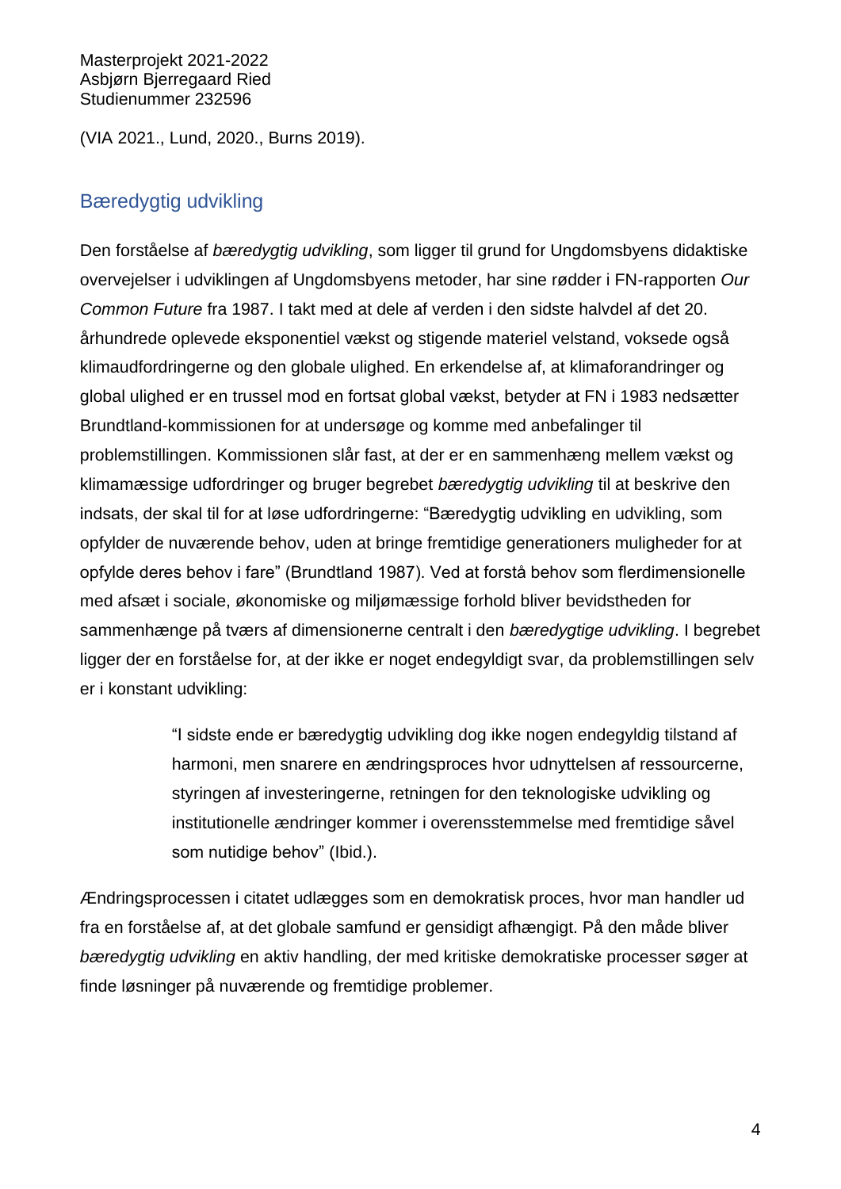(VIA 2021., Lund, 2020., Burns 2019).

## Bæredygtig udvikling

Den forståelse af *bæredygtig udvikling*, som ligger til grund for Ungdomsbyens didaktiske overvejelser i udviklingen af Ungdomsbyens metoder, har sine rødder i FN-rapporten *Our Common Future* fra 1987. I takt med at dele af verden i den sidste halvdel af det 20. århundrede oplevede eksponentiel vækst og stigende materiel velstand, voksede også klimaudfordringerne og den globale ulighed. En erkendelse af, at klimaforandringer og global ulighed er en trussel mod en fortsat global vækst, betyder at FN i 1983 nedsætter Brundtland-kommissionen for at undersøge og komme med anbefalinger til problemstillingen. Kommissionen slår fast, at der er en sammenhæng mellem vækst og klimamæssige udfordringer og bruger begrebet *bæredygtig udvikling* til at beskrive den indsats, der skal til for at løse udfordringerne: "Bæredygtig udvikling en udvikling, som opfylder de nuværende behov, uden at bringe fremtidige generationers muligheder for at opfylde deres behov i fare" (Brundtland 1987). Ved at forstå behov som flerdimensionelle med afsæt i sociale, økonomiske og miljømæssige forhold bliver bevidstheden for sammenhænge på tværs af dimensionerne centralt i den *bæredygtige udvikling*. I begrebet ligger der en forståelse for, at der ikke er noget endegyldigt svar, da problemstillingen selv er i konstant udvikling:

> "I sidste ende er bæredygtig udvikling dog ikke nogen endegyldig tilstand af harmoni, men snarere en ændringsproces hvor udnyttelsen af ressourcerne, styringen af investeringerne, retningen for den teknologiske udvikling og institutionelle ændringer kommer i overensstemmelse med fremtidige såvel som nutidige behov" (Ibid.).

Ændringsprocessen i citatet udlægges som en demokratisk proces, hvor man handler ud fra en forståelse af, at det globale samfund er gensidigt afhængigt. På den måde bliver *bæredygtig udvikling* en aktiv handling, der med kritiske demokratiske processer søger at finde løsninger på nuværende og fremtidige problemer.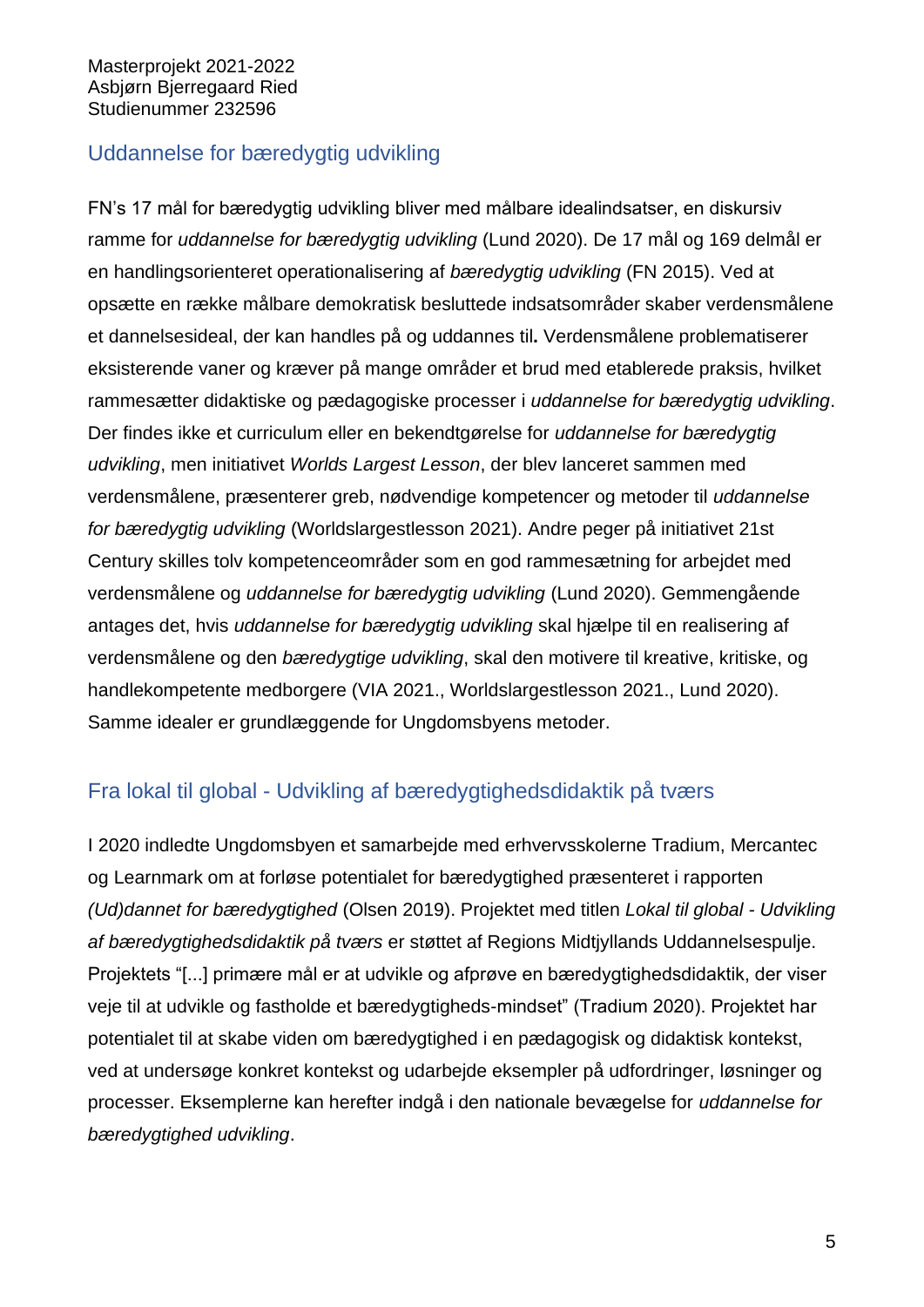## Uddannelse for bæredygtig udvikling

FN's 17 mål for bæredygtig udvikling bliver med målbare idealindsatser, en diskursiv ramme for *uddannelse for bæredygtig udvikling* (Lund 2020). De 17 mål og 169 delmål er en handlingsorienteret operationalisering af *bæredygtig udvikling* (FN 2015). Ved at opsætte en række målbare demokratisk besluttede indsatsområder skaber verdensmålene et dannelsesideal, der kan handles på og uddannes til**.** Verdensmålene problematiserer eksisterende vaner og kræver på mange områder et brud med etablerede praksis, hvilket rammesætter didaktiske og pædagogiske processer i *uddannelse for bæredygtig udvikling*. Der findes ikke et curriculum eller en bekendtgørelse for *uddannelse for bæredygtig udvikling*, men initiativet *Worlds Largest Lesson*, der blev lanceret sammen med verdensmålene, præsenterer greb, nødvendige kompetencer og metoder til *uddannelse for bæredygtig udvikling* (Worldslargestlesson 2021). Andre peger på initiativet 21st Century skilles tolv kompetenceområder som en god rammesætning for arbejdet med verdensmålene og *uddannelse for bæredygtig udvikling* (Lund 2020). Gemmengående antages det, hvis *uddannelse for bæredygtig udvikling* skal hjælpe til en realisering af verdensmålene og den *bæredygtige udvikling*, skal den motivere til kreative, kritiske, og handlekompetente medborgere (VIA 2021., Worldslargestlesson 2021., Lund 2020). Samme idealer er grundlæggende for Ungdomsbyens metoder.

## Fra lokal til global - Udvikling af bæredygtighedsdidaktik på tværs

I 2020 indledte Ungdomsbyen et samarbejde med erhvervsskolerne Tradium, Mercantec og Learnmark om at forløse potentialet for bæredygtighed præsenteret i rapporten *(Ud)dannet for bæredygtighed* (Olsen 2019). Projektet med titlen *Lokal til global - Udvikling af bæredygtighedsdidaktik på tværs* er støttet af Regions Midtjyllands Uddannelsespulje. Projektets "[...] primære mål er at udvikle og afprøve en bæredygtighedsdidaktik, der viser veje til at udvikle og fastholde et bæredygtigheds-mindset" (Tradium 2020). Projektet har potentialet til at skabe viden om bæredygtighed i en pædagogisk og didaktisk kontekst, ved at undersøge konkret kontekst og udarbejde eksempler på udfordringer, løsninger og processer. Eksemplerne kan herefter indgå i den nationale bevægelse for *uddannelse for bæredygtighed udvikling*.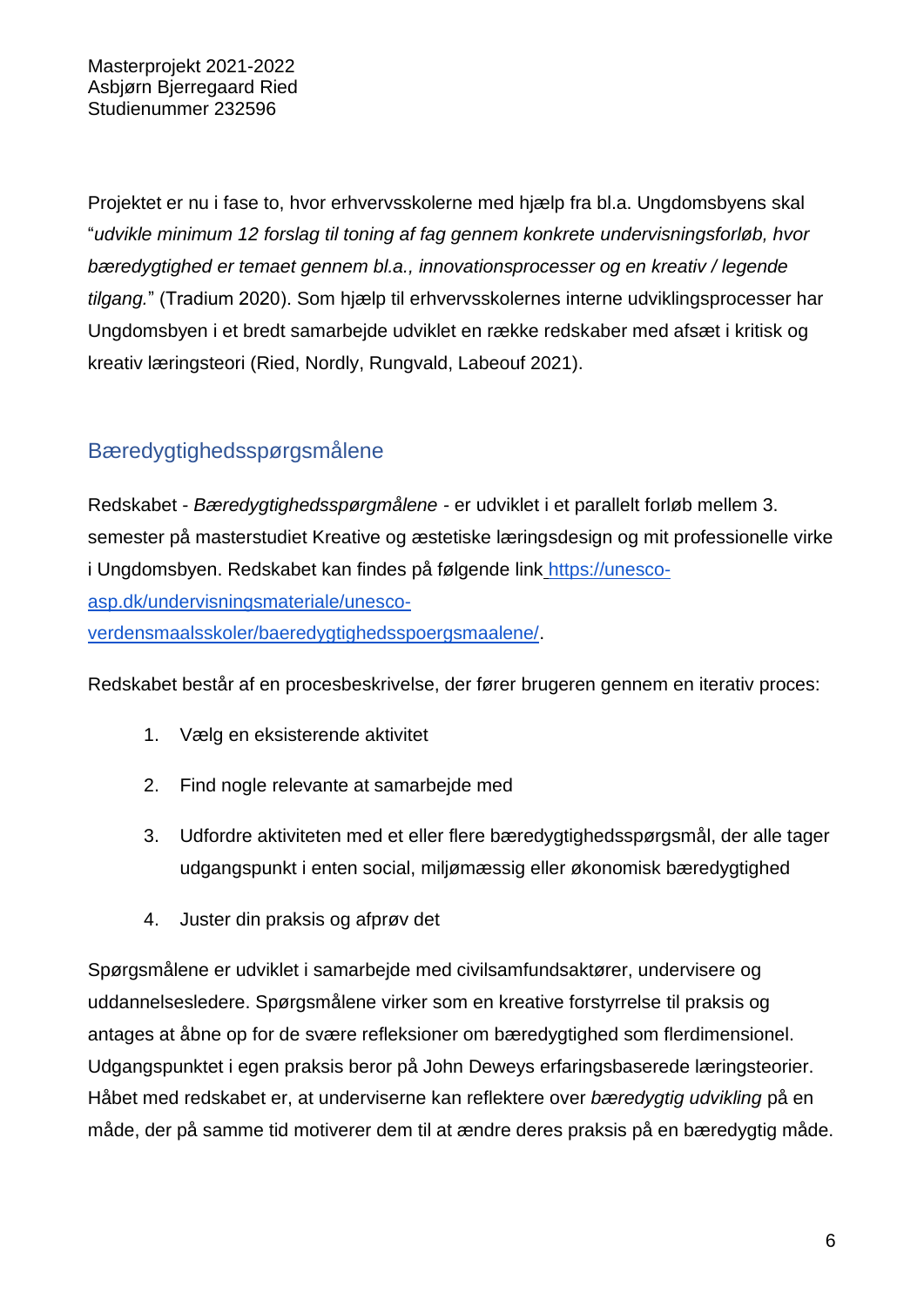Projektet er nu i fase to, hvor erhvervsskolerne med hjælp fra bl.a. Ungdomsbyens skal "*udvikle minimum 12 forslag til toning af fag gennem konkrete undervisningsforløb, hvor bæredygtighed er temaet gennem bl.a., innovationsprocesser og en kreativ / legende tilgang.*" (Tradium 2020). Som hjælp til erhvervsskolernes interne udviklingsprocesser har Ungdomsbyen i et bredt samarbejde udviklet en række redskaber med afsæt i kritisk og kreativ læringsteori (Ried, Nordly, Rungvald, Labeouf 2021).

## Bæredygtighedsspørgsmålene

Redskabet - *Bæredygtighedsspørgmålene* - er udviklet i et parallelt forløb mellem 3. semester på masterstudiet Kreative og æstetiske læringsdesign og mit professionelle virke i Ungdomsbyen. Redskabet kan findes på følgende link [https://unesco-asp.dk/undervisningsmateriale/unesco-verdensmaalsskoler/baeredygtighedsspoergsmaalene/](https://unesco-asp.dk/undervisningsmateriale/unesco-verdensmaalsskoler/baeredygtighedsspoergsmaalene/).

Redskabet består af en procesbeskrivelse, der fører brugeren gennem en iterativ proces:

1. Vælg en eksisterende aktivitet
2. Find nogle relevante at samarbejde med
3. Udfordre aktiviteten med et eller flere bæredygtighedsspørgsmål, der alle tager udgangspunkt i enten social, miljømæssig eller økonomisk bæredygtighed
4. Juster din praksis og afprøv det

Spørgsmålene er udviklet i samarbejde med civilsamfundsaktører, undervisere og uddannelsesledere. Spørgsmålene virker som en kreative forstyrrelse til praksis og antages at åbne op for de svære refleksioner om bæredygtighed som flerdimensionel. Udgangspunktet i egen praksis beror på John Deweys erfaringsbaserede læringsteorier. Håbet med redskabet er, at underviserne kan reflektere over *bæredygtig udvikling* på en måde, der på samme tid motiverer dem til at ændre deres praksis på en bæredygtig måde.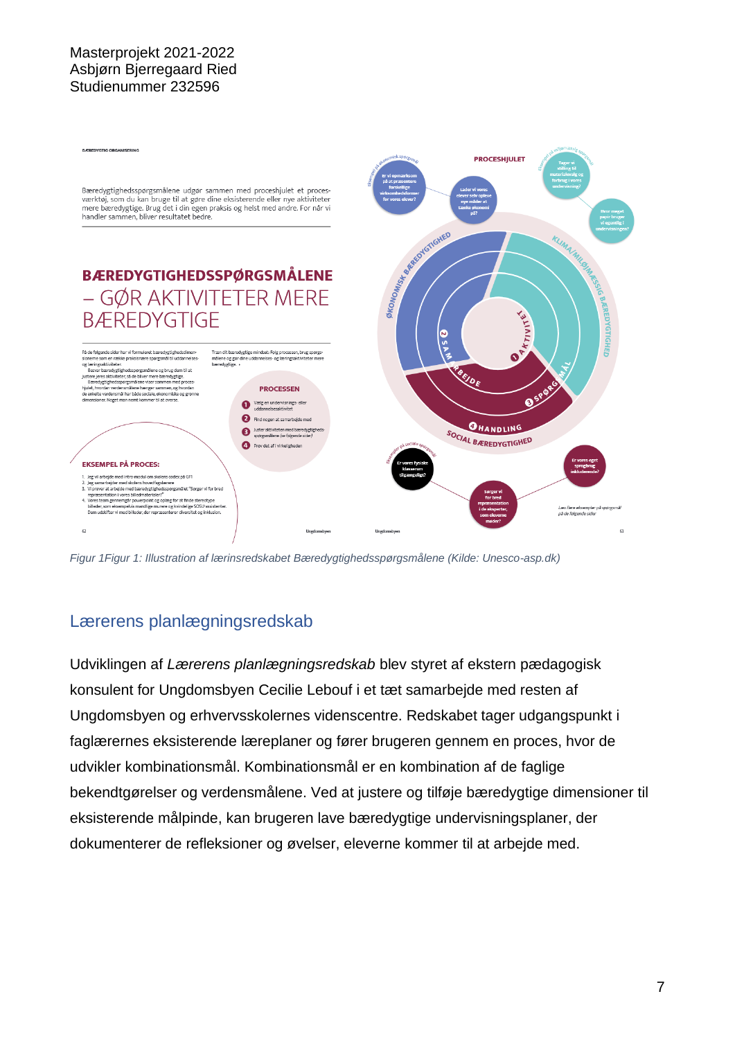Figur 1Figur 1: Illustration af lærinsredskabet Bæredygtighedsspørgsmålene (Kilde: Unesco-asp.dk)

## Lærerens planlægningsredskab

Udviklingen af *Lærerens planlægningsredskab* blev styret af ekstern pædagogisk konsulent for Ungdomsbyen Cecilie Lebouf i et tæt samarbejde med resten af Ungdomsbyen og erhvervsskolernes videnscentre. Redskabet tager udgangspunkt i faglærernes eksisterende læreplaner og fører brugeren gennem en proces, hvor de udvikler kombinationsmål. Kombinationsmål er en kombination af de faglige bekendtgørelser og verdensmålene. Ved at justere og tilføje bæredygtige dimensioner til eksisterende målpinde, kan brugeren lave bæredygtige undervisningsplaner, der dokumenterer de refleksioner og øvelser, eleverne kommer til at arbejde med.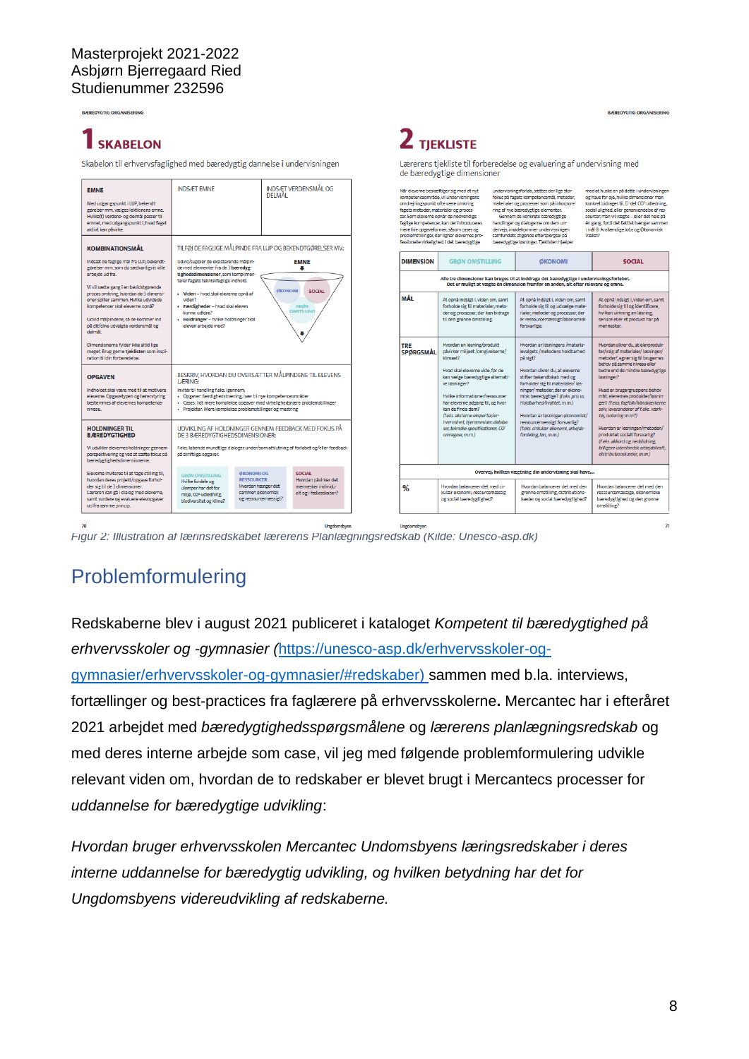Masterprojekt 2021-2022
Asbjørn Bjerregaard Ried
Studienummer 232596

Figur 2: Illustration af lærinsredskabet lærerens Planlægningsredskab (Kilde: Unesco-asp.dk)

# Problemformulering

Redskaberne blev i august 2021 publiceret i kataloget *Kompetent til bæredygtighed på erhvervsskoler og -gymnasier* (https://unesco-asp.dk/erhvervsskoler-og-gymnasier/erhvervsskoler-og-gymnasier/#redskaber) sammen med b.la. interviews, fortællinger og best-practices fra faglærere på erhvervsskolerne. Mercantec har i efteråret 2021 arbejdet med *bæredygtighedsspørgsmålene* og *lærerens planlægningsredskab* og med deres interne arbejde som case, vil jeg med følgende problemformulering udvikle relevant viden om, hvordan de to redskaber er blevet brugt i Mercantecs processer for *uddannelse for bæredygtige udvikling*:

*Hvordan bruger erhvervsskolen Mercantec Undomsbyens læringsredskaber i deres interne uddannelse for bæredygtig udvikling, og hvilken betydning har det for Ungdomsbyens videreudvikling af redskaberne.*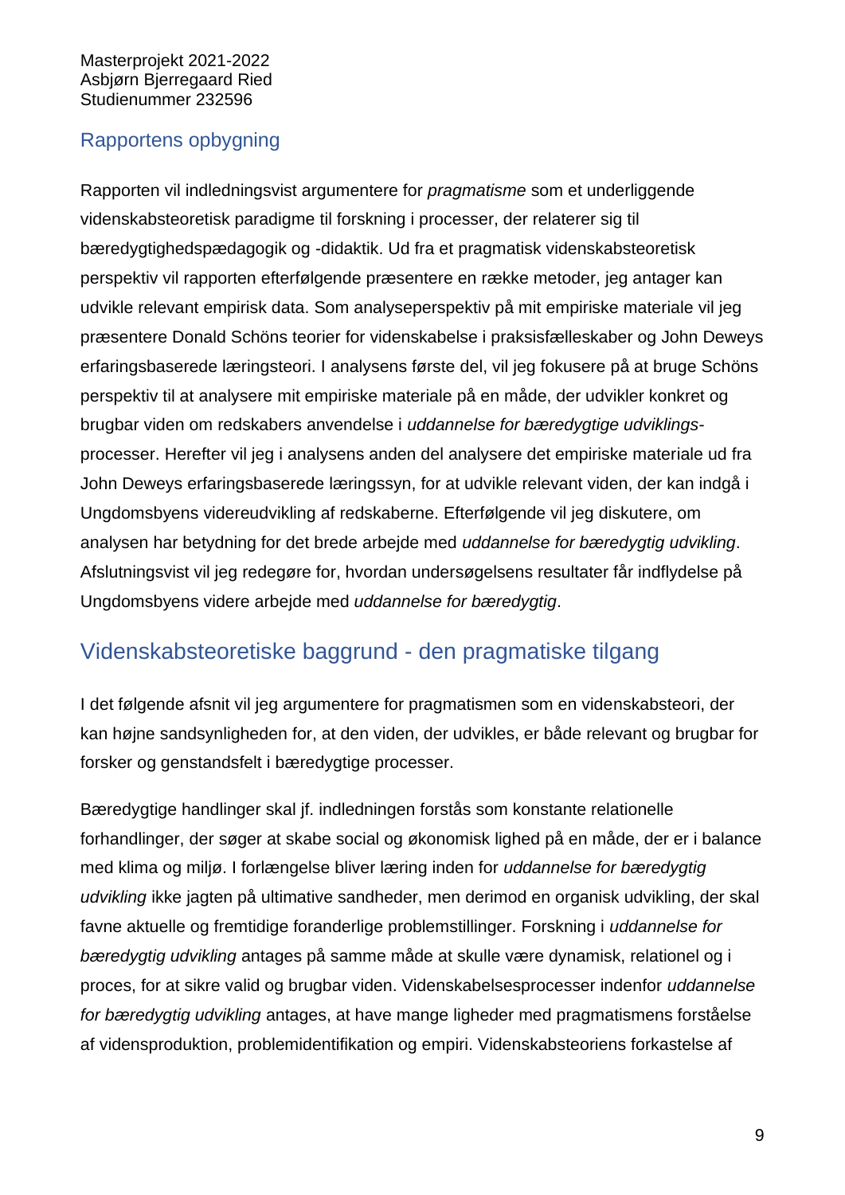## Rapportens opbygning

Rapporten vil indledningsvist argumentere for *pragmatisme* som et underliggende videnskabsteoretisk paradigme til forskning i processer, der relaterer sig til bæredygtighedspædagogik og -didaktik. Ud fra et pragmatisk videnskabsteoretisk perspektiv vil rapporten efterfølgende præsentere en række metoder, jeg antager kan udvikle relevant empirisk data. Som analyseperspektiv på mit empiriske materiale vil jeg præsentere Donald Schöns teorier for videnskabelse i praksisfælleskaber og John Deweys erfaringsbaserede læringsteori. I analysens første del, vil jeg fokusere på at bruge Schöns perspektiv til at analysere mit empiriske materiale på en måde, der udvikler konkret og brugbar viden om redskabers anvendelse i *uddannelse for bæredygtige udviklings-*processer. Herefter vil jeg i analysens anden del analysere det empiriske materiale ud fra John Deweys erfaringsbaserede læringssyn, for at udvikle relevant viden, der kan indgå i Ungdomsbyens videreudvikling af redskaberne. Efterfølgende vil jeg diskutere, om analysen har betydning for det brede arbejde med *uddannelse for bæredygtig udvikling*. Afslutningsvist vil jeg redegøre for, hvordan undersøgelsens resultater får indflydelse på Ungdomsbyens videre arbejde med *uddannelse for bæredygtig*.

# Videnskabsteoretiske baggrund - den pragmatiske tilgang

I det følgende afsnit vil jeg argumentere for pragmatismen som en videnskabsteori, der kan højne sandsynligheden for, at den viden, der udvikles, er både relevant og brugbar for forsker og genstandsfelt i bæredygtige processer.

Bæredygtige handlinger skal jf. indledningen forstås som konstante relationelle forhandlinger, der søger at skabe social og økonomisk lighed på en måde, der er i balance med klima og miljø. I forlængelse bliver læring inden for *uddannelse for bæredygtig udvikling* ikke jagten på ultimative sandheder, men derimod en organisk udvikling, der skal favne aktuelle og fremtidige foranderlige problemstillinger. Forskning i *uddannelse for bæredygtig udvikling* antages på samme måde at skulle være dynamisk, relationel og i proces, for at sikre valid og brugbar viden. Videnskabelsesprocesser indenfor *uddannelse for bæredygtig udvikling* antages, at have mange ligheder med pragmatismens forståelse af vidensproduktion, problemidentifikation og empiri. Videnskabsteoriens forkastelse af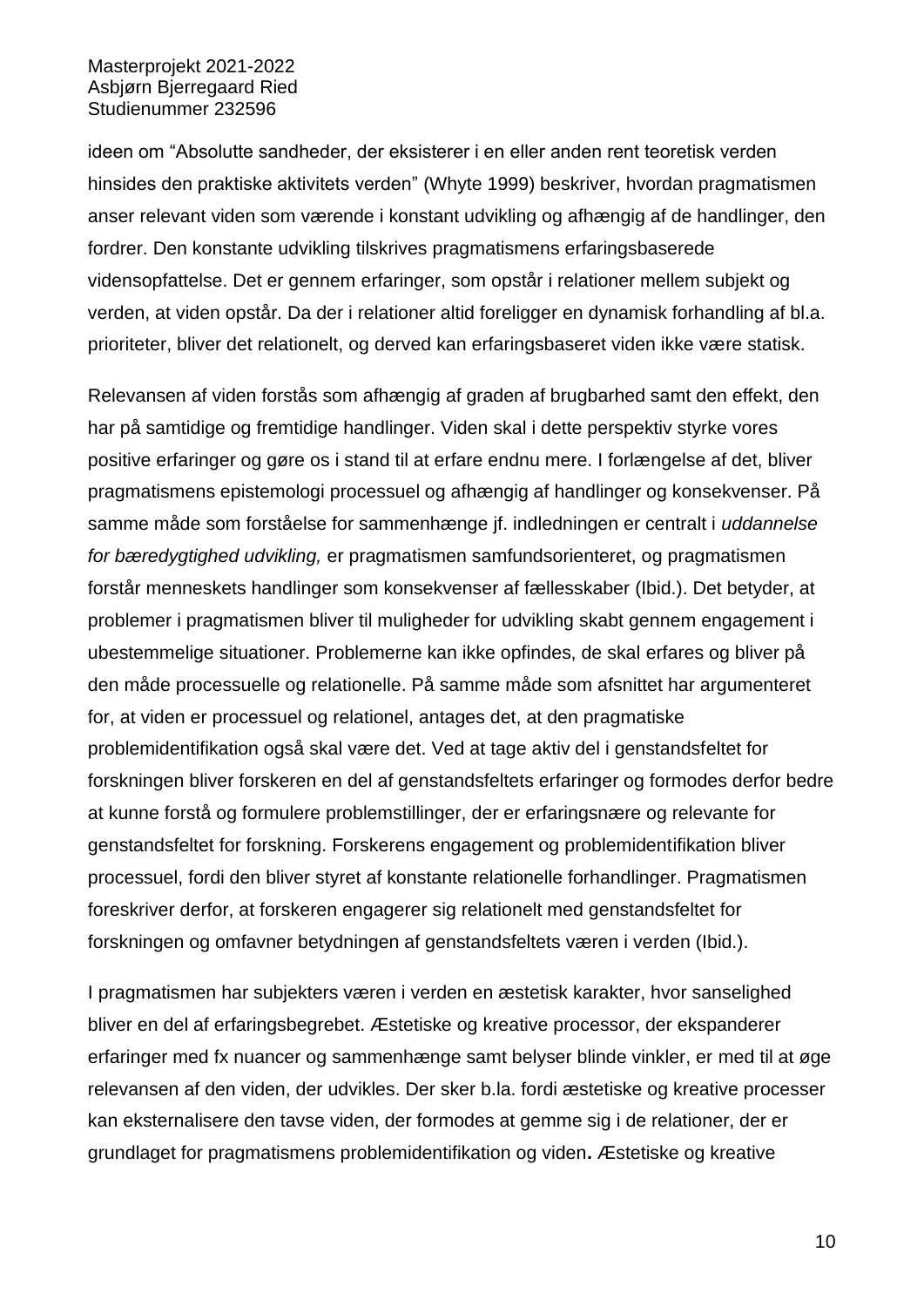ideen om "Absolutte sandheder, der eksisterer i en eller anden rent teoretisk verden hinsides den praktiske aktivitets verden" (Whyte 1999) beskriver, hvordan pragmatismen anser relevant viden som værende i konstant udvikling og afhængig af de handlinger, den fordrer. Den konstante udvikling tilskrives pragmatismens erfaringsbaserede vidensopfattelse. Det er gennem erfaringer, som opstår i relationer mellem subjekt og verden, at viden opstår. Da der i relationer altid foreligger en dynamisk forhandling af bl.a. prioriteter, bliver det relationelt, og derved kan erfaringsbaseret viden ikke være statisk.

Relevansen af viden forstås som afhængig af graden af brugbarhed samt den effekt, den har på samtidige og fremtidige handlinger. Viden skal i dette perspektiv styrke vores positive erfaringer og gøre os i stand til at erfare endnu mere. I forlængelse af det, bliver pragmatismens epistemologi processuel og afhængig af handlinger og konsekvenser. På samme måde som forståelse for sammenhænge jf. indledningen er centralt i *uddannelse for bæredygtighed udvikling,* er pragmatismen samfundsorienteret, og pragmatismen forstår menneskets handlinger som konsekvenser af fællesskaber (Ibid.). Det betyder, at problemer i pragmatismen bliver til muligheder for udvikling skabt gennem engagement i ubestemmelige situationer. Problemerne kan ikke opfindes, de skal erfares og bliver på den måde processuelle og relationelle. På samme måde som afsnittet har argumenteret for, at viden er processuel og relationel, antages det, at den pragmatiske problemidentifikation også skal være det. Ved at tage aktiv del i genstandsfeltet for forskningen bliver forskeren en del af genstandsfeltets erfaringer og formodes derfor bedre at kunne forstå og formulere problemstillinger, der er erfaringsnære og relevante for genstandsfeltet for forskning. Forskerens engagement og problemidentifikation bliver processuel, fordi den bliver styret af konstante relationelle forhandlinger. Pragmatismen foreskriver derfor, at forskeren engagerer sig relationelt med genstandsfeltet for forskningen og omfavner betydningen af genstandsfeltets væren i verden (Ibid.).

I pragmatismen har subjekters væren i verden en æstetisk karakter, hvor sanselighed bliver en del af erfaringsbegrebet. Æstetiske og kreative processor, der ekspanderer erfaringer med fx nuancer og sammenhænge samt belyser blinde vinkler, er med til at øge relevansen af den viden, der udvikles. Der sker b.la. fordi æstetiske og kreative processer kan eksternalisere den tavse viden, der formodes at gemme sig i de relationer, der er grundlaget for pragmatismens problemidentifikation og viden**.** Æstetiske og kreative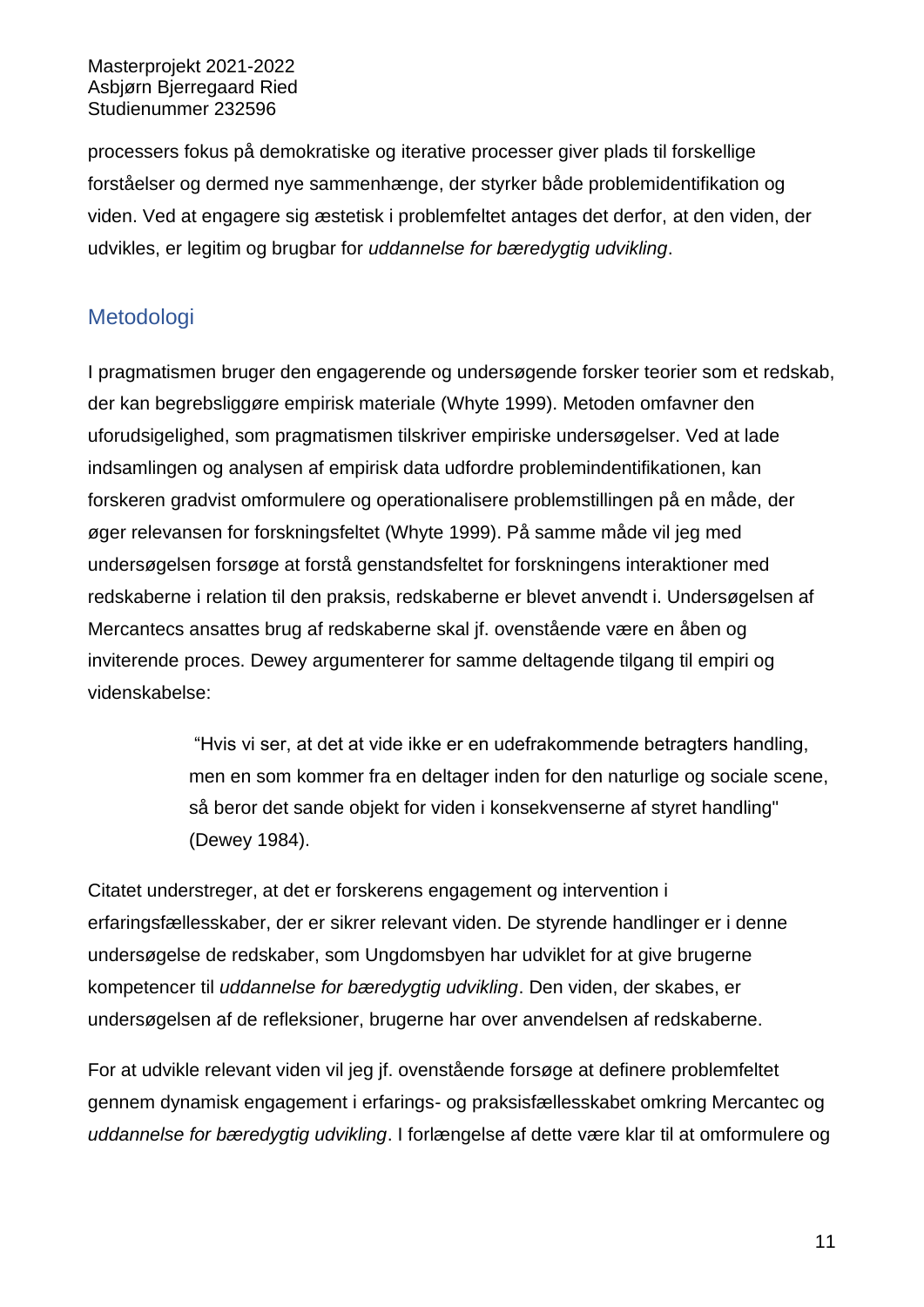processers fokus på demokratiske og iterative processer giver plads til forskellige forståelser og dermed nye sammenhænge, der styrker både problemidentifikation og viden. Ved at engagere sig æstetisk i problemfeltet antages det derfor, at den viden, der udvikles, er legitim og brugbar for *uddannelse for bæredygtig udvikling*.

## Metodologi

I pragmatismen bruger den engagerende og undersøgende forsker teorier som et redskab, der kan begrebsliggøre empirisk materiale (Whyte 1999). Metoden omfavner den uforudsigelighed, som pragmatismen tilskriver empiriske undersøgelser. Ved at lade indsamlingen og analysen af empirisk data udfordre problemindentifikationen, kan forskeren gradvist omformulere og operationalisere problemstillingen på en måde, der øger relevansen for forskningsfeltet (Whyte 1999). På samme måde vil jeg med undersøgelsen forsøge at forstå genstandsfeltet for forskningens interaktioner med redskaberne i relation til den praksis, redskaberne er blevet anvendt i. Undersøgelsen af Mercantecs ansattes brug af redskaberne skal jf. ovenstående være en åben og inviterende proces. Dewey argumenterer for samme deltagende tilgang til empiri og videnskabelse:

> "Hvis vi ser, at det at vide ikke er en udefrakommende betragters handling, men en som kommer fra en deltager inden for den naturlige og sociale scene, så beror det sande objekt for viden i konsekvenserne af styret handling" (Dewey 1984).

Citatet understreger, at det er forskerens engagement og intervention i erfaringsfællesskaber, der er sikrer relevant viden. De styrende handlinger er i denne undersøgelse de redskaber, som Ungdomsbyen har udviklet for at give brugerne kompetencer til *uddannelse for bæredygtig udvikling*. Den viden, der skabes, er undersøgelsen af de refleksioner, brugerne har over anvendelsen af redskaberne.

For at udvikle relevant viden vil jeg jf. ovenstående forsøge at definere problemfeltet gennem dynamisk engagement i erfarings- og praksisfællesskabet omkring Mercantec og *uddannelse for bæredygtig udvikling*. I forlængelse af dette være klar til at omformulere og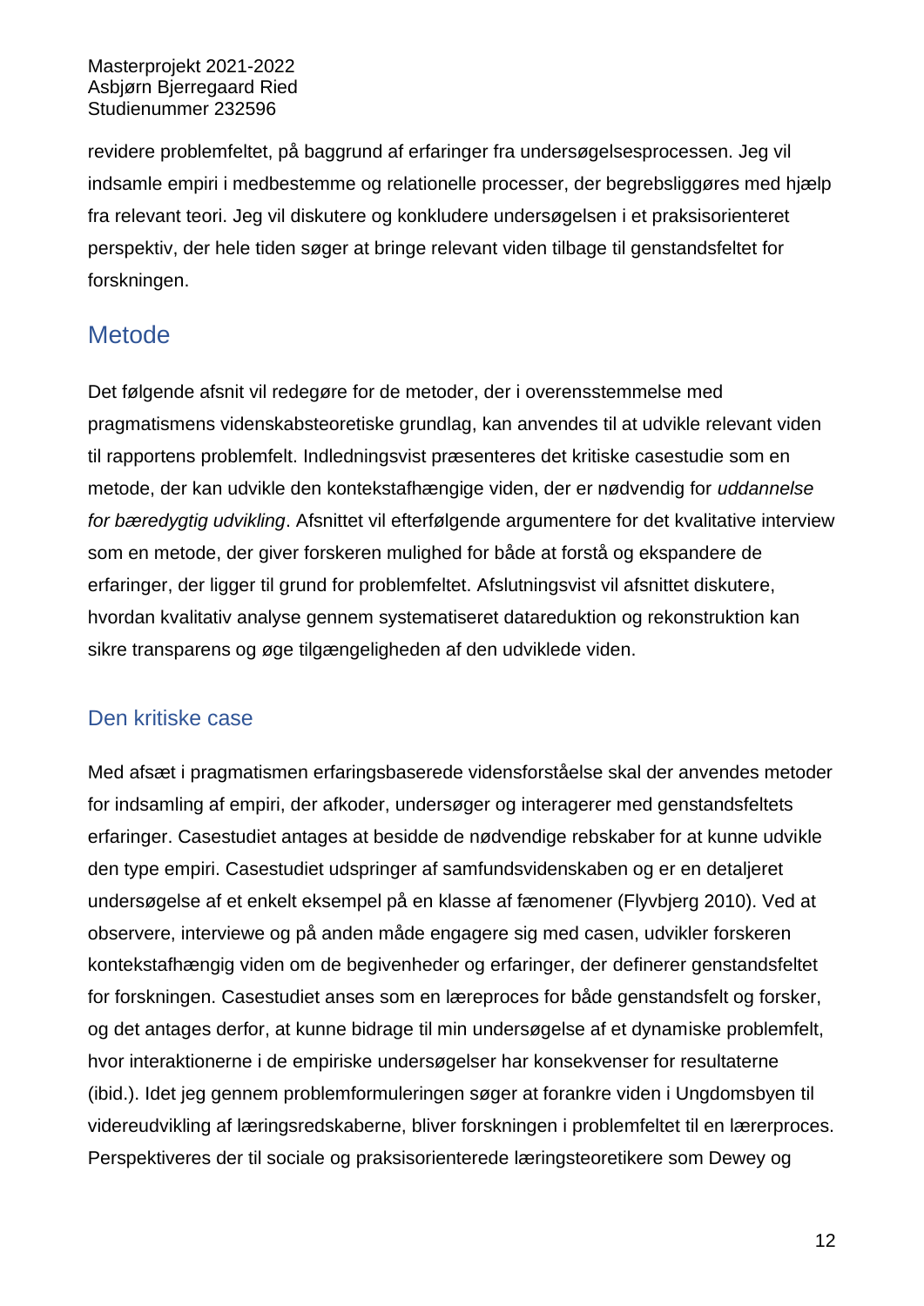revidere problemfeltet, på baggrund af erfaringer fra undersøgelsesprocessen. Jeg vil indsamle empiri i medbestemme og relationelle processer, der begrebsliggøres med hjælp fra relevant teori. Jeg vil diskutere og konkludere undersøgelsen i et praksisorienteret perspektiv, der hele tiden søger at bringe relevant viden tilbage til genstandsfeltet for forskningen.

## Metode

Det følgende afsnit vil redegøre for de metoder, der i overensstemmelse med pragmatismens videnskabsteoretiske grundlag, kan anvendes til at udvikle relevant viden til rapportens problemfelt. Indledningsvist præsenteres det kritiske casestudie som en metode, der kan udvikle den kontekstafhængige viden, der er nødvendig for *uddannelse for bæredygtig udvikling*. Afsnittet vil efterfølgende argumentere for det kvalitative interview som en metode, der giver forskeren mulighed for både at forstå og ekspandere de erfaringer, der ligger til grund for problemfeltet. Afslutningsvist vil afsnittet diskutere, hvordan kvalitativ analyse gennem systematiseret datareduktion og rekonstruktion kan sikre transparens og øge tilgængeligheden af den udviklede viden.

### Den kritiske case

Med afsæt i pragmatismen erfaringsbaserede vidensforståelse skal der anvendes metoder for indsamling af empiri, der afkoder, undersøger og interagerer med genstandsfeltets erfaringer. Casestudiet antages at besidde de nødvendige rebskaber for at kunne udvikle den type empiri. Casestudiet udspringer af samfundsvidenskaben og er en detaljeret undersøgelse af et enkelt eksempel på en klasse af fænomener (Flyvbjerg 2010). Ved at observere, interviewe og på anden måde engagere sig med casen, udvikler forskeren kontekstafhængig viden om de begivenheder og erfaringer, der definerer genstandsfeltet for forskningen. Casestudiet anses som en læreproces for både genstandsfelt og forsker, og det antages derfor, at kunne bidrage til min undersøgelse af et dynamiske problemfelt, hvor interaktionerne i de empiriske undersøgelser har konsekvenser for resultaterne (ibid.). Idet jeg gennem problemformuleringen søger at forankre viden i Ungdomsbyen til videreudvikling af læringsredskaberne, bliver forskningen i problemfeltet til en lærerproces. Perspektiveres der til sociale og praksisorienterede læringsteoretikere som Dewey og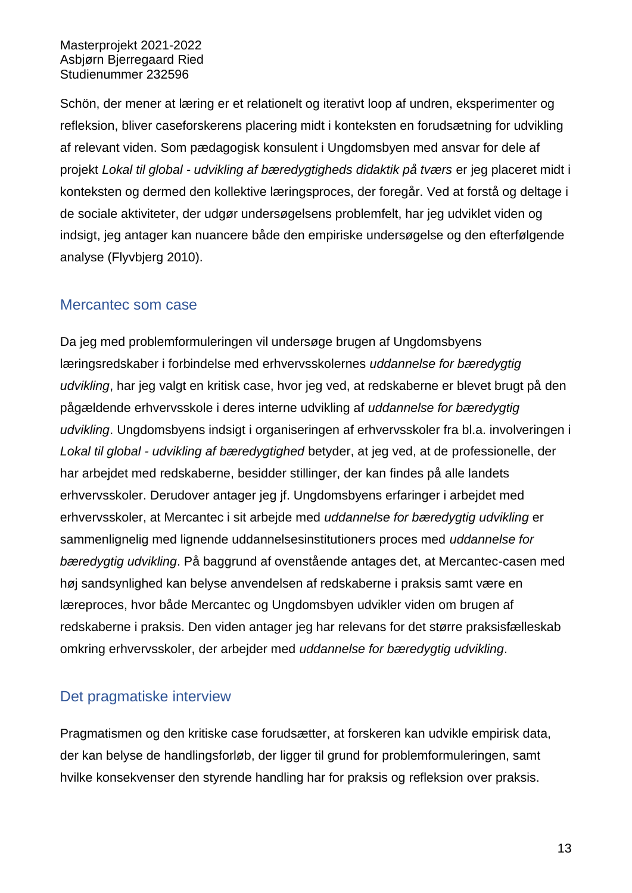Schön, der mener at læring er et relationelt og iterativt loop af undren, eksperimenter og refleksion, bliver caseforskerens placering midt i konteksten en forudsætning for udvikling af relevant viden. Som pædagogisk konsulent i Ungdomsbyen med ansvar for dele af projekt *Lokal til global - udvikling af bæredygtigheds didaktik på tværs* er jeg placeret midt i konteksten og dermed den kollektive læringsproces, der foregår. Ved at forstå og deltage i de sociale aktiviteter, der udgør undersøgelsens problemfelt, har jeg udviklet viden og indsigt, jeg antager kan nuancere både den empiriske undersøgelse og den efterfølgende analyse (Flyvbjerg 2010).

## Mercantec som case

Da jeg med problemformuleringen vil undersøge brugen af Ungdomsbyens læringsredskaber i forbindelse med erhvervsskolernes *uddannelse for bæredygtig udvikling*, har jeg valgt en kritisk case, hvor jeg ved, at redskaberne er blevet brugt på den pågældende erhvervsskole i deres interne udvikling af *uddannelse for bæredygtig udvikling*. Ungdomsbyens indsigt i organiseringen af erhvervsskoler fra bl.a. involveringen i *Lokal til global - udvikling af bæredygtighed* betyder, at jeg ved, at de professionelle, der har arbejdet med redskaberne, besidder stillinger, der kan findes på alle landets erhvervsskoler. Derudover antager jeg jf. Ungdomsbyens erfaringer i arbejdet med erhvervsskoler, at Mercantec i sit arbejde med *uddannelse for bæredygtig udvikling* er sammenlignelig med lignende uddannelsesinstitutioners proces med *uddannelse for bæredygtig udvikling*. På baggrund af ovenstående antages det, at Mercantec-casen med høj sandsynlighed kan belyse anvendelsen af redskaberne i praksis samt være en læreproces, hvor både Mercantec og Ungdomsbyen udvikler viden om brugen af redskaberne i praksis. Den viden antager jeg har relevans for det større praksisfælleskab omkring erhvervsskoler, der arbejder med *uddannelse for bæredygtig udvikling*.

## Det pragmatiske interview

Pragmatismen og den kritiske case forudsætter, at forskeren kan udvikle empirisk data, der kan belyse de handlingsforløb, der ligger til grund for problemformuleringen, samt hvilke konsekvenser den styrende handling har for praksis og refleksion over praksis.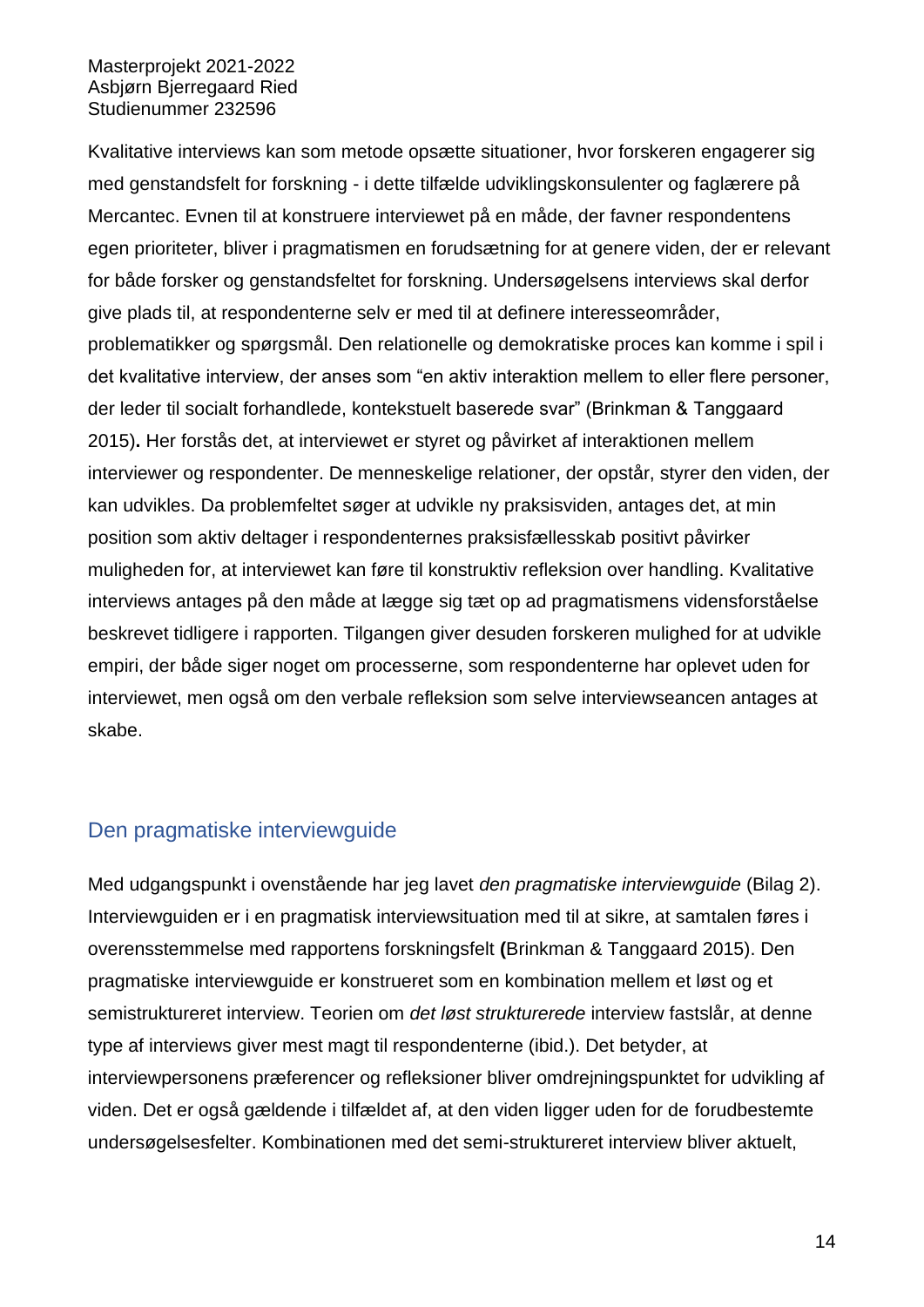Kvalitative interviews kan som metode opsætte situationer, hvor forskeren engagerer sig med genstandsfelt for forskning - i dette tilfælde udviklingskonsulenter og faglærere på Mercantec. Evnen til at konstruere interviewet på en måde, der favner respondentens egen prioriteter, bliver i pragmatismen en forudsætning for at genere viden, der er relevant for både forsker og genstandsfeltet for forskning. Undersøgelsens interviews skal derfor give plads til, at respondenterne selv er med til at definere interesseområder, problematikker og spørgsmål. Den relationelle og demokratiske proces kan komme i spil i det kvalitative interview, der anses som "en aktiv interaktion mellem to eller flere personer, der leder til socialt forhandlede, kontekstuelt baserede svar" (Brinkman & Tanggaard 2015)**.** Her forstås det, at interviewet er styret og påvirket af interaktionen mellem interviewer og respondenter. De menneskelige relationer, der opstår, styrer den viden, der kan udvikles. Da problemfeltet søger at udvikle ny praksisviden, antages det, at min position som aktiv deltager i respondenternes praksisfællesskab positivt påvirker muligheden for, at interviewet kan føre til konstruktiv refleksion over handling. Kvalitative interviews antages på den måde at lægge sig tæt op ad pragmatismens vidensforståelse beskrevet tidligere i rapporten. Tilgangen giver desuden forskeren mulighed for at udvikle empiri, der både siger noget om processerne, som respondenterne har oplevet uden for interviewet, men også om den verbale refleksion som selve interviewseancen antages at skabe.

## Den pragmatiske interviewguide

Med udgangspunkt i ovenstående har jeg lavet *den pragmatiske interviewguide* (Bilag 2). Interviewguiden er i en pragmatisk interviewsituation med til at sikre, at samtalen føres i overensstemmelse med rapportens forskningsfelt **(**Brinkman & Tanggaard 2015). Den pragmatiske interviewguide er konstrueret som en kombination mellem et løst og et semistruktureret interview. Teorien om *det løst strukturerede* interview fastslår, at denne type af interviews giver mest magt til respondenterne (ibid.). Det betyder, at interviewpersonens præferencer og refleksioner bliver omdrejningspunktet for udvikling af viden. Det er også gældende i tilfældet af, at den viden ligger uden for de forudbestemte undersøgelsesfelter. Kombinationen med det semi-struktureret interview bliver aktuelt,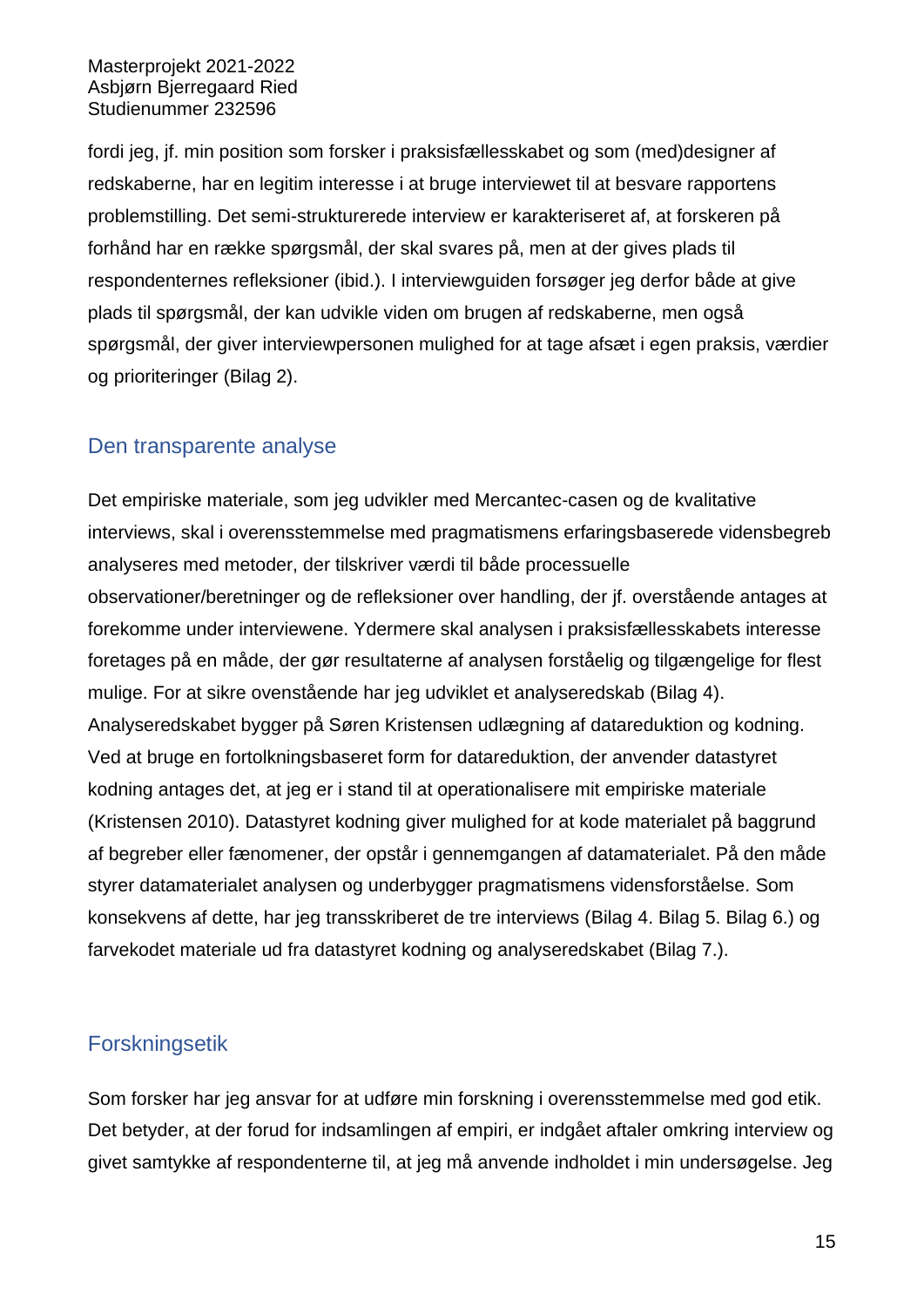fordi jeg, jf. min position som forsker i praksisfællesskabet og som (med)designer af redskaberne, har en legitim interesse i at bruge interviewet til at besvare rapportens problemstilling. Det semi-strukturerede interview er karakteriseret af, at forskeren på forhånd har en række spørgsmål, der skal svares på, men at der gives plads til respondenternes refleksioner (ibid.). I interviewguiden forsøger jeg derfor både at give plads til spørgsmål, der kan udvikle viden om brugen af redskaberne, men også spørgsmål, der giver interviewpersonen mulighed for at tage afsæt i egen praksis, værdier og prioriteringer (Bilag 2).

## Den transparente analyse

Det empiriske materiale, som jeg udvikler med Mercantec-casen og de kvalitative interviews, skal i overensstemmelse med pragmatismens erfaringsbaserede vidensbegreb analyseres med metoder, der tilskriver værdi til både processuelle observationer/beretninger og de refleksioner over handling, der jf. overstående antages at forekomme under interviewene. Ydermere skal analysen i praksisfællesskabets interesse foretages på en måde, der gør resultaterne af analysen forståelig og tilgængelige for flest mulige. For at sikre ovenstående har jeg udviklet et analyseredskab (Bilag 4). Analyseredskabet bygger på Søren Kristensen udlægning af datareduktion og kodning. Ved at bruge en fortolkningsbaseret form for datareduktion, der anvender datastyret kodning antages det, at jeg er i stand til at operationalisere mit empiriske materiale (Kristensen 2010). Datastyret kodning giver mulighed for at kode materialet på baggrund af begreber eller fænomener, der opstår i gennemgangen af datamaterialet. På den måde styrer datamaterialet analysen og underbygger pragmatismens vidensforståelse. Som konsekvens af dette, har jeg transskriberet de tre interviews (Bilag 4. Bilag 5. Bilag 6.) og farvekodet materiale ud fra datastyret kodning og analyseredskabet (Bilag 7.).

## Forskningsetik

Som forsker har jeg ansvar for at udføre min forskning i overensstemmelse med god etik. Det betyder, at der forud for indsamlingen af empiri, er indgået aftaler omkring interview og givet samtykke af respondenterne til, at jeg må anvende indholdet i min undersøgelse. Jeg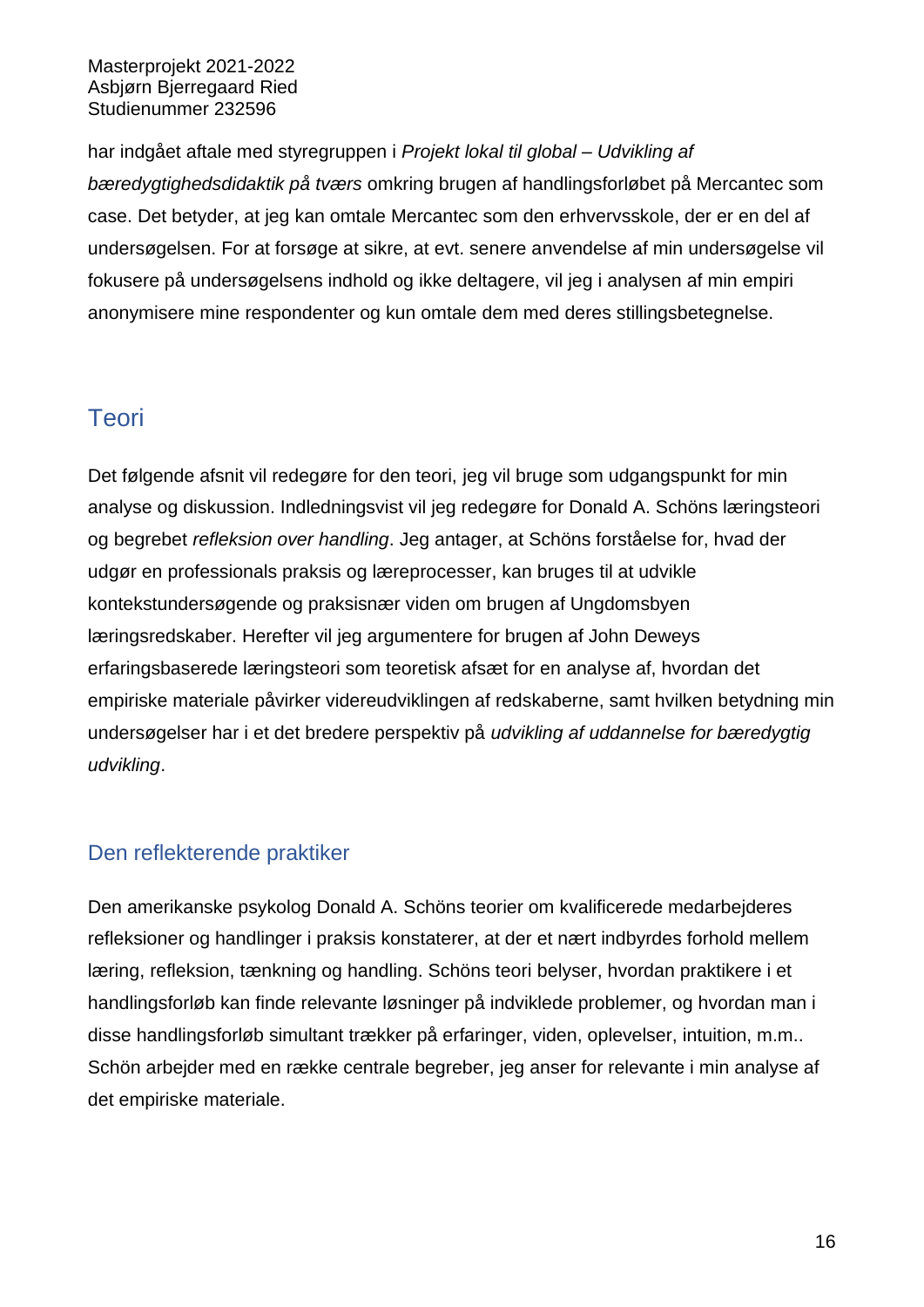har indgået aftale med styregruppen i *Projekt lokal til global – Udvikling af bæredygtighedsdidaktik på tværs* omkring brugen af handlingsforløbet på Mercantec som case. Det betyder, at jeg kan omtale Mercantec som den erhvervsskole, der er en del af undersøgelsen. For at forsøge at sikre, at evt. senere anvendelse af min undersøgelse vil fokusere på undersøgelsens indhold og ikke deltagere, vil jeg i analysen af min empiri anonymisere mine respondenter og kun omtale dem med deres stillingsbetegnelse.

# Teori

Det følgende afsnit vil redegøre for den teori, jeg vil bruge som udgangspunkt for min analyse og diskussion. Indledningsvist vil jeg redegøre for Donald A. Schöns læringsteori og begrebet *refleksion over handling*. Jeg antager, at Schöns forståelse for, hvad der udgør en professionals praksis og læreprocesser, kan bruges til at udvikle kontekstundersøgende og praksisnær viden om brugen af Ungdomsbyen læringsredskaber. Herefter vil jeg argumentere for brugen af John Deweys erfaringsbaserede læringsteori som teoretisk afsæt for en analyse af, hvordan det empiriske materiale påvirker videreudviklingen af redskaberne, samt hvilken betydning min undersøgelser har i et det bredere perspektiv på *udvikling af uddannelse for bæredygtig udvikling*.

## Den reflekterende praktiker

Den amerikanske psykolog Donald A. Schöns teorier om kvalificerede medarbejderes refleksioner og handlinger i praksis konstaterer, at der et nært indbyrdes forhold mellem læring, refleksion, tænkning og handling. Schöns teori belyser, hvordan praktikere i et handlingsforløb kan finde relevante løsninger på indviklede problemer, og hvordan man i disse handlingsforløb simultant trækker på erfaringer, viden, oplevelser, intuition, m.m.. Schön arbejder med en række centrale begreber, jeg anser for relevante i min analyse af det empiriske materiale.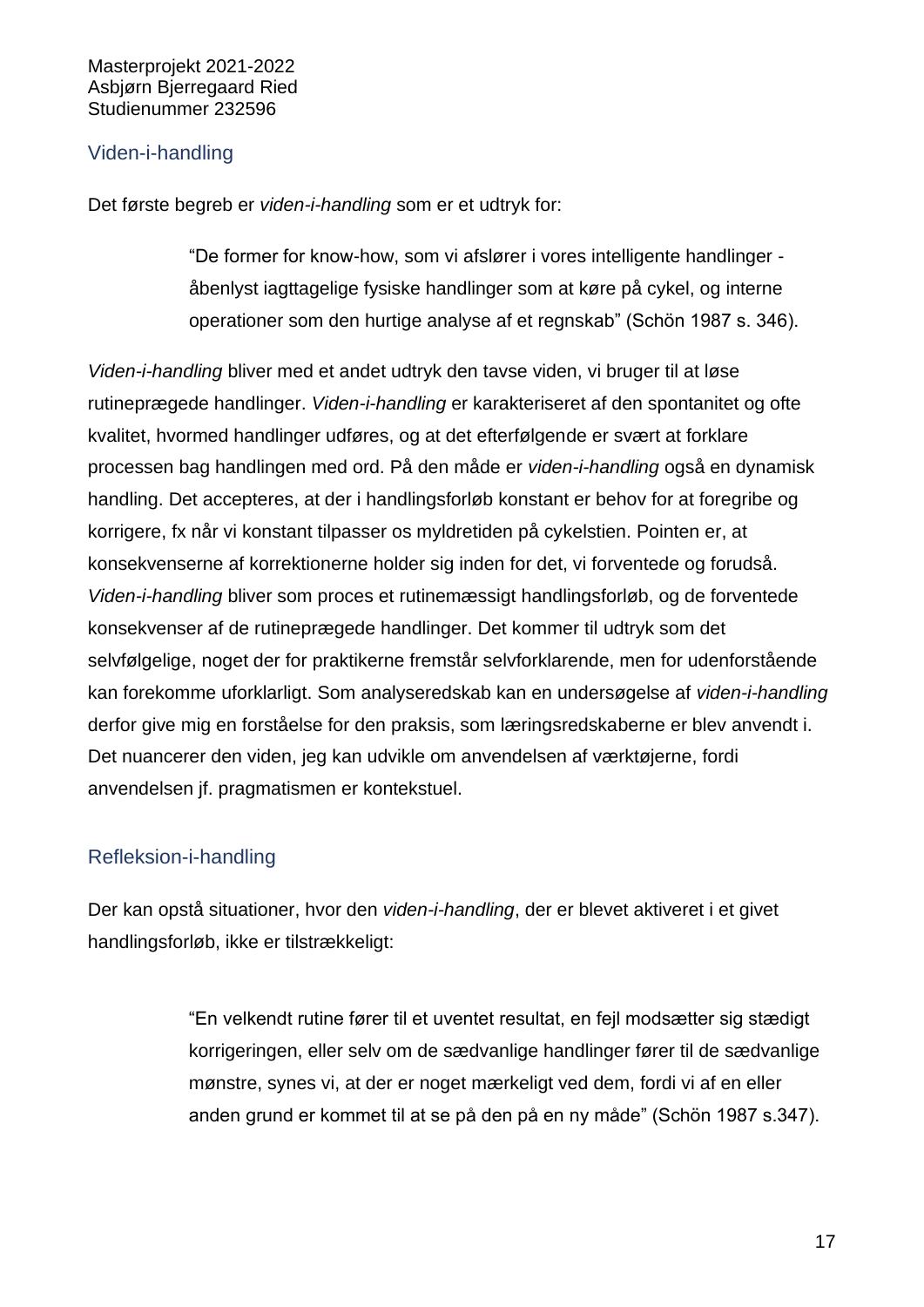## Viden-i-handling

Det første begreb er *viden-i-handling* som er et udtryk for:

> "De former for know-how, som vi afslører i vores intelligente handlinger - åbenlyst iagttagelige fysiske handlinger som at køre på cykel, og interne operationer som den hurtige analyse af et regnskab" (Schön 1987 s. 346).

*Viden-i-handling* bliver med et andet udtryk den tavse viden, vi bruger til at løse rutineprægede handlinger. *Viden-i-handling* er karakteriseret af den spontanitet og ofte kvalitet, hvormed handlinger udføres, og at det efterfølgende er svært at forklare processen bag handlingen med ord. På den måde er *viden-i-handling* også en dynamisk handling. Det accepteres, at der i handlingsforløb konstant er behov for at foregribe og korrigere, fx når vi konstant tilpasser os myldretiden på cykelstien. Pointen er, at konsekvenserne af korrektionerne holder sig inden for det, vi forventede og forudså. *Viden-i-handling* bliver som proces et rutinemæssigt handlingsforløb, og de forventede konsekvenser af de rutineprægede handlinger. Det kommer til udtryk som det selvfølgelige, noget der for praktikerne fremstår selvforklarende, men for udenforstående kan forekomme uforklarligt. Som analyseredskab kan en undersøgelse af *viden-i-handling* derfor give mig en forståelse for den praksis, som læringsredskaberne er blev anvendt i. Det nuancerer den viden, jeg kan udvikle om anvendelsen af værktøjerne, fordi anvendelsen jf. pragmatismen er kontekstuel.

## Refleksion-i-handling

Der kan opstå situationer, hvor den *viden-i-handling*, der er blevet aktiveret i et givet handlingsforløb, ikke er tilstrækkeligt:

> "En velkendt rutine fører til et uventet resultat, en fejl modsætter sig stædigt korrigeringen, eller selv om de sædvanlige handlinger fører til de sædvanlige mønstre, synes vi, at der er noget mærkeligt ved dem, fordi vi af en eller anden grund er kommet til at se på den på en ny måde" (Schön 1987 s.347).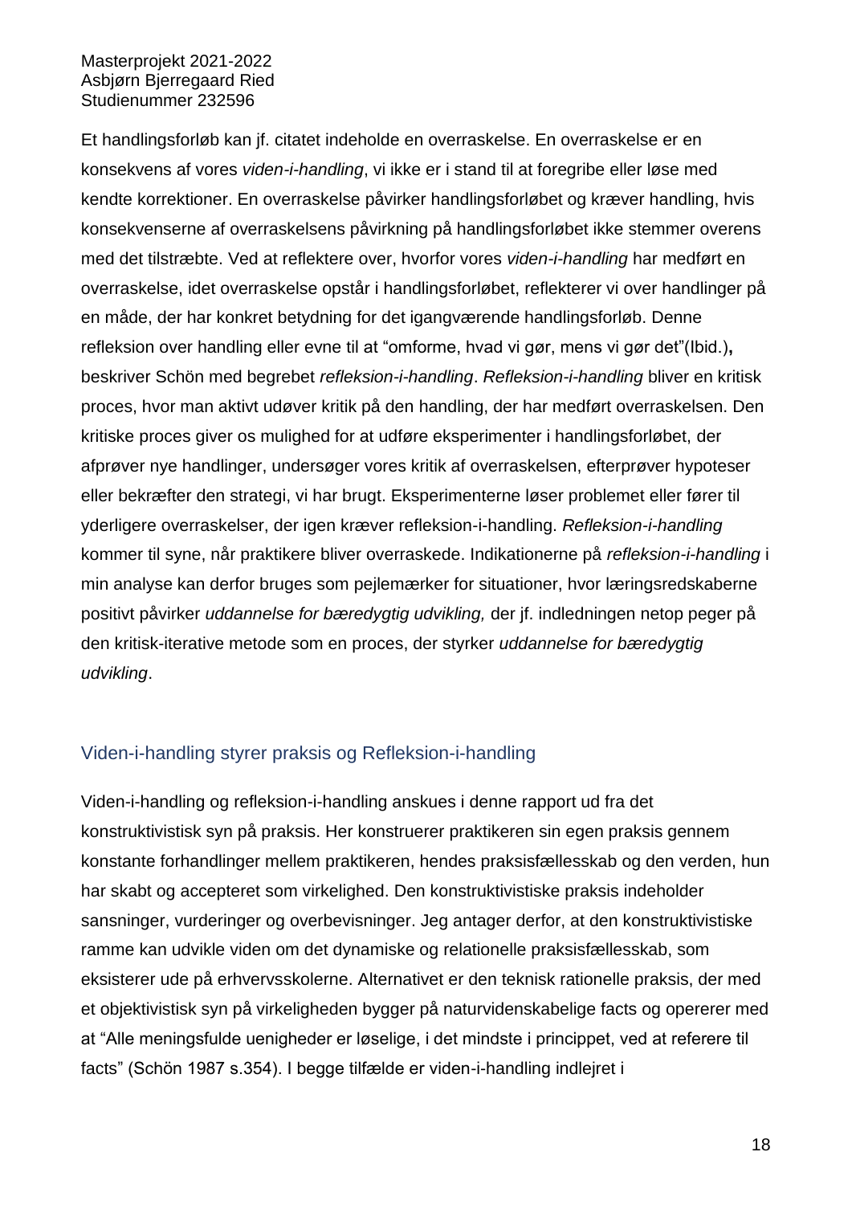Et handlingsforløb kan jf. citatet indeholde en overraskelse. En overraskelse er en konsekvens af vores *viden-i-handling*, vi ikke er i stand til at foregribe eller løse med kendte korrektioner. En overraskelse påvirker handlingsforløbet og kræver handling, hvis konsekvenserne af overraskelsens påvirkning på handlingsforløbet ikke stemmer overens med det tilstræbte. Ved at reflektere over, hvorfor vores *viden-i-handling* har medført en overraskelse, idet overraskelse opstår i handlingsforløbet, reflekterer vi over handlinger på en måde, der har konkret betydning for det igangværende handlingsforløb. Denne refleksion over handling eller evne til at "omforme, hvad vi gør, mens vi gør det"(Ibid.)**,** beskriver Schön med begrebet *refleksion-i-handling*. *Refleksion-i-handling* bliver en kritisk proces, hvor man aktivt udøver kritik på den handling, der har medført overraskelsen. Den kritiske proces giver os mulighed for at udføre eksperimenter i handlingsforløbet, der afprøver nye handlinger, undersøger vores kritik af overraskelsen, efterprøver hypoteser eller bekræfter den strategi, vi har brugt. Eksperimenterne løser problemet eller fører til yderligere overraskelser, der igen kræver refleksion-i-handling. *Refleksion-i-handling* kommer til syne, når praktikere bliver overraskede. Indikationerne på *refleksion-i-handling* i min analyse kan derfor bruges som pejlemærker for situationer, hvor læringsredskaberne positivt påvirker *uddannelse for bæredygtig udvikling,* der jf. indledningen netop peger på den kritisk-iterative metode som en proces, der styrker *uddannelse for bæredygtig udvikling*.

## Viden-i-handling styrer praksis og Refleksion-i-handling

Viden-i-handling og refleksion-i-handling anskues i denne rapport ud fra det konstruktivistisk syn på praksis. Her konstruerer praktikeren sin egen praksis gennem konstante forhandlinger mellem praktikeren, hendes praksisfællesskab og den verden, hun har skabt og accepteret som virkelighed. Den konstruktivistiske praksis indeholder sansninger, vurderinger og overbevisninger. Jeg antager derfor, at den konstruktivistiske ramme kan udvikle viden om det dynamiske og relationelle praksisfællesskab, som eksisterer ude på erhvervsskolerne. Alternativet er den teknisk rationelle praksis, der med et objektivistisk syn på virkeligheden bygger på naturvidenskabelige facts og opererer med at "Alle meningsfulde uenigheder er løselige, i det mindste i princippet, ved at referere til facts" (Schön 1987 s.354). I begge tilfælde er viden-i-handling indlejret i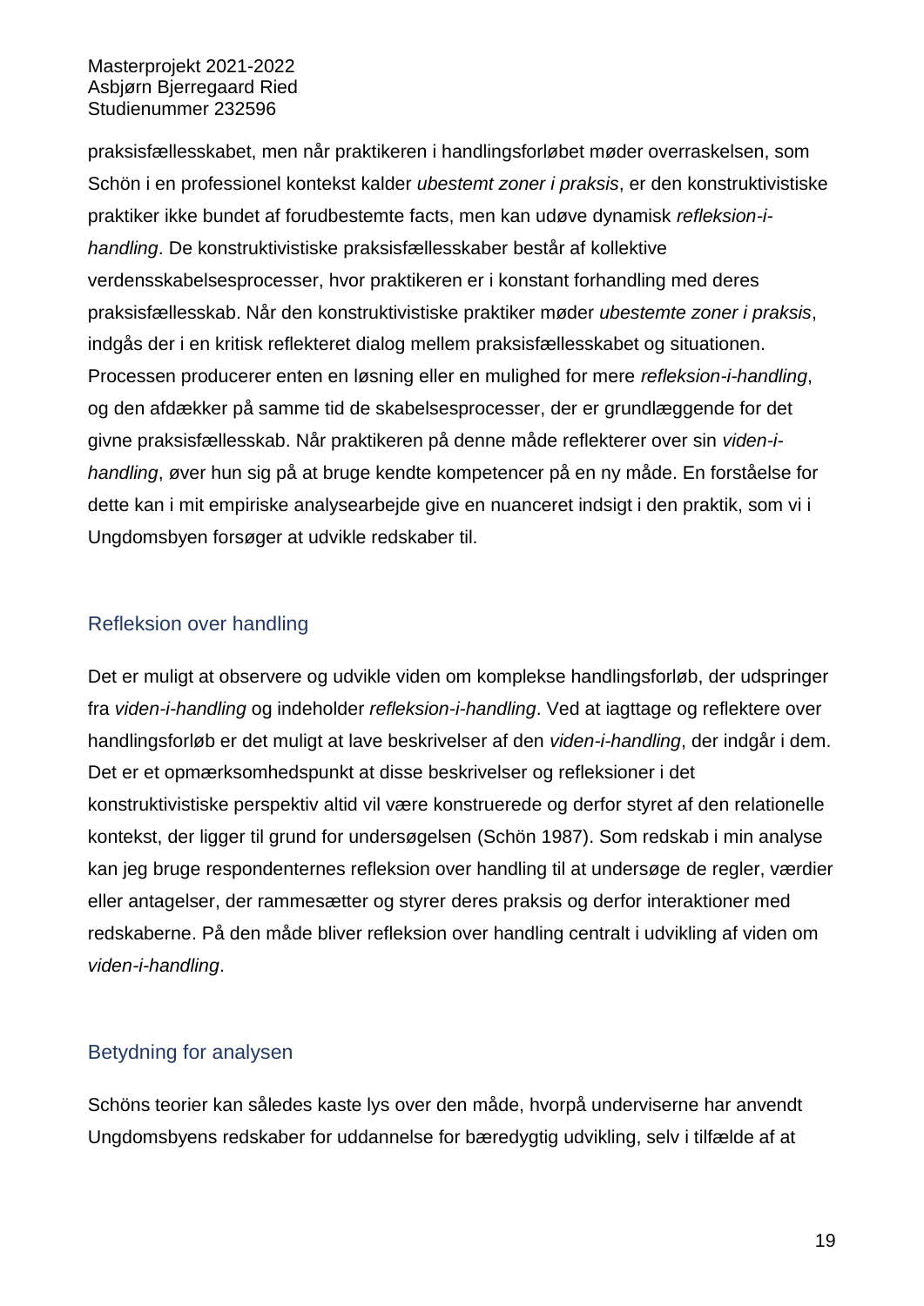praksisfællesskabet, men når praktikeren i handlingsforløbet møder overraskelsen, som Schön i en professionel kontekst kalder *ubestemt zoner i praksis*, er den konstruktivistiske praktiker ikke bundet af forudbestemte facts, men kan udøve dynamisk *refleksion-i-handling*. De konstruktivistiske praksisfællesskaber består af kollektive verdensskabelsesprocesser, hvor praktikeren er i konstant forhandling med deres praksisfællesskab. Når den konstruktivistiske praktiker møder *ubestemte zoner i praksis*, indgås der i en kritisk reflekteret dialog mellem praksisfællesskabet og situationen. Processen producerer enten en løsning eller en mulighed for mere *refleksion-i-handling*, og den afdækker på samme tid de skabelsesprocesser, der er grundlæggende for det givne praksisfællesskab. Når praktikeren på denne måde reflekterer over sin *viden-i-handling*, øver hun sig på at bruge kendte kompetencer på en ny måde. En forståelse for dette kan i mit empiriske analysearbejde give en nuanceret indsigt i den praktik, som vi i Ungdomsbyen forsøger at udvikle redskaber til.

## Refleksion over handling

Det er muligt at observere og udvikle viden om komplekse handlingsforløb, der udspringer fra *viden-i-handling* og indeholder *refleksion-i-handling*. Ved at iagttage og reflektere over handlingsforløb er det muligt at lave beskrivelser af den *viden-i-handling*, der indgår i dem. Det er et opmærksomhedspunkt at disse beskrivelser og refleksioner i det konstruktivistiske perspektiv altid vil være konstruerede og derfor styret af den relationelle kontekst, der ligger til grund for undersøgelsen (Schön 1987). Som redskab i min analyse kan jeg bruge respondenternes refleksion over handling til at undersøge de regler, værdier eller antagelser, der rammesætter og styrer deres praksis og derfor interaktioner med redskaberne. På den måde bliver refleksion over handling centralt i udvikling af viden om *viden-i-handling*.

## Betydning for analysen

Schöns teorier kan således kaste lys over den måde, hvorpå underviserne har anvendt Ungdomsbyens redskaber for uddannelse for bæredygtig udvikling, selv i tilfælde af at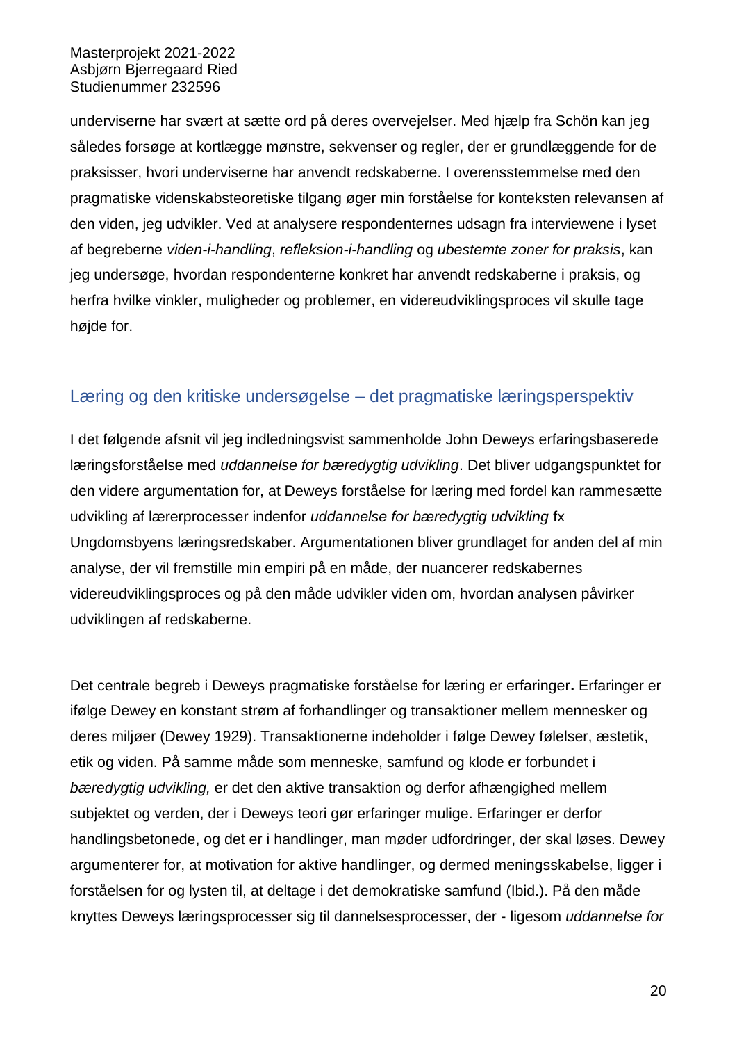underviserne har svært at sætte ord på deres overvejelser. Med hjælp fra Schön kan jeg således forsøge at kortlægge mønstre, sekvenser og regler, der er grundlæggende for de praksisser, hvori underviserne har anvendt redskaberne. I overensstemmelse med den pragmatiske videnskabsteoretiske tilgang øger min forståelse for konteksten relevansen af den viden, jeg udvikler. Ved at analysere respondenternes udsagn fra interviewene i lyset af begreberne *viden-i-handling*, *refleksion-i-handling* og *ubestemte zoner for praksis*, kan jeg undersøge, hvordan respondenterne konkret har anvendt redskaberne i praksis, og herfra hvilke vinkler, muligheder og problemer, en videreudviklingsproces vil skulle tage højde for.

## Læring og den kritiske undersøgelse – det pragmatiske læringsperspektiv

I det følgende afsnit vil jeg indledningsvist sammenholde John Deweys erfaringsbaserede læringsforståelse med *uddannelse for bæredygtig udvikling*. Det bliver udgangspunktet for den videre argumentation for, at Deweys forståelse for læring med fordel kan rammesætte udvikling af lærerprocesser indenfor *uddannelse for bæredygtig udvikling* fx Ungdomsbyens læringsredskaber. Argumentationen bliver grundlaget for anden del af min analyse, der vil fremstille min empiri på en måde, der nuancerer redskabernes videreudviklingsproces og på den måde udvikler viden om, hvordan analysen påvirker udviklingen af redskaberne.

Det centrale begreb i Deweys pragmatiske forståelse for læring er erfaringer**.** Erfaringer er ifølge Dewey en konstant strøm af forhandlinger og transaktioner mellem mennesker og deres miljøer (Dewey 1929). Transaktionerne indeholder i følge Dewey følelser, æstetik, etik og viden. På samme måde som menneske, samfund og klode er forbundet i *bæredygtig udvikling,* er det den aktive transaktion og derfor afhængighed mellem subjektet og verden, der i Deweys teori gør erfaringer mulige. Erfaringer er derfor handlingsbetonede, og det er i handlinger, man møder udfordringer, der skal løses. Dewey argumenterer for, at motivation for aktive handlinger, og dermed meningsskabelse, ligger i forståelsen for og lysten til, at deltage i det demokratiske samfund (Ibid.). På den måde knyttes Deweys læringsprocesser sig til dannelsesprocesser, der - ligesom *uddannelse for*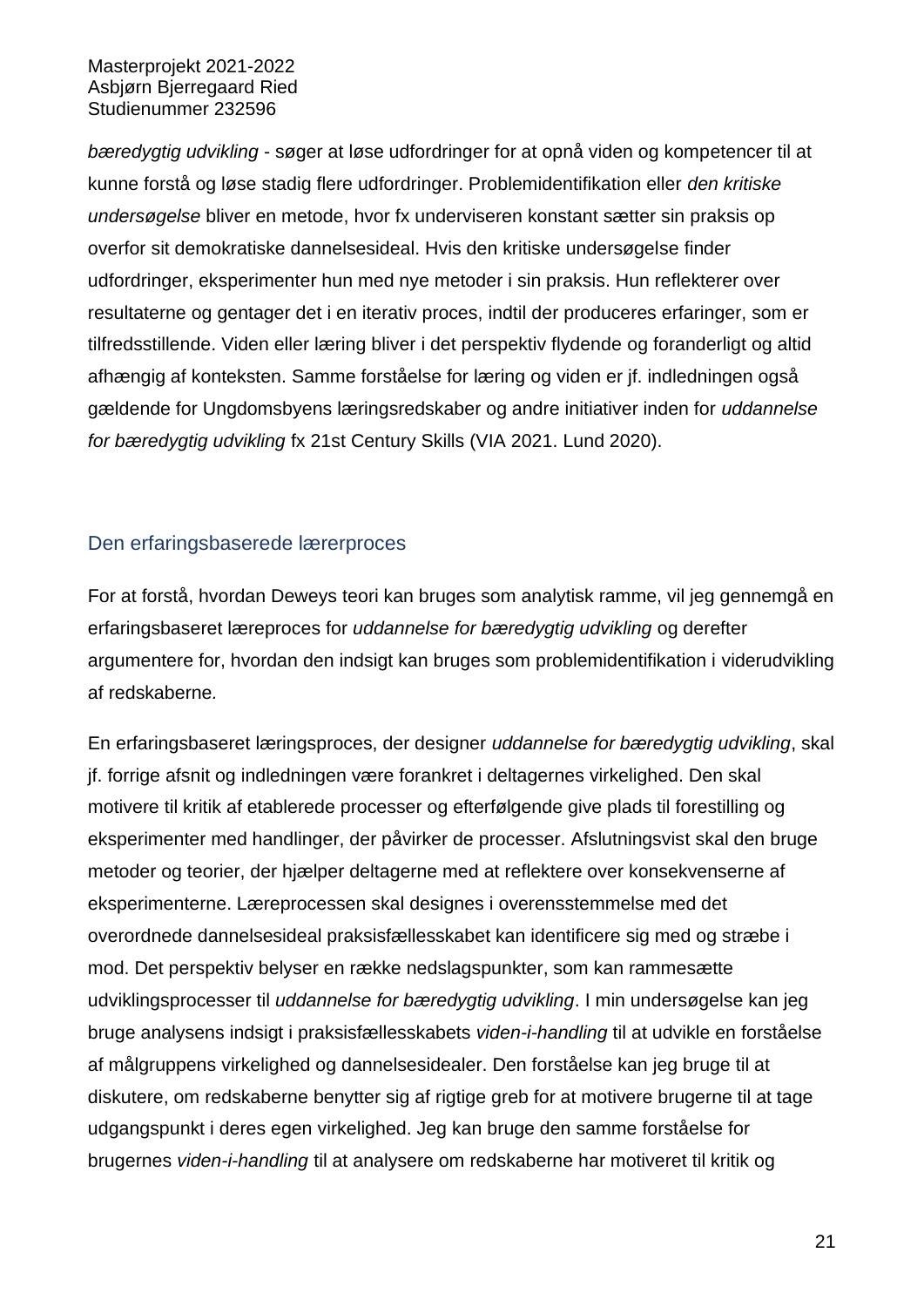*bæredygtig udvikling* - søger at løse udfordringer for at opnå viden og kompetencer til at kunne forstå og løse stadig flere udfordringer. Problemidentifikation eller *den kritiske undersøgelse* bliver en metode, hvor fx underviseren konstant sætter sin praksis op overfor sit demokratiske dannelsesideal. Hvis den kritiske undersøgelse finder udfordringer, eksperimenter hun med nye metoder i sin praksis. Hun reflekterer over resultaterne og gentager det i en iterativ proces, indtil der produceres erfaringer, som er tilfredsstillende. Viden eller læring bliver i det perspektiv flydende og foranderligt og altid afhængig af konteksten. Samme forståelse for læring og viden er jf. indledningen også gældende for Ungdomsbyens læringsredskaber og andre initiativer inden for *uddannelse for bæredygtig udvikling* fx 21st Century Skills (VIA 2021. Lund 2020).

## Den erfaringsbaserede lærerproces

For at forstå, hvordan Deweys teori kan bruges som analytisk ramme, vil jeg gennemgå en erfaringsbaseret læreproces for *uddannelse for bæredygtig udvikling* og derefter argumentere for, hvordan den indsigt kan bruges som problemidentifikation i viderudvikling af redskaberne.

En erfaringsbaseret læringsproces, der designer *uddannelse for bæredygtig udvikling*, skal jf. forrige afsnit og indledningen være forankret i deltagernes virkelighed. Den skal motivere til kritik af etablerede processer og efterfølgende give plads til forestilling og eksperimenter med handlinger, der påvirker de processer. Afslutningsvist skal den bruge metoder og teorier, der hjælper deltagerne med at reflektere over konsekvenserne af eksperimenterne. Læreprocessen skal designes i overensstemmelse med det overordnede dannelsesideal praksisfællesskabet kan identificere sig med og stræbe i mod. Det perspektiv belyser en række nedslagspunkter, som kan rammesætte udviklingsprocesser til *uddannelse for bæredygtig udvikling*. I min undersøgelse kan jeg bruge analysens indsigt i praksisfællesskabets *viden-i-handling* til at udvikle en forståelse af målgruppens virkelighed og dannelsesidealer. Den forståelse kan jeg bruge til at diskutere, om redskaberne benytter sig af rigtige greb for at motivere brugerne til at tage udgangspunkt i deres egen virkelighed. Jeg kan bruge den samme forståelse for brugernes *viden-i-handling* til at analysere om redskaberne har motiveret til kritik og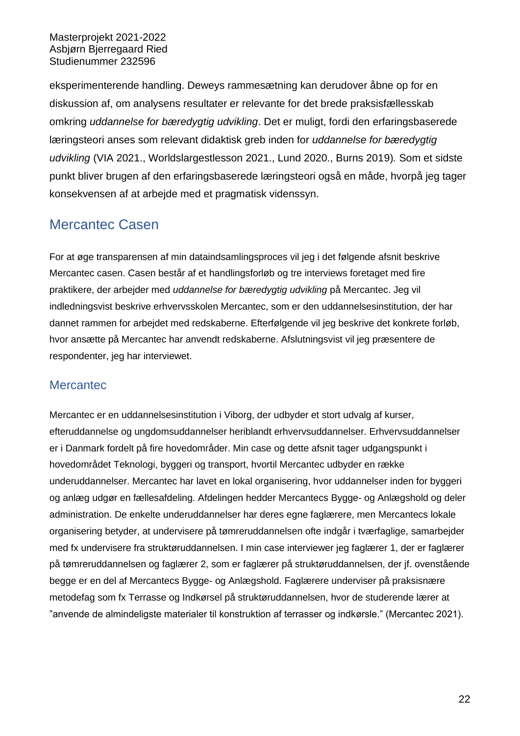eksperimenterende handling. Deweys rammesætning kan derudover åbne op for en diskussion af, om analysens resultater er relevante for det brede praksisfællesskab omkring *uddannelse for bæredygtig udvikling*. Det er muligt, fordi den erfaringsbaserede læringsteori anses som relevant didaktisk greb inden for *uddannelse for bæredygtig udvikling* (VIA 2021., Worldslargestlesson 2021., Lund 2020., Burns 2019). Som et sidste punkt bliver brugen af den erfaringsbaserede læringsteori også en måde, hvorpå jeg tager konsekvensen af at arbejde med et pragmatisk videnssyn.

## Mercantec Casen

For at øge transparensen af min dataindsamlingsproces vil jeg i det følgende afsnit beskrive Mercantec casen. Casen består af et handlingsforløb og tre interviews foretaget med fire praktikere, der arbejder med *uddannelse for bæredygtig udvikling* på Mercantec. Jeg vil indledningsvist beskrive erhvervsskolen Mercantec, som er den uddannelsesinstitution, der har dannet rammen for arbejdet med redskaberne. Efterfølgende vil jeg beskrive det konkrete forløb, hvor ansætte på Mercantec har anvendt redskaberne. Afslutningsvist vil jeg præsentere de respondenter, jeg har interviewet.

### Mercantec

Mercantec er en uddannelsesinstitution i Viborg, der udbyder et stort udvalg af kurser, efteruddannelse og ungdomsuddannelser heriblandt erhvervsuddannelser. Erhvervsuddannelser er i Danmark fordelt på fire hovedområder. Min case og dette afsnit tager udgangspunkt i hovedområdet Teknologi, byggeri og transport, hvortil Mercantec udbyder en række underuddannelser. Mercantec har lavet en lokal organisering, hvor uddannelser inden for byggeri og anlæg udgør en fællesafdeling. Afdelingen hedder Mercantecs Bygge- og Anlægshold og deler administration. De enkelte underuddannelser har deres egne faglærere, men Mercantecs lokale organisering betyder, at undervisere på tømreruddannelsen ofte indgår i tværfaglige, samarbejder med fx undervisere fra struktøruddannelsen. I min case interviewer jeg faglærer 1, der er faglærer på tømreruddannelsen og faglærer 2, som er faglærer på struktøruddannelsen, der jf. ovenstående begge er en del af Mercantecs Bygge- og Anlægshold. Faglærere underviser på praksisnære metodefag som fx Terrasse og Indkørsel på struktøruddannelsen, hvor de studerende lærer at "anvende de almindeligste materialer til konstruktion af terrasser og indkørsle." (Mercantec 2021).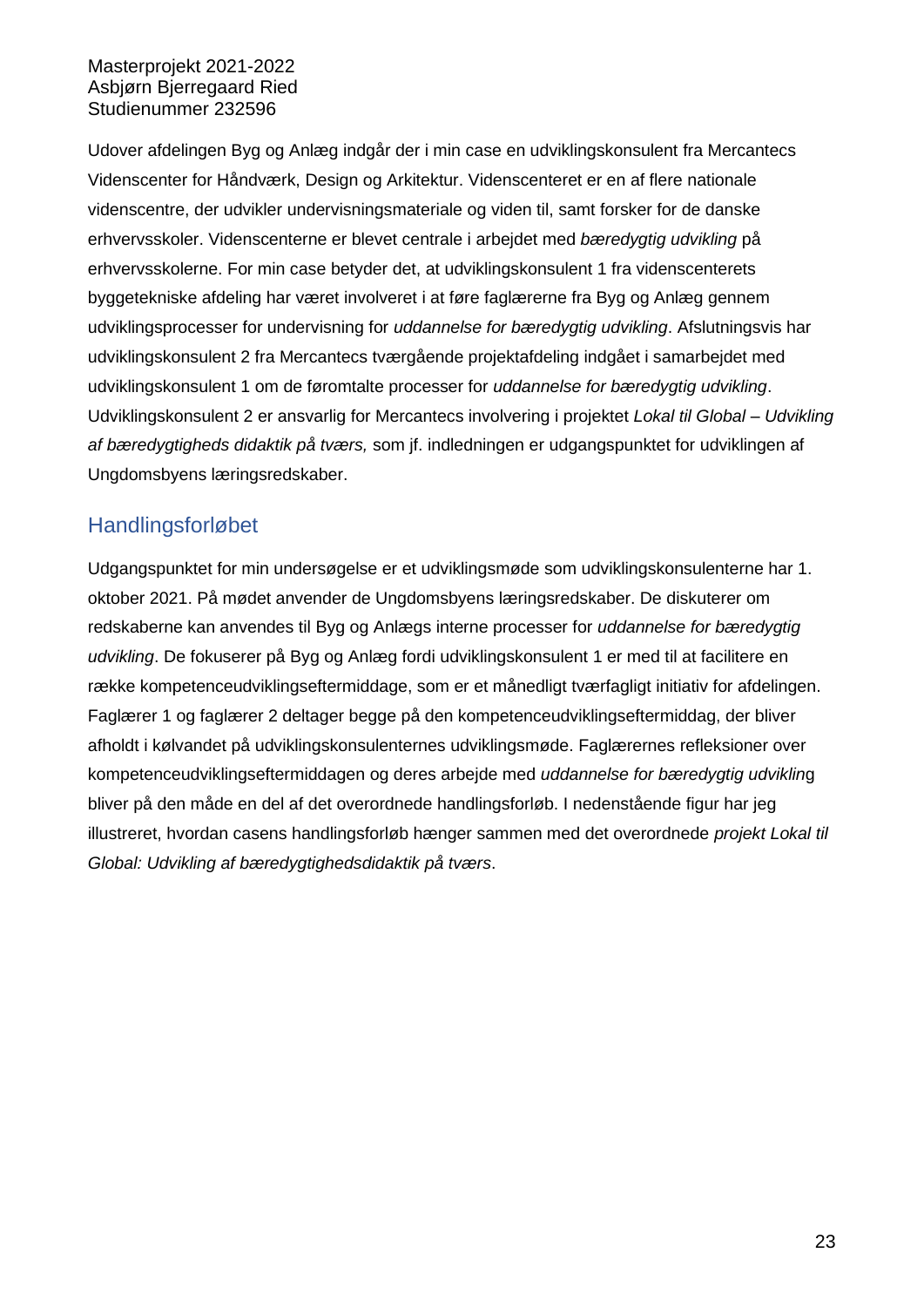Udover afdelingen Byg og Anlæg indgår der i min case en udviklingskonsulent fra Mercantecs Videnscenter for Håndværk, Design og Arkitektur. Videnscenteret er en af flere nationale videnscentre, der udvikler undervisningsmateriale og viden til, samt forsker for de danske erhvervsskoler. Videnscenterne er blevet centrale i arbejdet med *bæredygtig udvikling* på erhvervsskolerne. For min case betyder det, at udviklingskonsulent 1 fra videnscenterets byggetekniske afdeling har været involveret i at føre faglærerne fra Byg og Anlæg gennem udviklingsprocesser for undervisning for *uddannelse for bæredygtig udvikling*. Afslutningsvis har udviklingskonsulent 2 fra Mercantecs tværgående projektafdeling indgået i samarbejdet med udviklingskonsulent 1 om de føromtalte processer for *uddannelse for bæredygtig udvikling*. Udviklingskonsulent 2 er ansvarlig for Mercantecs involvering i projektet *Lokal til Global – Udvikling af bæredygtigheds didaktik på tværs,* som jf. indledningen er udgangspunktet for udviklingen af Ungdomsbyens læringsredskaber.

## Handlingsforløbet

Udgangspunktet for min undersøgelse er et udviklingsmøde som udviklingskonsulenterne har 1. oktober 2021. På mødet anvender de Ungdomsbyens læringsredskaber. De diskuterer om redskaberne kan anvendes til Byg og Anlægs interne processer for *uddannelse for bæredygtig udvikling*. De fokuserer på Byg og Anlæg fordi udviklingskonsulent 1 er med til at facilitere en række kompetenceudviklingseftermiddage, som er et månedligt tværfagligt initiativ for afdelingen. Faglærer 1 og faglærer 2 deltager begge på den kompetenceudviklingseftermiddag, der bliver afholdt i kølvandet på udviklingskonsulenternes udviklingsmøde. Faglærernes refleksioner over kompetenceudviklingseftermiddagen og deres arbejde med *uddannelse for bæredygtig udvikling* bliver på den måde en del af det overordnede handlingsforløb. I nedenstående figur har jeg illustreret, hvordan casens handlingsforløb hænger sammen med det overordnede *projekt Lokal til Global: Udvikling af bæredygtighedsdidaktik på tværs*.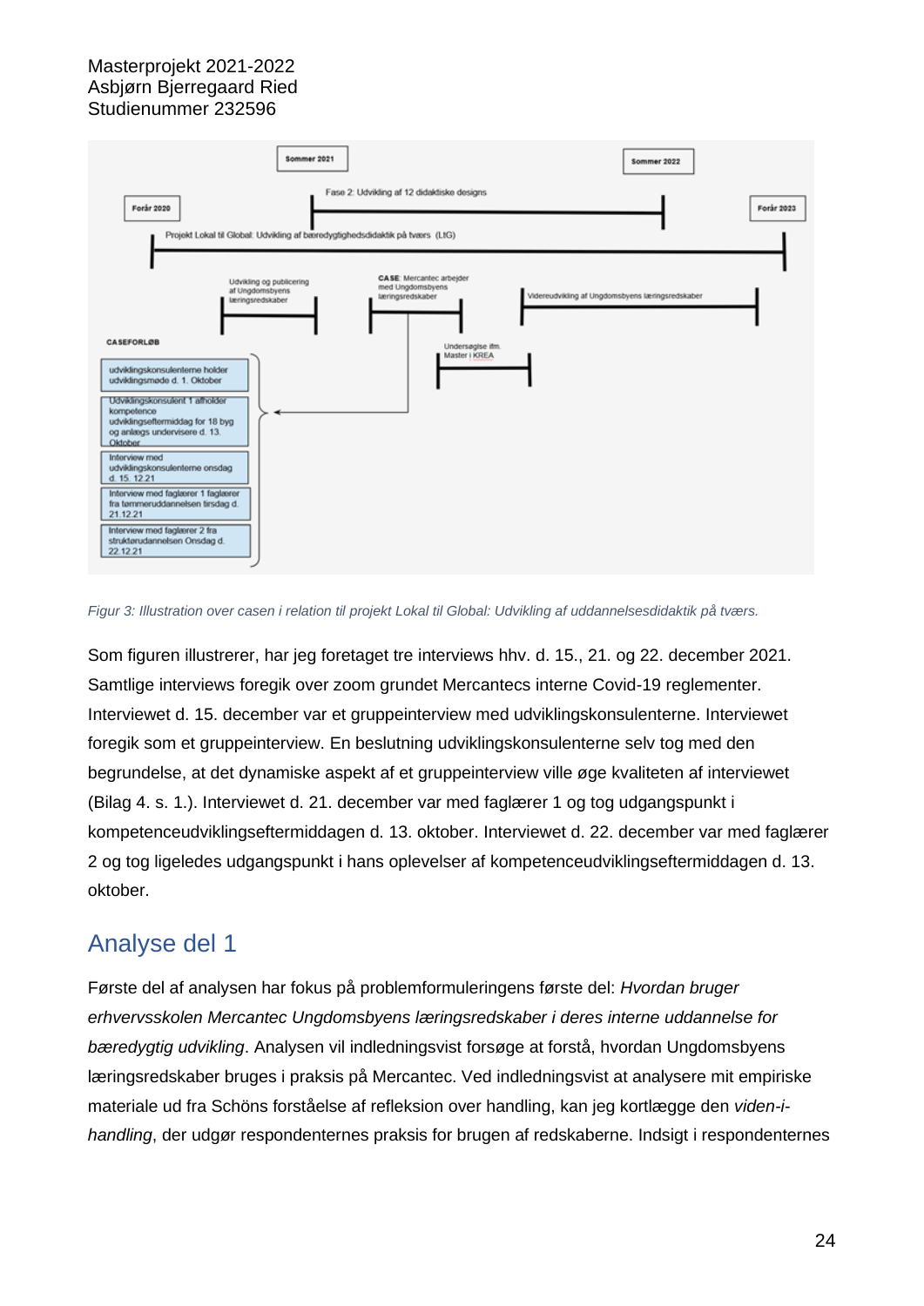*Figur 3: Illustration over casen i relation til projekt Lokal til Global: Udvikling af uddannelsesdidaktik på tværs.*

Som figuren illustrerer, har jeg foretaget tre interviews hhv. d. 15., 21. og 22. december 2021. Samtlige interviews foregik over zoom grundet Mercantecs interne Covid-19 reglementer. Interviewet d. 15. december var et gruppeinterview med udviklingskonsulenterne. Interviewet foregik som et gruppeinterview. En beslutning udviklingskonsulenterne selv tog med den begrundelse, at det dynamiske aspekt af et gruppeinterview ville øge kvaliteten af interviewet (Bilag 4. s. 1.). Interviewet d. 21. december var med faglærer 1 og tog udgangspunkt i kompetenceudviklingseftermiddagen d. 13. oktober. Interviewet d. 22. december var med faglærer 2 og tog ligeledes udgangspunkt i hans oplevelser af kompetenceudviklingseftermiddagen d. 13. oktober.

## Analyse del 1

Første del af analysen har fokus på problemformuleringens første del: *Hvordan bruger erhvervsskolen Mercantec Ungdomsbyens læringsredskaber i deres interne uddannelse for bæredygtig udvikling*. Analysen vil indledningsvist forsøge at forstå, hvordan Ungdomsbyens læringsredskaber bruges i praksis på Mercantec. Ved indledningsvist at analysere mit empiriske materiale ud fra Schöns forståelse af refleksion over handling, kan jeg kortlægge den *viden-i-handling*, der udgør respondenternes praksis for brugen af redskaberne. Indsigt i respondenternes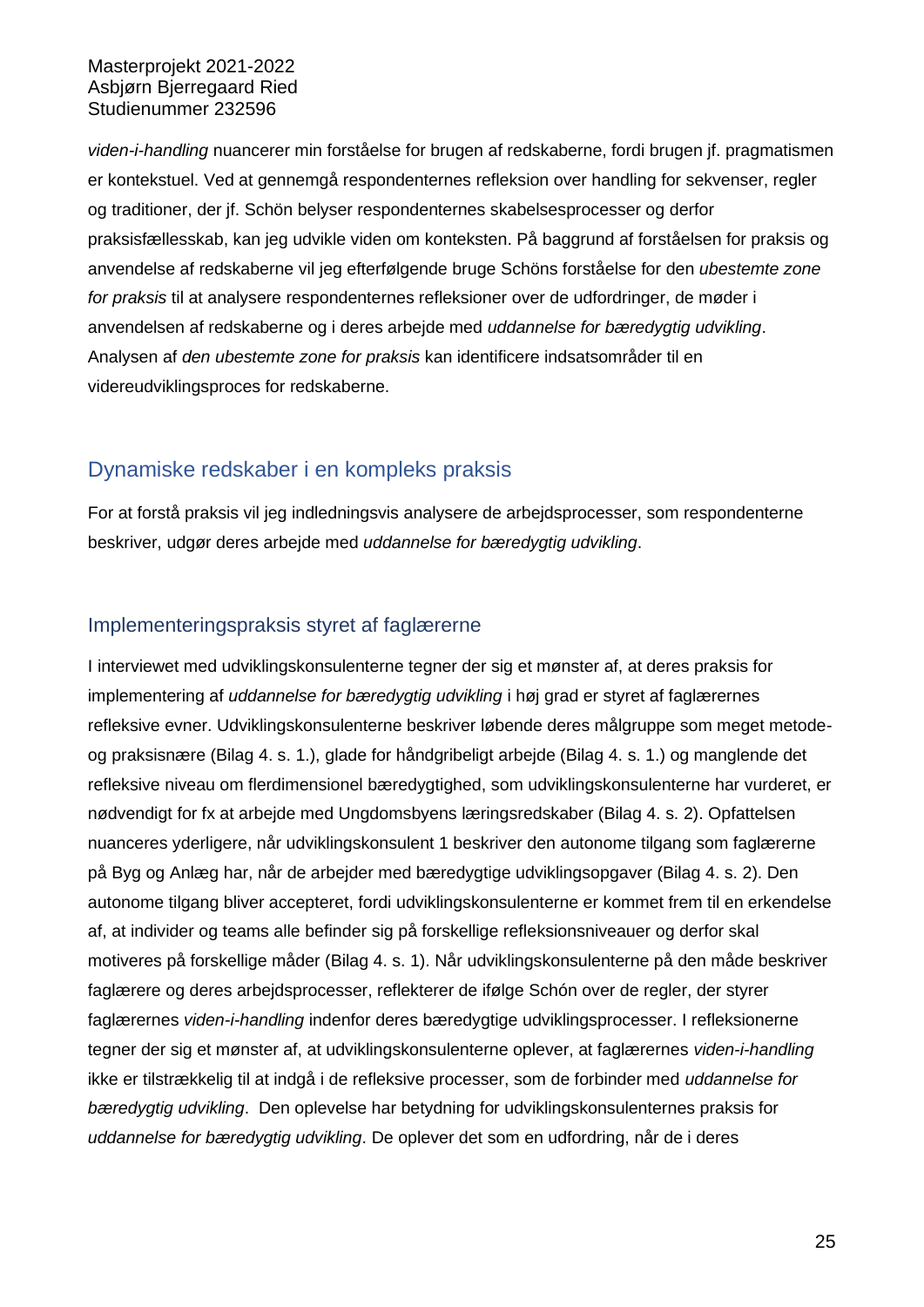*viden-i-handling* nuancerer min forståelse for brugen af redskaberne, fordi brugen jf. pragmatismen er kontekstuel. Ved at gennemgå respondenternes refleksion over handling for sekvenser, regler og traditioner, der jf. Schön belyser respondenternes skabelsesprocesser og derfor praksisfællesskab, kan jeg udvikle viden om konteksten. På baggrund af forståelsen for praksis og anvendelse af redskaberne vil jeg efterfølgende bruge Schöns forståelse for den *ubestemte zone for praksis* til at analysere respondenternes refleksioner over de udfordringer, de møder i anvendelsen af redskaberne og i deres arbejde med *uddannelse for bæredygtig udvikling*. Analysen af *den ubestemte zone for praksis* kan identificere indsatsområder til en videreudviklingsproces for redskaberne.

## Dynamiske redskaber i en kompleks praksis

For at forstå praksis vil jeg indledningsvis analysere de arbejdsprocesser, som respondenterne beskriver, udgør deres arbejde med *uddannelse for bæredygtig udvikling*.

### Implementeringspraksis styret af faglærerne

I interviewet med udviklingskonsulenterne tegner der sig et mønster af, at deres praksis for implementering af *uddannelse for bæredygtig udvikling* i høj grad er styret af faglærernes refleksive evner. Udviklingskonsulenterne beskriver løbende deres målgruppe som meget metode- og praksisnære (Bilag 4. s. 1.), glade for håndgribeligt arbejde (Bilag 4. s. 1.) og manglende det refleksive niveau om flerdimensionel bæredygtighed, som udviklingskonsulenterne har vurderet, er nødvendigt for fx at arbejde med Ungdomsbyens læringsredskaber (Bilag 4. s. 2). Opfattelsen nuanceres yderligere, når udviklingskonsulent 1 beskriver den autonome tilgang som faglærerne på Byg og Anlæg har, når de arbejder med bæredygtige udviklingsopgaver (Bilag 4. s. 2). Den autonome tilgang bliver accepteret, fordi udviklingskonsulenterne er kommet frem til en erkendelse af, at individer og teams alle befinder sig på forskellige refleksionsniveauer og derfor skal motiveres på forskellige måder (Bilag 4. s. 1). Når udviklingskonsulenterne på den måde beskriver faglærere og deres arbejdsprocesser, reflekterer de ifølge Schón over de regler, der styrer faglærernes *viden-i-handling* indenfor deres bæredygtige udviklingsprocesser. I refleksionerne tegner der sig et mønster af, at udviklingskonsulenterne oplever, at faglærernes *viden-i-handling* ikke er tilstrækkelig til at indgå i de refleksive processer, som de forbinder med *uddannelse for bæredygtig udvikling*. Den oplevelse har betydning for udviklingskonsulenternes praksis for *uddannelse for bæredygtig udvikling*. De oplever det som en udfordring, når de i deres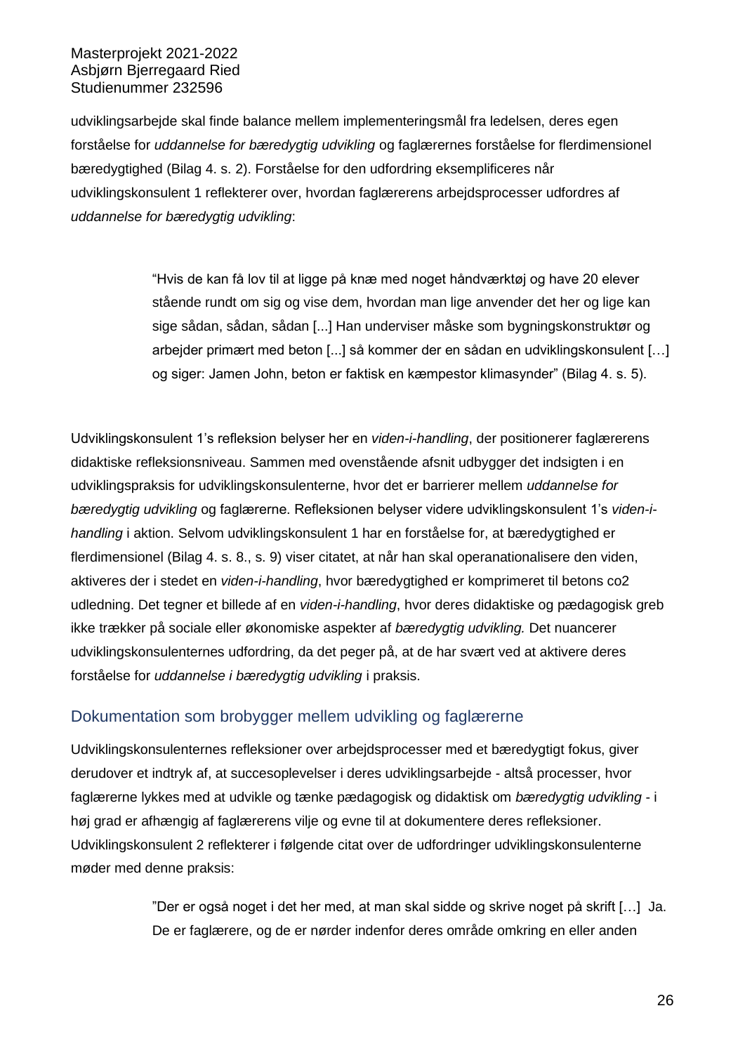udviklingsarbejde skal finde balance mellem implementeringsmål fra ledelsen, deres egen forståelse for *uddannelse for bæredygtig udvikling* og faglærernes forståelse for flerdimensionel bæredygtighed (Bilag 4. s. 2). Forståelse for den udfordring eksemplificeres når udviklingskonsulent 1 reflekterer over, hvordan faglærerens arbejdsprocesser udfordres af *uddannelse for bæredygtig udvikling*:

> "Hvis de kan få lov til at ligge på knæ med noget håndværktøj og have 20 elever stående rundt om sig og vise dem, hvordan man lige anvender det her og lige kan sige sådan, sådan, sådan [...] Han underviser måske som bygningskonstruktør og arbejder primært med beton [...] så kommer der en sådan en udviklingskonsulent […] og siger: Jamen John, beton er faktisk en kæmpestor klimasynder" (Bilag 4. s. 5).

Udviklingskonsulent 1's refleksion belyser her en *viden-i-handling*, der positionerer faglærerens didaktiske refleksionsniveau. Sammen med ovenstående afsnit udbygger det indsigten i en udviklingspraksis for udviklingskonsulenterne, hvor det er barrierer mellem *uddannelse for bæredygtig udvikling* og faglærerne. Refleksionen belyser videre udviklingskonsulent 1's *viden-i-handling* i aktion. Selvom udviklingskonsulent 1 har en forståelse for, at bæredygtighed er flerdimensionel (Bilag 4. s. 8., s. 9) viser citatet, at når han skal operanationalisere den viden, aktiveres der i stedet en *viden-i-handling*, hvor bæredygtighed er komprimeret til betons co2 udledning. Det tegner et billede af en *viden-i-handling*, hvor deres didaktiske og pædagogisk greb ikke trækker på sociale eller økonomiske aspekter af *bæredygtig udvikling.* Det nuancerer udviklingskonsulenternes udfordring, da det peger på, at de har svært ved at aktivere deres forståelse for *uddannelse i bæredygtig udvikling* i praksis.

## Dokumentation som brobygger mellem udvikling og faglærerne

Udviklingskonsulenternes refleksioner over arbejdsprocesser med et bæredygtigt fokus, giver derudover et indtryk af, at succesoplevelser i deres udviklingsarbejde - altså processer, hvor faglærerne lykkes med at udvikle og tænke pædagogisk og didaktisk om *bæredygtig udvikling* - i høj grad er afhængig af faglærerens vilje og evne til at dokumentere deres refleksioner. Udviklingskonsulent 2 reflekterer i følgende citat over de udfordringer udviklingskonsulenterne møder med denne praksis:

> "Der er også noget i det her med, at man skal sidde og skrive noget på skrift […] Ja. De er faglærere, og de er nørder indenfor deres område omkring en eller anden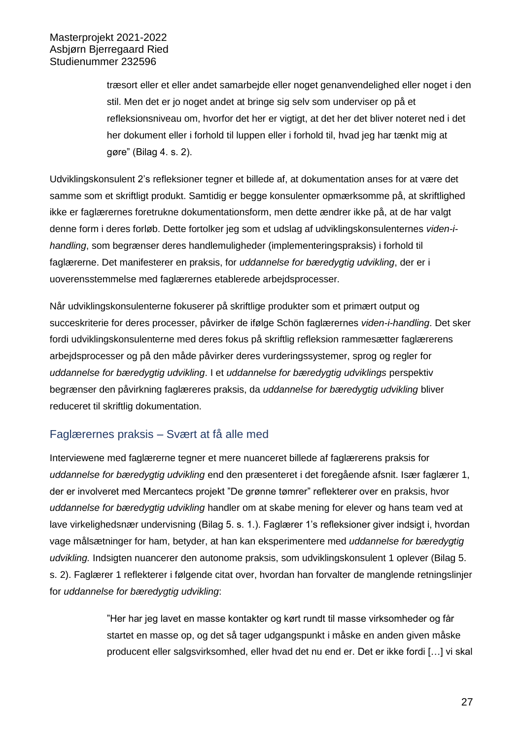> træsort eller et eller andet samarbejde eller noget genanvendelighed eller noget i den stil. Men det er jo noget andet at bringe sig selv som underviser op på et refleksionsniveau om, hvorfor det her er vigtigt, at det her det bliver noteret ned i det her dokument eller i forhold til luppen eller i forhold til, hvad jeg har tænkt mig at gøre" (Bilag 4. s. 2).

Udviklingskonsulent 2's refleksioner tegner et billede af, at dokumentation anses for at være det samme som et skriftligt produkt. Samtidig er begge konsulenter opmærksomme på, at skriftlighed ikke er faglærernes foretrukne dokumentationsform, men dette ændrer ikke på, at de har valgt denne form i deres forløb. Dette fortolker jeg som et udslag af udviklingskonsulenternes *viden-i-handling*, som begrænser deres handlemuligheder (implementeringspraksis) i forhold til faglærerne. Det manifesterer en praksis, for *uddannelse for bæredygtig udvikling*, der er i uoverensstemmelse med faglærernes etablerede arbejdsprocesser.

Når udviklingskonsulenterne fokuserer på skriftlige produkter som et primært output og succeskriterie for deres processer, påvirker de ifølge Schön faglærernes *viden-i-handling*. Det sker fordi udviklingskonsulenterne med deres fokus på skriftlig refleksion rammesætter faglærerens arbejdsprocesser og på den måde påvirker deres vurderingssystemer, sprog og regler for *uddannelse for bæredygtig udvikling*. I et *uddannelse for bæredygtig udviklings* perspektiv begrænser den påvirkning faglæreres praksis, da *uddannelse for bæredygtig udvikling* bliver reduceret til skriftlig dokumentation.

## Faglærernes praksis – Svært at få alle med

Interviewene med faglærerne tegner et mere nuanceret billede af faglærerens praksis for *uddannelse for bæredygtig udvikling* end den præsenteret i det foregående afsnit. Især faglærer 1, der er involveret med Mercantecs projekt "De grønne tømrer" reflekterer over en praksis, hvor *uddannelse for bæredygtig udvikling* handler om at skabe mening for elever og hans team ved at lave virkelighedsnær undervisning (Bilag 5. s. 1.). Faglærer 1's refleksioner giver indsigt i, hvordan vage målsætninger for ham, betyder, at han kan eksperimentere med *uddannelse for bæredygtig udvikling.* Indsigten nuancerer den autonome praksis, som udviklingskonsulent 1 oplever (Bilag 5. s. 2). Faglærer 1 reflekterer i følgende citat over, hvordan han forvalter de manglende retningslinjer for *uddannelse for bæredygtig udvikling*:

> "Her har jeg lavet en masse kontakter og kørt rundt til masse virksomheder og får startet en masse op, og det så tager udgangspunkt i måske en anden given måske producent eller salgsvirksomhed, eller hvad det nu end er. Det er ikke fordi […] vi skal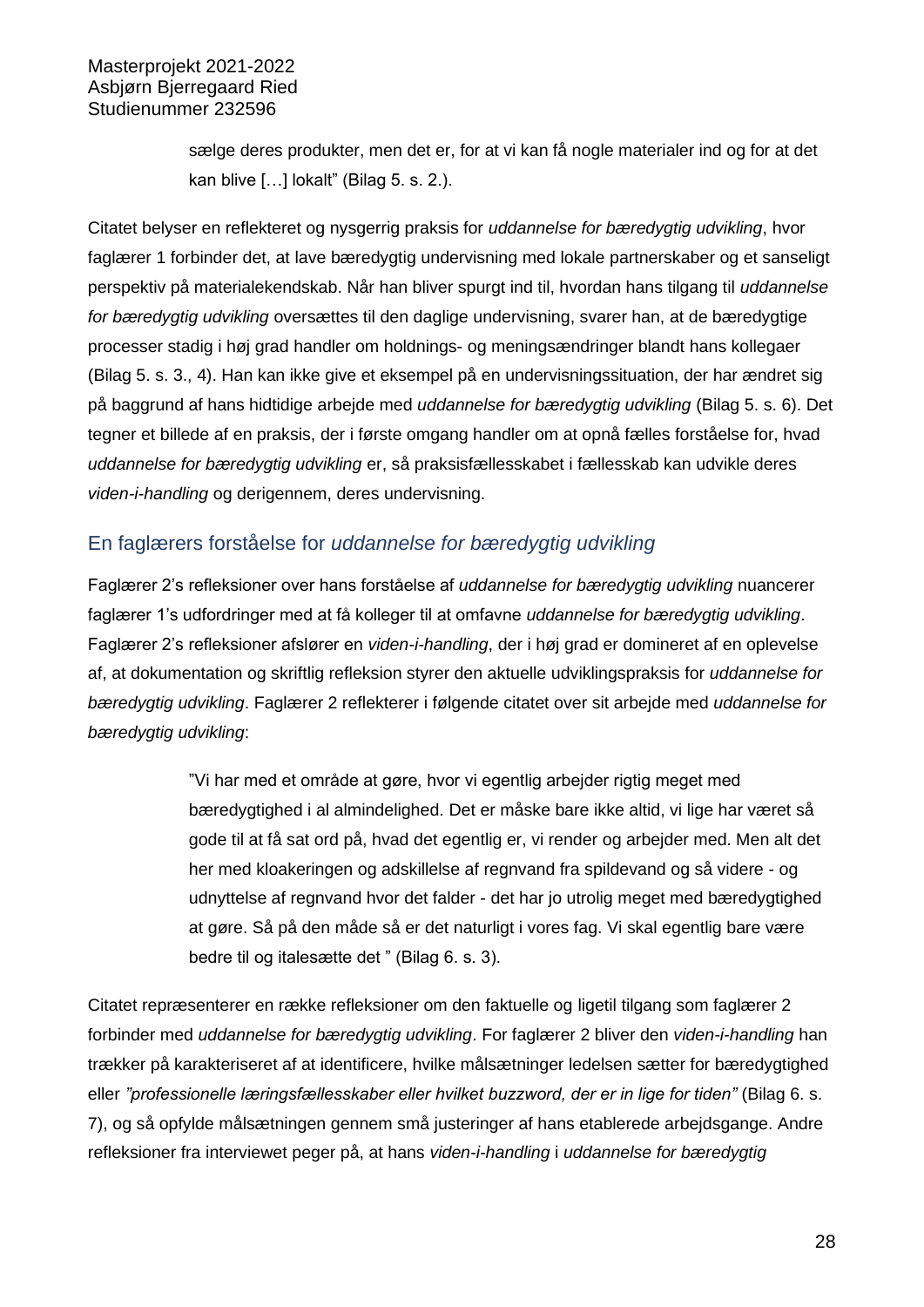> sælge deres produkter, men det er, for at vi kan få nogle materialer ind og for at det kan blive […] lokalt" (Bilag 5. s. 2.).

Citatet belyser en reflekteret og nysgerrig praksis for *uddannelse for bæredygtig udvikling*, hvor faglærer 1 forbinder det, at lave bæredygtig undervisning med lokale partnerskaber og et sanseligt perspektiv på materialekendskab. Når han bliver spurgt ind til, hvordan hans tilgang til *uddannelse for bæredygtig udvikling* oversættes til den daglige undervisning, svarer han, at de bæredygtige processer stadig i høj grad handler om holdnings- og meningsændringer blandt hans kollegaer (Bilag 5. s. 3., 4). Han kan ikke give et eksempel på en undervisningssituation, der har ændret sig på baggrund af hans hidtidige arbejde med *uddannelse for bæredygtig udvikling* (Bilag 5. s. 6). Det tegner et billede af en praksis, der i første omgang handler om at opnå fælles forståelse for, hvad *uddannelse for bæredygtig udvikling* er, så praksisfællesskabet i fællesskab kan udvikle deres *viden-i-handling* og derigennem, deres undervisning.

## En faglærers forståelse for *uddannelse for bæredygtig udvikling*

Faglærer 2's refleksioner over hans forståelse af *uddannelse for bæredygtig udvikling* nuancerer faglærer 1's udfordringer med at få kolleger til at omfavne *uddannelse for bæredygtig udvikling*. Faglærer 2's refleksioner afslører en *viden-i-handling*, der i høj grad er domineret af en oplevelse af, at dokumentation og skriftlig refleksion styrer den aktuelle udviklingspraksis for *uddannelse for bæredygtig udvikling*. Faglærer 2 reflekterer i følgende citatet over sit arbejde med *uddannelse for bæredygtig udvikling*:

> "Vi har med et område at gøre, hvor vi egentlig arbejder rigtig meget med bæredygtighed i al almindelighed. Det er måske bare ikke altid, vi lige har været så gode til at få sat ord på, hvad det egentlig er, vi render og arbejder med. Men alt det her med kloakeringen og adskillelse af regnvand fra spildevand og så videre - og udnyttelse af regnvand hvor det falder - det har jo utrolig meget med bæredygtighed at gøre. Så på den måde så er det naturligt i vores fag. Vi skal egentlig bare være bedre til og italesætte det " (Bilag 6. s. 3).

Citatet repræsenterer en række refleksioner om den faktuelle og ligetil tilgang som faglærer 2 forbinder med *uddannelse for bæredygtig udvikling*. For faglærer 2 bliver den *viden-i-handling* han trækker på karakteriseret af at identificere, hvilke målsætninger ledelsen sætter for bæredygtighed eller *"professionelle læringsfællesskaber eller hvilket buzzword, der er in lige for tiden"* (Bilag 6. s. 7), og så opfylde målsætningen gennem små justeringer af hans etablerede arbejdsgange. Andre refleksioner fra interviewet peger på, at hans *viden-i-handling* i *uddannelse for bæredygtig*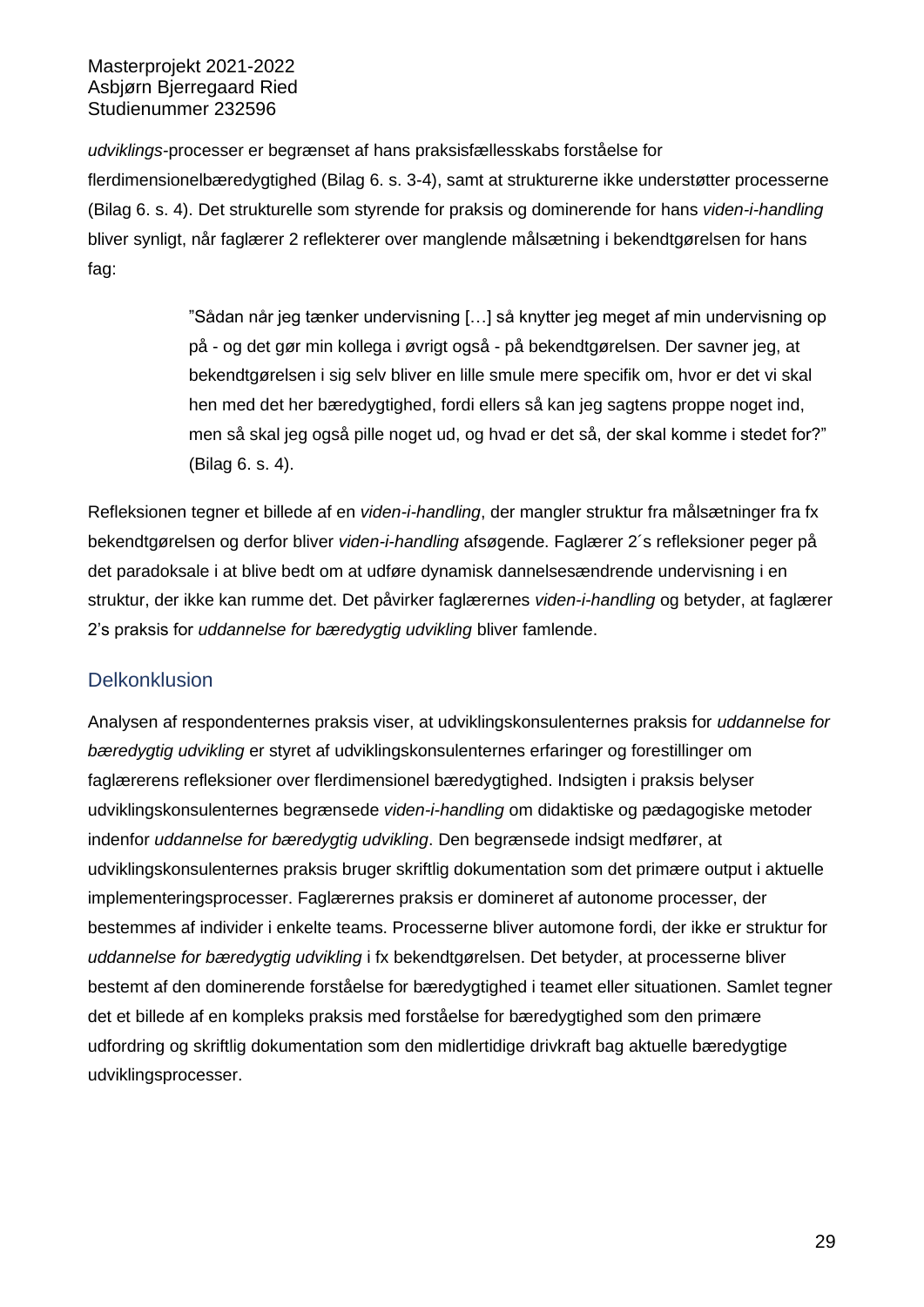*udviklings*-processer er begrænset af hans praksisfællesskabs forståelse for flerdimensionelbæredygtighed (Bilag 6. s. 3-4), samt at strukturerne ikke understøtter processerne (Bilag 6. s. 4). Det strukturelle som styrende for praksis og dominerende for hans *viden-i-handling* bliver synligt, når faglærer 2 reflekterer over manglende målsætning i bekendtgørelsen for hans fag:

> ”Sådan når jeg tænker undervisning […] så knytter jeg meget af min undervisning op på - og det gør min kollega i øvrigt også - på bekendtgørelsen. Der savner jeg, at bekendtgørelsen i sig selv bliver en lille smule mere specifik om, hvor er det vi skal hen med det her bæredygtighed, fordi ellers så kan jeg sagtens proppe noget ind, men så skal jeg også pille noget ud, og hvad er det så, der skal komme i stedet for?” (Bilag 6. s. 4).

Refleksionen tegner et billede af en *viden-i-handling*, der mangler struktur fra målsætninger fra fx bekendtgørelsen og derfor bliver *viden-i-handling* afsøgende. Faglærer 2´s refleksioner peger på det paradoksale i at blive bedt om at udføre dynamisk dannelsesændrende undervisning i en struktur, der ikke kan rumme det. Det påvirker faglærernes *viden-i-handling* og betyder, at faglærer 2’s praksis for *uddannelse for bæredygtig udvikling* bliver famlende.

## Delkonklusion

Analysen af respondenternes praksis viser, at udviklingskonsulenternes praksis for *uddannelse for bæredygtig udvikling* er styret af udviklingskonsulenternes erfaringer og forestillinger om faglærerens refleksioner over flerdimensionel bæredygtighed. Indsigten i praksis belyser udviklingskonsulenternes begrænsede *viden-i-handling* om didaktiske og pædagogiske metoder indenfor *uddannelse for bæredygtig udvikling*. Den begrænsede indsigt medfører, at udviklingskonsulenternes praksis bruger skriftlig dokumentation som det primære output i aktuelle implementeringsprocesser. Faglærernes praksis er domineret af autonome processer, der bestemmes af individer i enkelte teams. Processerne bliver automone fordi, der ikke er struktur for *uddannelse for bæredygtig udvikling* i fx bekendtgørelsen. Det betyder, at processerne bliver bestemt af den dominerende forståelse for bæredygtighed i teamet eller situationen. Samlet tegner det et billede af en kompleks praksis med forståelse for bæredygtighed som den primære udfordring og skriftlig dokumentation som den midlertidige drivkraft bag aktuelle bæredygtige udviklingsprocesser.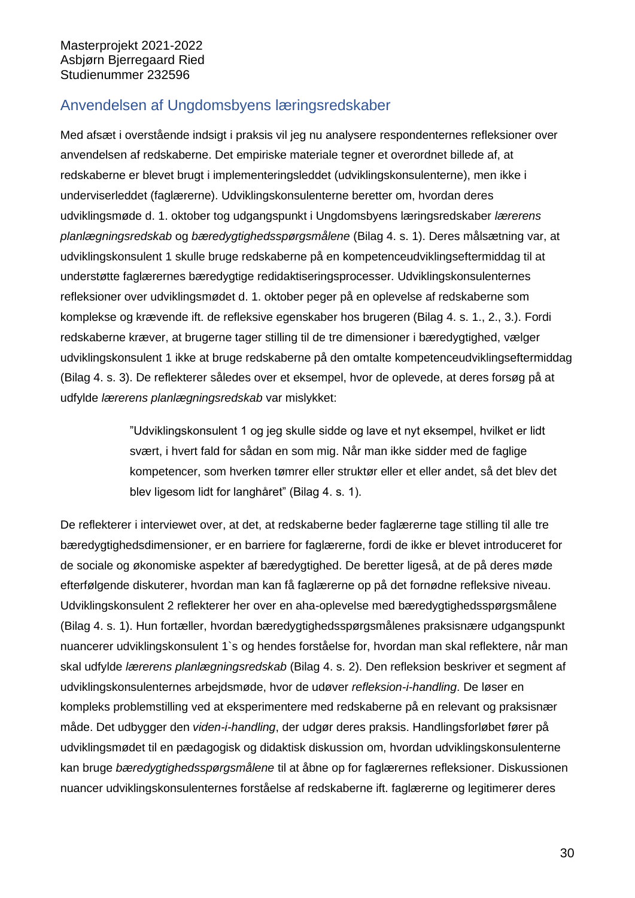## Anvendelsen af Ungdomsbyens læringsredskaber

Med afsæt i overstående indsigt i praksis vil jeg nu analysere respondenternes refleksioner over anvendelsen af redskaberne. Det empiriske materiale tegner et overordnet billede af, at redskaberne er blevet brugt i implementeringsleddet (udviklingskonsulenterne), men ikke i underviserleddet (faglærerne). Udviklingskonsulenterne beretter om, hvordan deres udviklingsmøde d. 1. oktober tog udgangspunkt i Ungdomsbyens læringsredskaber *lærerens planlægningsredskab* og *bæredygtighedsspørgsmålene* (Bilag 4. s. 1). Deres målsætning var, at udviklingskonsulent 1 skulle bruge redskaberne på en kompetenceudviklingseftermiddag til at understøtte faglærernes bæredygtige redidaktiseringsprocesser. Udviklingskonsulenternes refleksioner over udviklingsmødet d. 1. oktober peger på en oplevelse af redskaberne som komplekse og krævende ift. de refleksive egenskaber hos brugeren (Bilag 4. s. 1., 2., 3.). Fordi redskaberne kræver, at brugerne tager stilling til de tre dimensioner i bæredygtighed, vælger udviklingskonsulent 1 ikke at bruge redskaberne på den omtalte kompetenceudviklingseftermiddag (Bilag 4. s. 3). De reflekterer således over et eksempel, hvor de oplevede, at deres forsøg på at udfylde *lærerens planlægningsredskab* var mislykket:

> "Udviklingskonsulent 1 og jeg skulle sidde og lave et nyt eksempel, hvilket er lidt svært, i hvert fald for sådan en som mig. Når man ikke sidder med de faglige kompetencer, som hverken tømrer eller struktør eller et eller andet, så det blev det blev ligesom lidt for langhåret" (Bilag 4. s. 1).

De reflekterer i interviewet over, at det, at redskaberne beder faglærerne tage stilling til alle tre bæredygtighedsdimensioner, er en barriere for faglærerne, fordi de ikke er blevet introduceret for de sociale og økonomiske aspekter af bæredygtighed. De beretter ligeså, at de på deres møde efterfølgende diskuterer, hvordan man kan få faglærerne op på det fornødne refleksive niveau. Udviklingskonsulent 2 reflekterer her over en aha-oplevelse med bæredygtighedsspørgsmålene (Bilag 4. s. 1). Hun fortæller, hvordan bæredygtighedsspørgsmålenes praksisnære udgangspunkt nuancerer udviklingskonsulent 1`s og hendes forståelse for, hvordan man skal reflektere, når man skal udfylde *lærerens planlægningsredskab* (Bilag 4. s. 2). Den refleksion beskriver et segment af udviklingskonsulenternes arbejdsmøde, hvor de udøver *refleksion-i-handling*. De løser en kompleks problemstilling ved at eksperimentere med redskaberne på en relevant og praksisnær måde. Det udbygger den *viden-i-handling*, der udgør deres praksis. Handlingsforløbet fører på udviklingsmødet til en pædagogisk og didaktisk diskussion om, hvordan udviklingskonsulenterne kan bruge *bæredygtighedsspørgsmålene* til at åbne op for faglærernes refleksioner. Diskussionen nuancer udviklingskonsulenternes forståelse af redskaberne ift. faglærerne og legitimerer deres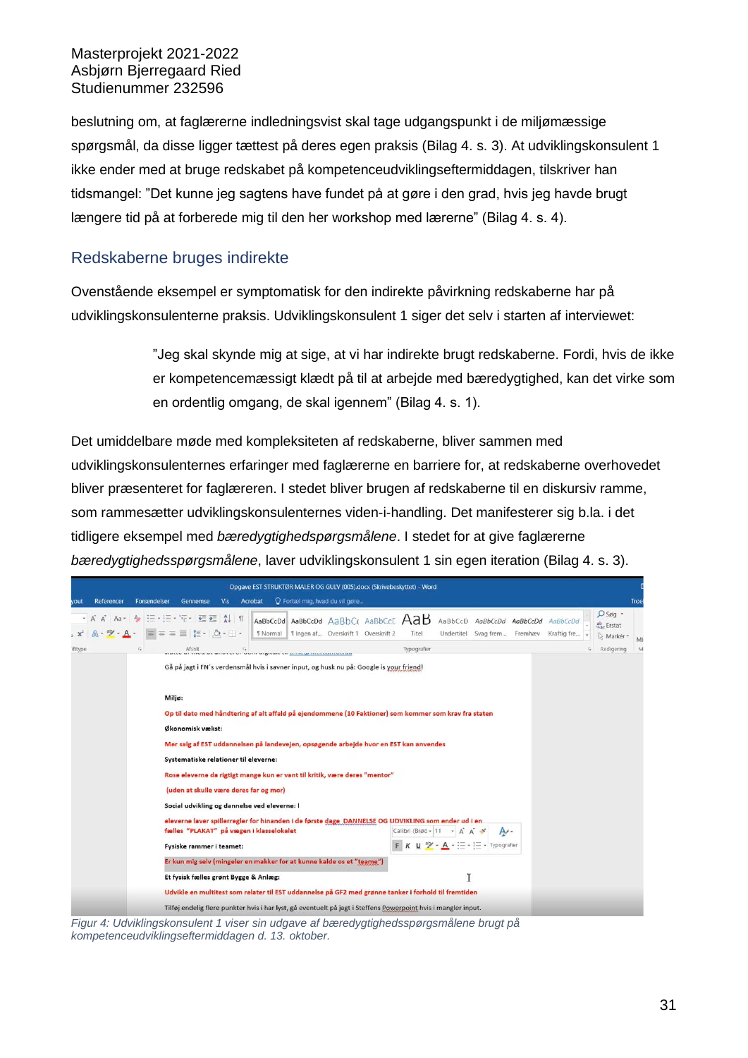beslutning om, at faglærerne indledningsvist skal tage udgangspunkt i de miljømæssige spørgsmål, da disse ligger tættest på deres egen praksis (Bilag 4. s. 3). At udviklingskonsulent 1 ikke ender med at bruge redskabet på kompetenceudviklingseftermiddagen, tilskriver han tidsmangel: "Det kunne jeg sagtens have fundet på at gøre i den grad, hvis jeg havde brugt længere tid på at forberede mig til den her workshop med lærerne" (Bilag 4. s. 4).

## Redskaberne bruges indirekte

Ovenstående eksempel er symptomatisk for den indirekte påvirkning redskaberne har på udviklingskonsulenterne praksis. Udviklingskonsulent 1 siger det selv i starten af interviewet:

> "Jeg skal skynde mig at sige, at vi har indirekte brugt redskaberne. Fordi, hvis de ikke er kompetencemæssigt klædt på til at arbejde med bæredygtighed, kan det virke som en ordentlig omgang, de skal igennem" (Bilag 4. s. 1).

Det umiddelbare møde med kompleksiteten af redskaberne, bliver sammen med udviklingskonsulenternes erfaringer med faglærerne en barriere for, at redskaberne overhovedet bliver præsenteret for faglæreren. I stedet bliver brugen af redskaberne til en diskursiv ramme, som rammesætter udviklingskonsulenternes viden-i-handling. Det manifesterer sig b.la. i det tidligere eksempel med *bæredygtighedspørgsmålene*. I stedet for at give faglærerne *bæredygtighedsspørgsmålene*, laver udviklingskonsulent 1 sin egen iteration (Bilag 4. s. 3).

*Figur 4: Udviklingskonsulent 1 viser sin udgave af bæredygtighedsspørgsmålene brugt på kompetenceudviklingseftermiddagen d. 13. oktober.*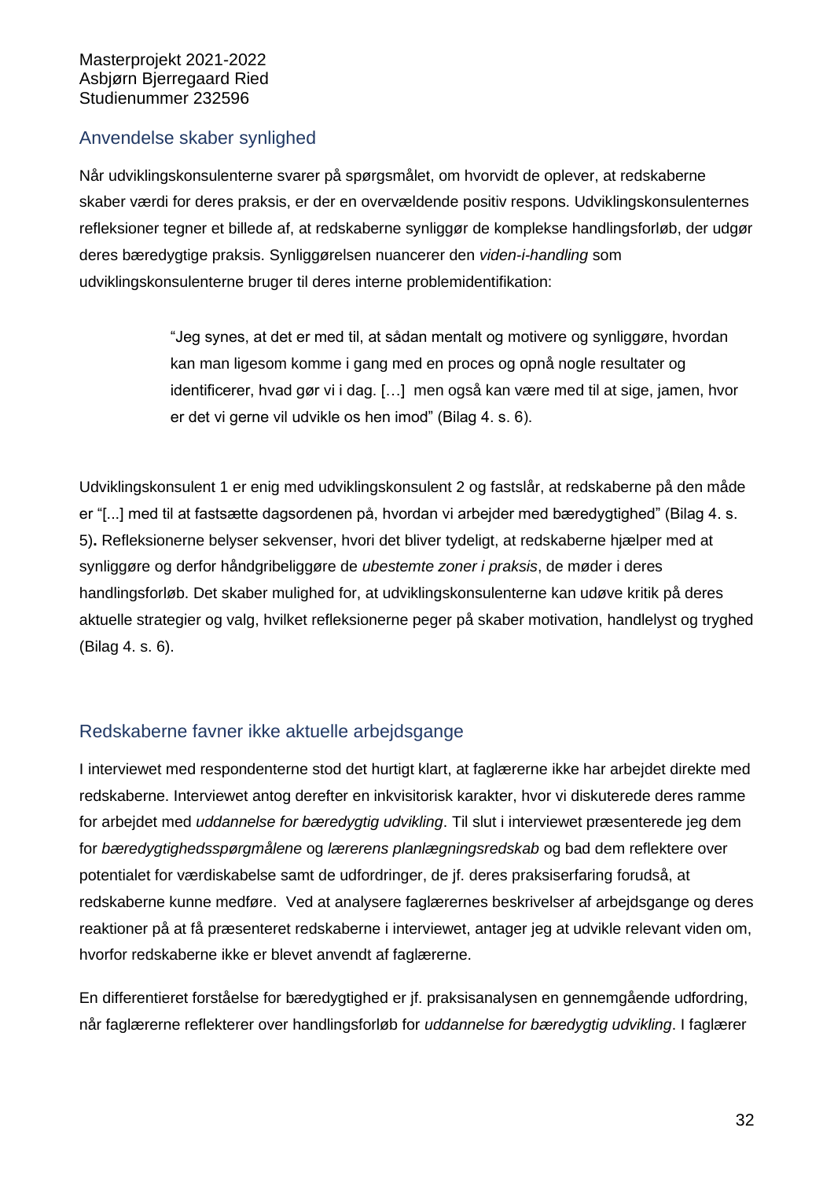## Anvendelse skaber synlighed

Når udviklingskonsulenterne svarer på spørgsmålet, om hvorvidt de oplever, at redskaberne skaber værdi for deres praksis, er der en overvældende positiv respons. Udviklingskonsulenternes refleksioner tegner et billede af, at redskaberne synliggør de komplekse handlingsforløb, der udgør deres bæredygtige praksis. Synliggørelsen nuancerer den *viden-i-handling* som udviklingskonsulenterne bruger til deres interne problemidentifikation:

> "Jeg synes, at det er med til, at sådan mentalt og motivere og synliggøre, hvordan kan man ligesom komme i gang med en proces og opnå nogle resultater og identificerer, hvad gør vi i dag. […] men også kan være med til at sige, jamen, hvor er det vi gerne vil udvikle os hen imod" (Bilag 4. s. 6).

Udviklingskonsulent 1 er enig med udviklingskonsulent 2 og fastslår, at redskaberne på den måde er "[...] med til at fastsætte dagsordenen på, hvordan vi arbejder med bæredygtighed" (Bilag 4. s. 5)**.** Refleksionerne belyser sekvenser, hvori det bliver tydeligt, at redskaberne hjælper med at synliggøre og derfor håndgribeliggøre de *ubestemte zoner i praksis*, de møder i deres handlingsforløb. Det skaber mulighed for, at udviklingskonsulenterne kan udøve kritik på deres aktuelle strategier og valg, hvilket refleksionerne peger på skaber motivation, handlelyst og tryghed (Bilag 4. s. 6).

## Redskaberne favner ikke aktuelle arbejdsgange

I interviewet med respondenterne stod det hurtigt klart, at faglærerne ikke har arbejdet direkte med redskaberne. Interviewet antog derefter en inkvisitorisk karakter, hvor vi diskuterede deres ramme for arbejdet med *uddannelse for bæredygtig udvikling*. Til slut i interviewet præsenterede jeg dem for *bæredygtighedsspørgmålene* og *lærerens planlægningsredskab* og bad dem reflektere over potentialet for værdiskabelse samt de udfordringer, de jf. deres praksiserfaring forudså, at redskaberne kunne medføre. Ved at analysere faglærernes beskrivelser af arbejdsgange og deres reaktioner på at få præsenteret redskaberne i interviewet, antager jeg at udvikle relevant viden om, hvorfor redskaberne ikke er blevet anvendt af faglærerne.

En differentieret forståelse for bæredygtighed er jf. praksisanalysen en gennemgående udfordring, når faglærerne reflekterer over handlingsforløb for *uddannelse for bæredygtig udvikling*. I faglærer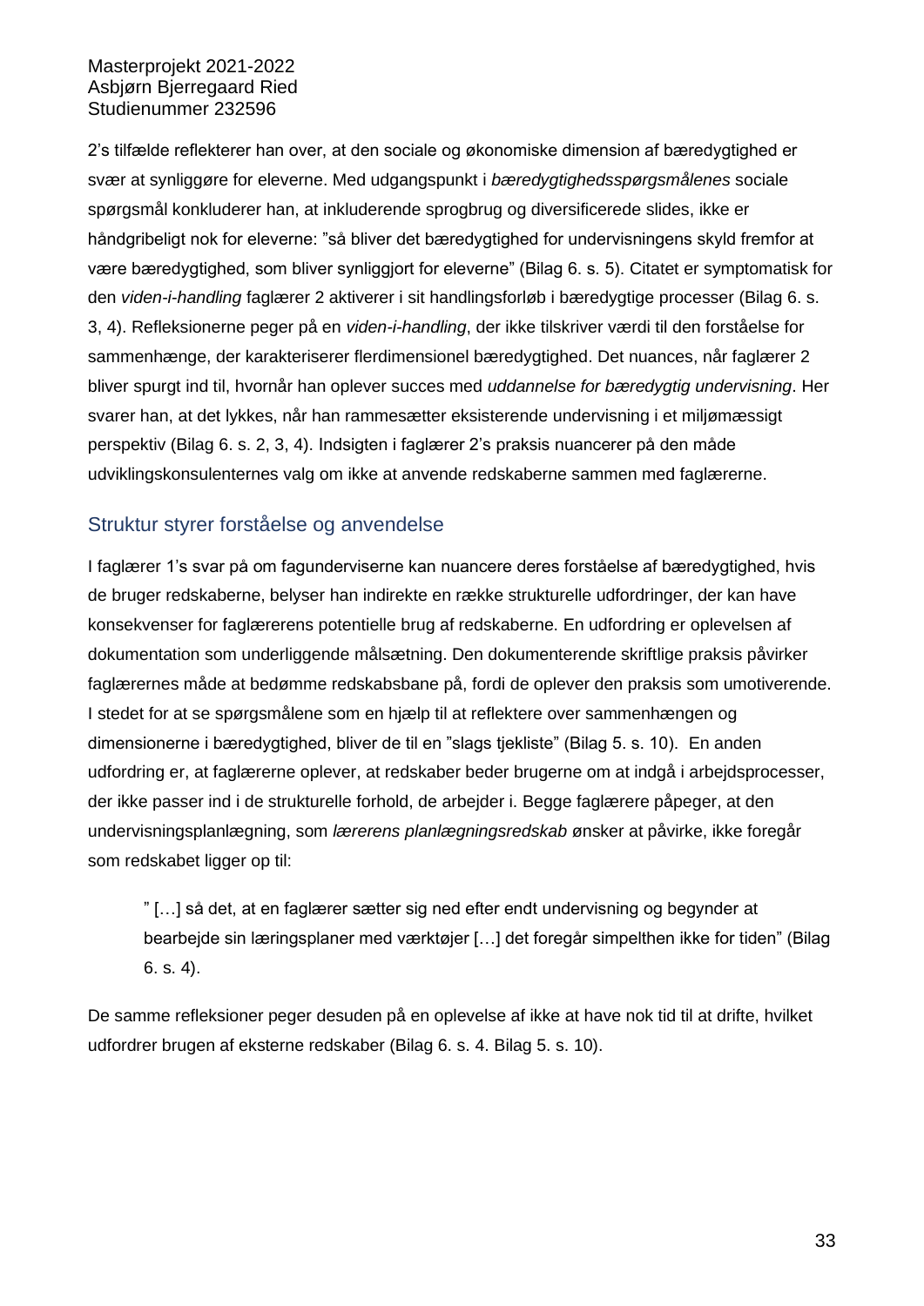2's tilfælde reflekterer han over, at den sociale og økonomiske dimension af bæredygtighed er svær at synliggøre for eleverne. Med udgangspunkt i *bæredygtighedsspørgsmålenes* sociale spørgsmål konkluderer han, at inkluderende sprogbrug og diversificerede slides, ikke er håndgribeligt nok for eleverne: "så bliver det bæredygtighed for undervisningens skyld fremfor at være bæredygtighed, som bliver synliggjort for eleverne" (Bilag 6. s. 5). Citatet er symptomatisk for den *viden-i-handling* faglærer 2 aktiverer i sit handlingsforløb i bæredygtige processer (Bilag 6. s. 3, 4). Refleksionerne peger på en *viden-i-handling*, der ikke tilskriver værdi til den forståelse for sammenhænge, der karakteriserer flerdimensionel bæredygtighed. Det nuances, når faglærer 2 bliver spurgt ind til, hvornår han oplever succes med *uddannelse for bæredygtig undervisning*. Her svarer han, at det lykkes, når han rammesætter eksisterende undervisning i et miljømæssigt perspektiv (Bilag 6. s. 2, 3, 4). Indsigten i faglærer 2's praksis nuancerer på den måde udviklingskonsulenternes valg om ikke at anvende redskaberne sammen med faglærerne.

## Struktur styrer forståelse og anvendelse

I faglærer 1's svar på om fagunderviserne kan nuancere deres forståelse af bæredygtighed, hvis de bruger redskaberne, belyser han indirekte en række strukturelle udfordringer, der kan have konsekvenser for faglærerens potentielle brug af redskaberne. En udfordring er oplevelsen af dokumentation som underliggende målsætning. Den dokumenterende skriftlige praksis påvirker faglærernes måde at bedømme redskabsbane på, fordi de oplever den praksis som umotiverende. I stedet for at se spørgsmålene som en hjælp til at reflektere over sammenhængen og dimensionerne i bæredygtighed, bliver de til en "slags tjekliste" (Bilag 5. s. 10). En anden udfordring er, at faglærerne oplever, at redskaber beder brugerne om at indgå i arbejdsprocesser, der ikke passer ind i de strukturelle forhold, de arbejder i. Begge faglærere påpeger, at den undervisningsplanlægning, som *lærerens planlægningsredskab* ønsker at påvirke, ikke foregår som redskabet ligger op til:

> " […] så det, at en faglærer sætter sig ned efter endt undervisning og begynder at bearbejde sin læringsplaner med værktøjer […] det foregår simpelthen ikke for tiden" (Bilag 6. s. 4).

De samme refleksioner peger desuden på en oplevelse af ikke at have nok tid til at drifte, hvilket udfordrer brugen af eksterne redskaber (Bilag 6. s. 4. Bilag 5. s. 10).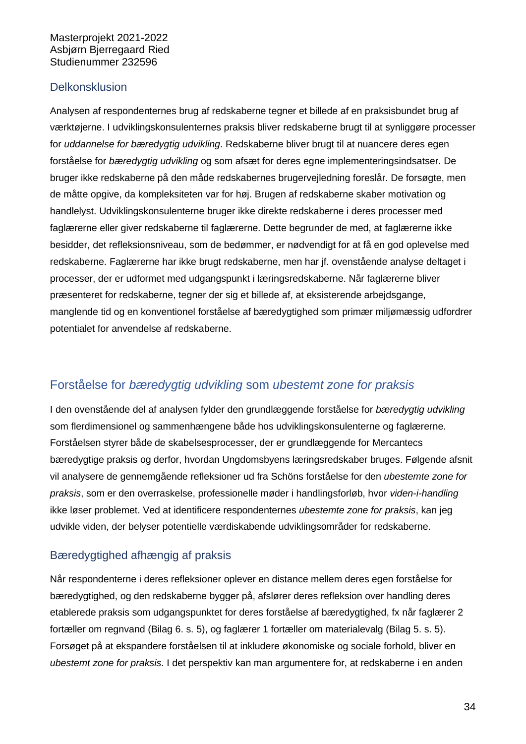## Delkonklusion

Analysen af respondenternes brug af redskaberne tegner et billede af en praksisbundet brug af værktøjerne. I udviklingskonsulenternes praksis bliver redskaberne brugt til at synliggøre processer for *uddannelse for bæredygtig udvikling*. Redskaberne bliver brugt til at nuancere deres egen forståelse for *bæredygtig udvikling* og som afsæt for deres egne implementeringsindsatser. De bruger ikke redskaberne på den måde redskabernes brugervejledning foreslår. De forsøgte, men de måtte opgive, da kompleksiteten var for høj. Brugen af redskaberne skaber motivation og handlelyst. Udviklingskonsulenterne bruger ikke direkte redskaberne i deres processer med faglærerne eller giver redskaberne til faglærerne. Dette begrunder de med, at faglærerne ikke besidder, det refleksionsniveau, som de bedømmer, er nødvendigt for at få en god oplevelse med redskaberne. Faglærerne har ikke brugt redskaberne, men har jf. ovenstående analyse deltaget i processer, der er udformet med udgangspunkt i læringsredskaberne. Når faglærerne bliver præsenteret for redskaberne, tegner der sig et billede af, at eksisterende arbejdsgange, manglende tid og en konventionel forståelse af bæredygtighed som primær miljømæssig udfordrer potentialet for anvendelse af redskaberne.

## Forståelse for *bæredygtig udvikling* som *ubestemt zone for praksis*

I den ovenstående del af analysen fylder den grundlæggende forståelse for *bæredygtig udvikling* som flerdimensionel og sammenhængene både hos udviklingskonsulenterne og faglærerne. Forståelsen styrer både de skabelsesprocesser, der er grundlæggende for Mercantecs bæredygtige praksis og derfor, hvordan Ungdomsbyens læringsredskaber bruges. Følgende afsnit vil analysere de gennemgående refleksioner ud fra Schöns forståelse for den *ubestemte zone for praksis*, som er den overraskelse, professionelle møder i handlingsforløb, hvor *viden-i-handling* ikke løser problemet. Ved at identificere respondenternes *ubestemte zone for praksis*, kan jeg udvikle viden, der belyser potentielle værdiskabende udviklingsområder for redskaberne.

### Bæredygtighed afhængig af praksis

Når respondenterne i deres refleksioner oplever en distance mellem deres egen forståelse for bæredygtighed, og den redskaberne bygger på, afslører deres refleksion over handling deres etablerede praksis som udgangspunktet for deres forståelse af bæredygtighed, fx når faglærer 2 fortæller om regnvand (Bilag 6. s. 5), og faglærer 1 fortæller om materialevalg (Bilag 5. s. 5). Forsøget på at ekspandere forståelsen til at inkludere økonomiske og sociale forhold, bliver en *ubestemt zone for praksis*. I det perspektiv kan man argumentere for, at redskaberne i en anden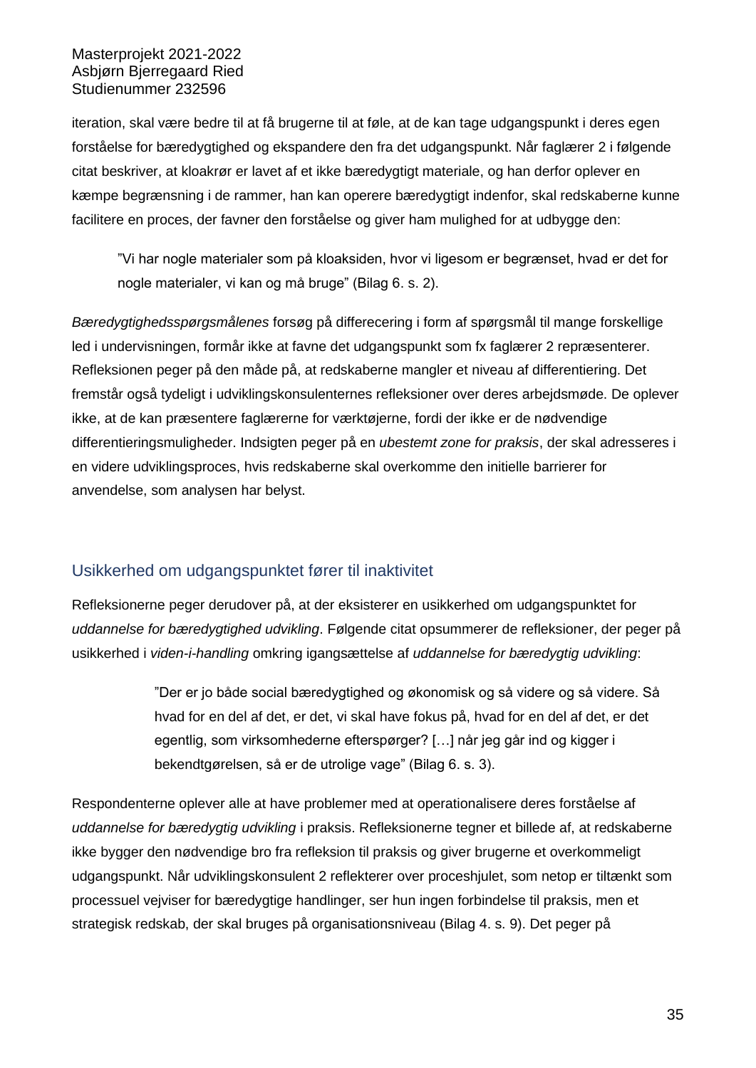iteration, skal være bedre til at få brugerne til at føle, at de kan tage udgangspunkt i deres egen forståelse for bæredygtighed og ekspandere den fra det udgangspunkt. Når faglærer 2 i følgende citat beskriver, at kloakrør er lavet af et ikke bæredygtigt materiale, og han derfor oplever en kæmpe begrænsning i de rammer, han kan operere bæredygtigt indenfor, skal redskaberne kunne facilitere en proces, der favner den forståelse og giver ham mulighed for at udbygge den:

> ”Vi har nogle materialer som på kloaksiden, hvor vi ligesom er begrænset, hvad er det for nogle materialer, vi kan og må bruge” (Bilag 6. s. 2).

*Bæredygtighedsspørgsmålenes* forsøg på differecering i form af spørgsmål til mange forskellige led i undervisningen, formår ikke at favne det udgangspunkt som fx faglærer 2 repræsenterer. Refleksionen peger på den måde på, at redskaberne mangler et niveau af differentiering. Det fremstår også tydeligt i udviklingskonsulenternes refleksioner over deres arbejdsmøde. De oplever ikke, at de kan præsentere faglærerne for værktøjerne, fordi der ikke er de nødvendige differentieringsmuligheder. Indsigten peger på en *ubestemt zone for praksis*, der skal adresseres i en videre udviklingsproces, hvis redskaberne skal overkomme den initielle barrierer for anvendelse, som analysen har belyst.

## Usikkerhed om udgangspunktet fører til inaktivitet

Refleksionerne peger derudover på, at der eksisterer en usikkerhed om udgangspunktet for *uddannelse for bæredygtighed udvikling*. Følgende citat opsummerer de refleksioner, der peger på usikkerhed i *viden-i-handling* omkring igangsættelse af *uddannelse for bæredygtig udvikling*:

> ”Der er jo både social bæredygtighed og økonomisk og så videre og så videre. Så hvad for en del af det, er det, vi skal have fokus på, hvad for en del af det, er det egentlig, som virksomhederne efterspørger? […] når jeg går ind og kigger i bekendtgørelsen, så er de utrolige vage” (Bilag 6. s. 3).

Respondenterne oplever alle at have problemer med at operationalisere deres forståelse af *uddannelse for bæredygtig udvikling* i praksis. Refleksionerne tegner et billede af, at redskaberne ikke bygger den nødvendige bro fra refleksion til praksis og giver brugerne et overkommeligt udgangspunkt. Når udviklingskonsulent 2 reflekterer over proceshjulet, som netop er tiltænkt som processuel vejviser for bæredygtige handlinger, ser hun ingen forbindelse til praksis, men et strategisk redskab, der skal bruges på organisationsniveau (Bilag 4. s. 9). Det peger på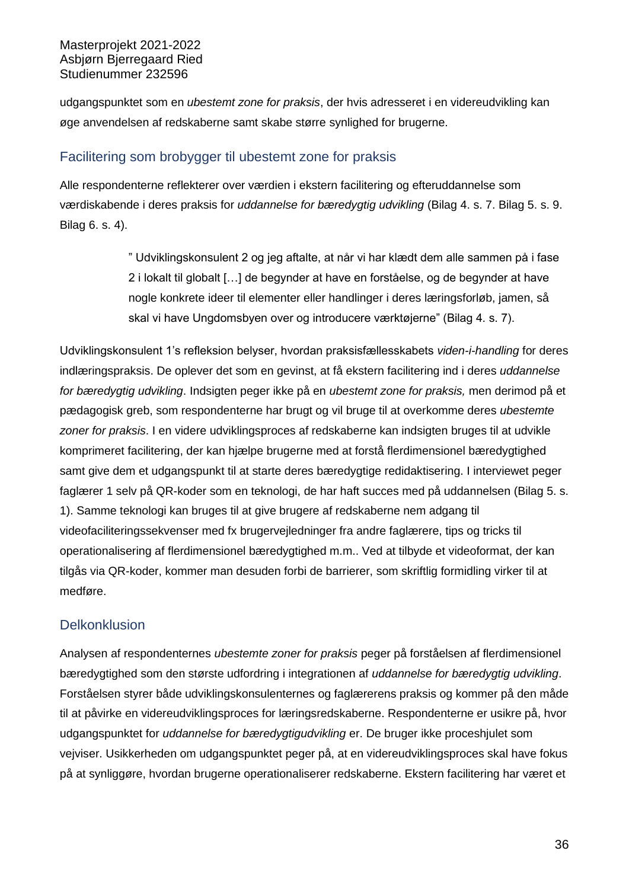udgangspunktet som en *ubestemt zone for praksis*, der hvis adresseret i en videreudvikling kan øge anvendelsen af redskaberne samt skabe større synlighed for brugerne.

## Facilitering som brobygger til ubestemt zone for praksis

Alle respondenterne reflekterer over værdien i ekstern facilitering og efteruddannelse som værdiskabende i deres praksis for *uddannelse for bæredygtig udvikling* (Bilag 4. s. 7. Bilag 5. s. 9. Bilag 6. s. 4).

> ” Udviklingskonsulent 2 og jeg aftalte, at når vi har klædt dem alle sammen på i fase 2 i lokalt til globalt […] de begynder at have en forståelse, og de begynder at have nogle konkrete ideer til elementer eller handlinger i deres læringsforløb, jamen, så skal vi have Ungdomsbyen over og introducere værktøjerne” (Bilag 4. s. 7).

Udviklingskonsulent 1’s refleksion belyser, hvordan praksisfællesskabets *viden-i-handling* for deres indlæringspraksis. De oplever det som en gevinst, at få ekstern facilitering ind i deres *uddannelse for bæredygtig udvikling*. Indsigten peger ikke på en *ubestemt zone for praksis,* men derimod på et pædagogisk greb, som respondenterne har brugt og vil bruge til at overkomme deres *ubestemte zoner for praksis*. I en videre udviklingsproces af redskaberne kan indsigten bruges til at udvikle komprimeret facilitering, der kan hjælpe brugerne med at forstå flerdimensionel bæredygtighed samt give dem et udgangspunkt til at starte deres bæredygtige redidaktisering. I interviewet peger faglærer 1 selv på QR-koder som en teknologi, de har haft succes med på uddannelsen (Bilag 5. s. 1). Samme teknologi kan bruges til at give brugere af redskaberne nem adgang til videofaciliteringssekvenser med fx brugervejledninger fra andre faglærere, tips og tricks til operationalisering af flerdimensionel bæredygtighed m.m.. Ved at tilbyde et videoformat, der kan tilgås via QR-koder, kommer man desuden forbi de barrierer, som skriftlig formidling virker til at medføre.

## Delkonklusion

Analysen af respondenternes *ubestemte zoner for praksis* peger på forståelsen af flerdimensionel bæredygtighed som den største udfordring i integrationen af *uddannelse for bæredygtig udvikling*. Forståelsen styrer både udviklingskonsulenternes og faglærerens praksis og kommer på den måde til at påvirke en videreudviklingsproces for læringsredskaberne. Respondenterne er usikre på, hvor udgangspunktet for *uddannelse for bæredygtigudvikling* er. De bruger ikke proceshjulet som vejviser. Usikkerheden om udgangspunktet peger på, at en videreudviklingsproces skal have fokus på at synliggøre, hvordan brugerne operationaliserer redskaberne. Ekstern facilitering har været et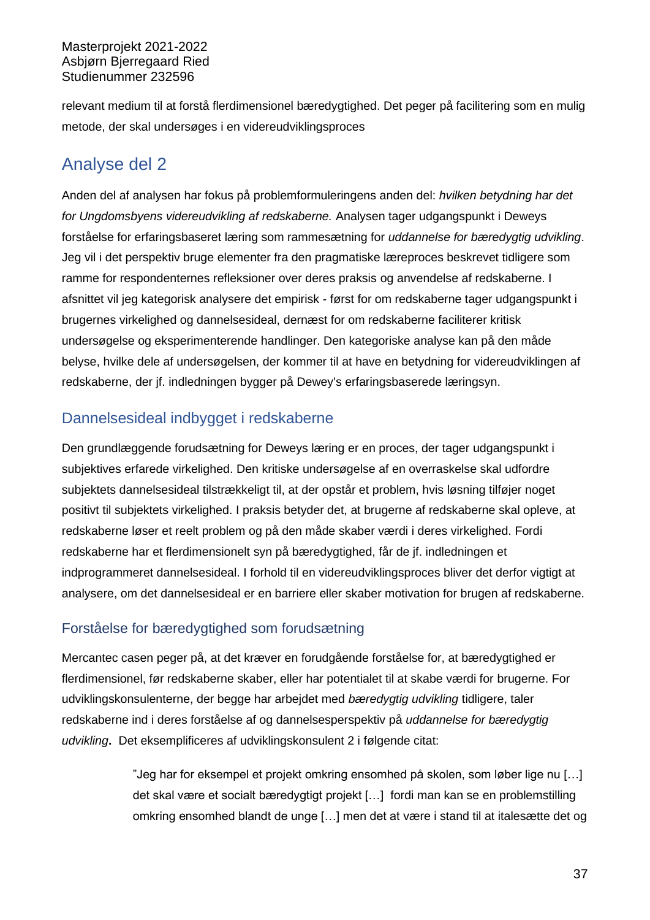relevant medium til at forstå flerdimensionel bæredygtighed. Det peger på facilitering som en mulig metode, der skal undersøges i en videreudviklingsproces

# Analyse del 2

Anden del af analysen har fokus på problemformuleringens anden del: *hvilken betydning har det for Ungdomsbyens videreudvikling af redskaberne.* Analysen tager udgangspunkt i Deweys forståelse for erfaringsbaseret læring som rammesætning for *uddannelse for bæredygtig udvikling*. Jeg vil i det perspektiv bruge elementer fra den pragmatiske læreproces beskrevet tidligere som ramme for respondenternes refleksioner over deres praksis og anvendelse af redskaberne. I afsnittet vil jeg kategorisk analysere det empirisk - først for om redskaberne tager udgangspunkt i brugernes virkelighed og dannelsesideal, dernæst for om redskaberne faciliterer kritisk undersøgelse og eksperimenterende handlinger. Den kategoriske analyse kan på den måde belyse, hvilke dele af undersøgelsen, der kommer til at have en betydning for videreudviklingen af redskaberne, der jf. indledningen bygger på Dewey's erfaringsbaserede læringsyn.

## Dannelsesideal indbygget i redskaberne

Den grundlæggende forudsætning for Deweys læring er en proces, der tager udgangspunkt i subjektives erfarede virkelighed. Den kritiske undersøgelse af en overraskelse skal udfordre subjektets dannelsesideal tilstrækkeligt til, at der opstår et problem, hvis løsning tilføjer noget positivt til subjektets virkelighed. I praksis betyder det, at brugerne af redskaberne skal opleve, at redskaberne løser et reelt problem og på den måde skaber værdi i deres virkelighed. Fordi redskaberne har et flerdimensionelt syn på bæredygtighed, får de jf. indledningen et indprogrammeret dannelsesideal. I forhold til en videreudviklingsproces bliver det derfor vigtigt at analysere, om det dannelsesideal er en barriere eller skaber motivation for brugen af redskaberne.

### Forståelse for bæredygtighed som forudsætning

Mercantec casen peger på, at det kræver en forudgående forståelse for, at bæredygtighed er flerdimensionel, før redskaberne skaber, eller har potentialet til at skabe værdi for brugerne. For udviklingskonsulenterne, der begge har arbejdet med *bæredygtig udvikling* tidligere, taler redskaberne ind i deres forståelse af og dannelsesperspektiv på *uddannelse for bæredygtig udvikling***.** Det eksemplificeres af udviklingskonsulent 2 i følgende citat:

> "Jeg har for eksempel et projekt omkring ensomhed på skolen, som løber lige nu […] det skal være et socialt bæredygtigt projekt […] fordi man kan se en problemstilling omkring ensomhed blandt de unge […] men det at være i stand til at italesætte det og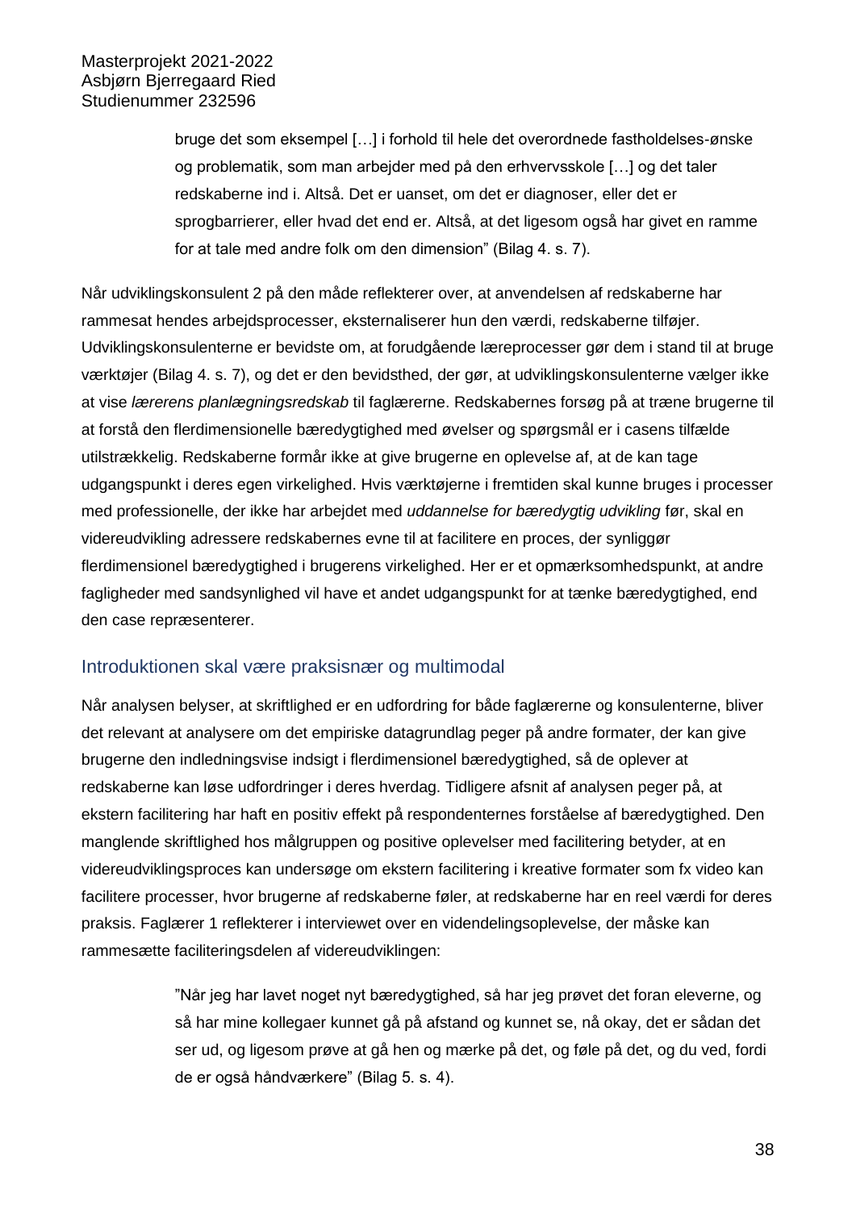> bruge det som eksempel […] i forhold til hele det overordnede fastholdelses-ønske og problematik, som man arbejder med på den erhvervsskole […] og det taler redskaberne ind i. Altså. Det er uanset, om det er diagnoser, eller det er sprogbarrierer, eller hvad det end er. Altså, at det ligesom også har givet en ramme for at tale med andre folk om den dimension" (Bilag 4. s. 7).

Når udviklingskonsulent 2 på den måde reflekterer over, at anvendelsen af redskaberne har rammesat hendes arbejdsprocesser, eksternaliserer hun den værdi, redskaberne tilføjer. Udviklingskonsulenterne er bevidste om, at forudgående læreprocesser gør dem i stand til at bruge værktøjer (Bilag 4. s. 7), og det er den bevidsthed, der gør, at udviklingskonsulenterne vælger ikke at vise *lærerens planlægningsredskab* til faglærerne. Redskabernes forsøg på at træne brugerne til at forstå den flerdimensionelle bæredygtighed med øvelser og spørgsmål er i casens tilfælde utilstrækkelig. Redskaberne formår ikke at give brugerne en oplevelse af, at de kan tage udgangspunkt i deres egen virkelighed. Hvis værktøjerne i fremtiden skal kunne bruges i processer med professionelle, der ikke har arbejdet med *uddannelse for bæredygtig udvikling* før, skal en videreudvikling adressere redskabernes evne til at facilitere en proces, der synliggør flerdimensionel bæredygtighed i brugerens virkelighed. Her er et opmærksomhedspunkt, at andre fagligheder med sandsynlighed vil have et andet udgangspunkt for at tænke bæredygtighed, end den case repræsenterer.

## Introduktionen skal være praksisnær og multimodal

Når analysen belyser, at skriftlighed er en udfordring for både faglærerne og konsulenterne, bliver det relevant at analysere om det empiriske datagrundlag peger på andre formater, der kan give brugerne den indledningsvise indsigt i flerdimensionel bæredygtighed, så de oplever at redskaberne kan løse udfordringer i deres hverdag. Tidligere afsnit af analysen peger på, at ekstern facilitering har haft en positiv effekt på respondenternes forståelse af bæredygtighed. Den manglende skriftlighed hos målgruppen og positive oplevelser med facilitering betyder, at en videreudviklingsproces kan undersøge om ekstern facilitering i kreative formater som fx video kan facilitere processer, hvor brugerne af redskaberne føler, at redskaberne har en reel værdi for deres praksis. Faglærer 1 reflekterer i interviewet over en videndelingsoplevelse, der måske kan rammesætte faciliteringsdelen af videreudviklingen:

> "Når jeg har lavet noget nyt bæredygtighed, så har jeg prøvet det foran eleverne, og så har mine kollegaer kunnet gå på afstand og kunnet se, nå okay, det er sådan det ser ud, og ligesom prøve at gå hen og mærke på det, og føle på det, og du ved, fordi de er også håndværkere" (Bilag 5. s. 4).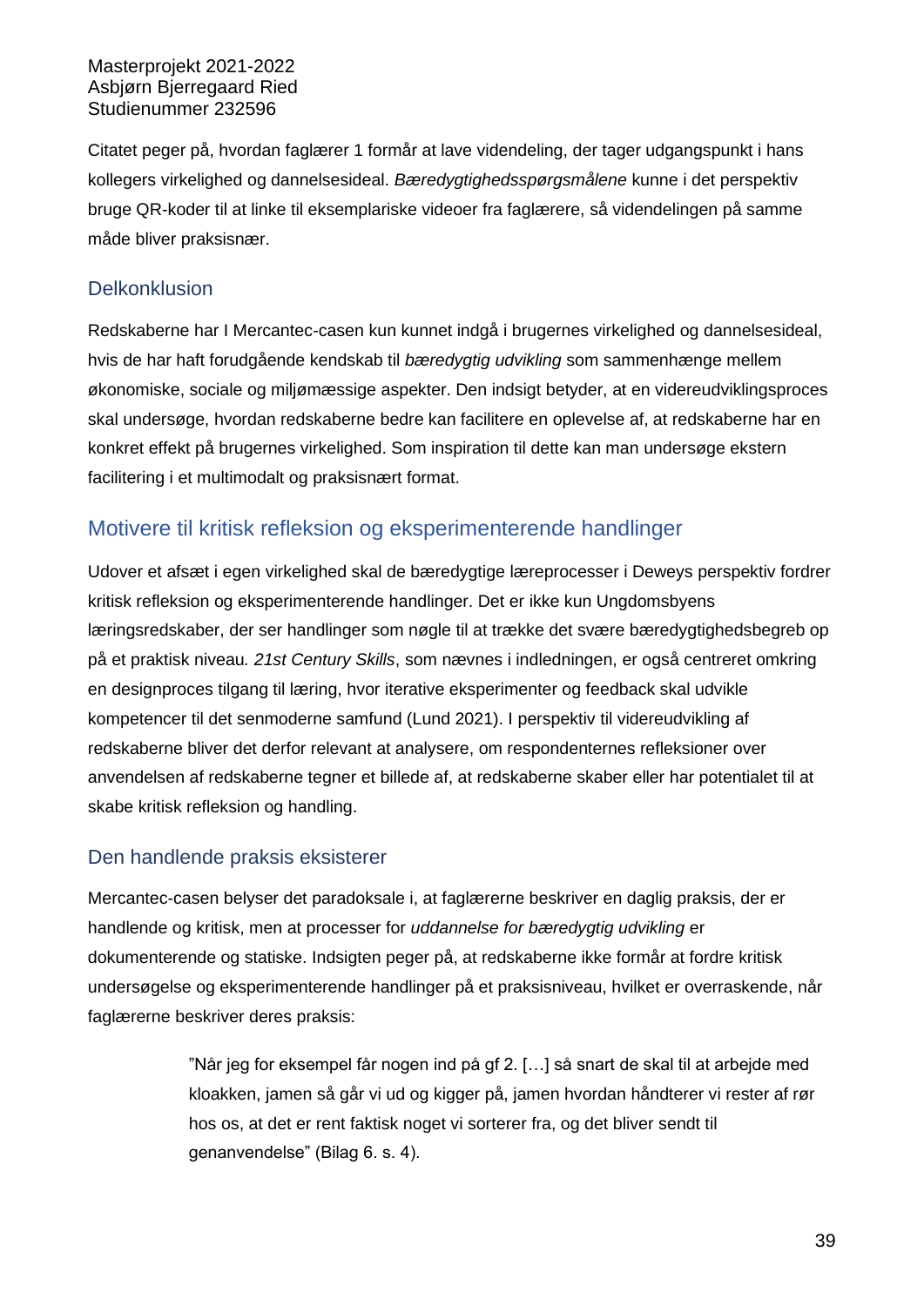Citatet peger på, hvordan faglærer 1 formår at lave videndeling, der tager udgangspunkt i hans kollegers virkelighed og dannelsesideal. *Bæredygtighedsspørgsmålene* kunne i det perspektiv bruge QR-koder til at linke til eksemplariske videoer fra faglærere, så videndelingen på samme måde bliver praksisnær.

### Delkonklusion

Redskaberne har I Mercantec-casen kun kunnet indgå i brugernes virkelighed og dannelsesideal, hvis de har haft forudgående kendskab til *bæredygtig udvikling* som sammenhænge mellem økonomiske, sociale og miljømæssige aspekter. Den indsigt betyder, at en videreudviklingsproces skal undersøge, hvordan redskaberne bedre kan facilitere en oplevelse af, at redskaberne har en konkret effekt på brugernes virkelighed. Som inspiration til dette kan man undersøge ekstern facilitering i et multimodalt og praksisnært format.

## Motivere til kritisk refleksion og eksperimenterende handlinger

Udover et afsæt i egen virkelighed skal de bæredygtige læreprocesser i Deweys perspektiv fordrer kritisk refleksion og eksperimenterende handlinger. Det er ikke kun Ungdomsbyens læringsredskaber, der ser handlinger som nøgle til at trække det svære bæredygtighedsbegreb op på et praktisk niveau. *21st Century Skills*, som nævnes i indledningen, er også centreret omkring en designproces tilgang til læring, hvor iterative eksperimenter og feedback skal udvikle kompetencer til det senmoderne samfund (Lund 2021). I perspektiv til videreudvikling af redskaberne bliver det derfor relevant at analysere, om respondenternes refleksioner over anvendelsen af redskaberne tegner et billede af, at redskaberne skaber eller har potentialet til at skabe kritisk refleksion og handling.

### Den handlende praksis eksisterer

Mercantec-casen belyser det paradoksale i, at faglærerne beskriver en daglig praksis, der er handlende og kritisk, men at processer for *uddannelse for bæredygtig udvikling* er dokumenterende og statiske. Indsigten peger på, at redskaberne ikke formår at fordre kritisk undersøgelse og eksperimenterende handlinger på et praksisniveau, hvilket er overraskende, når faglærerne beskriver deres praksis:

> ”Når jeg for eksempel får nogen ind på gf 2. […] så snart de skal til at arbejde med kloakken, jamen så går vi ud og kigger på, jamen hvordan håndterer vi rester af rør hos os, at det er rent faktisk noget vi sorterer fra, og det bliver sendt til genanvendelse” (Bilag 6. s. 4).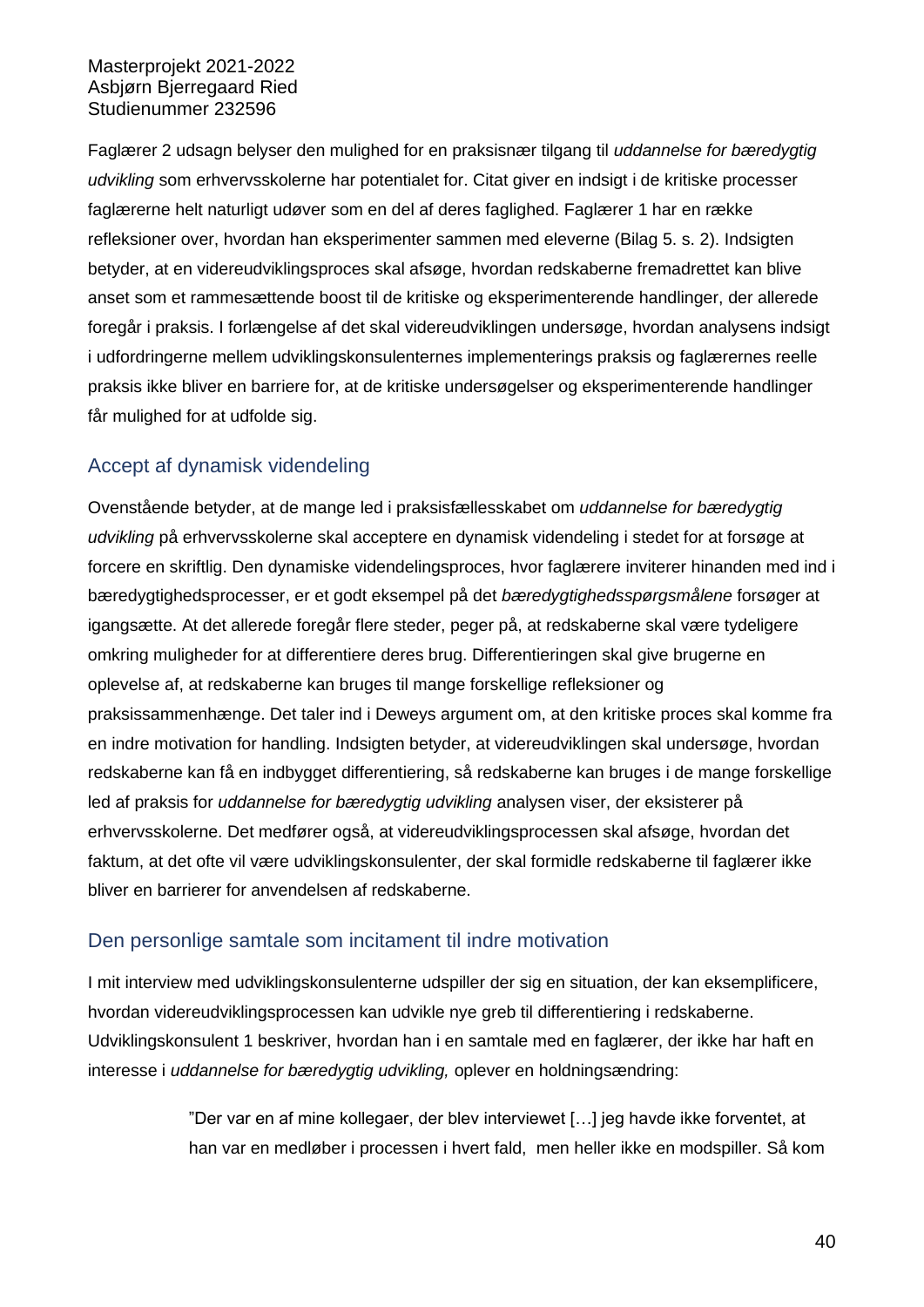Faglærer 2 udsagn belyser den mulighed for en praksisnær tilgang til *uddannelse for bæredygtig udvikling* som erhvervsskolerne har potentialet for. Citat giver en indsigt i de kritiske processer faglærerne helt naturligt udøver som en del af deres faglighed. Faglærer 1 har en række refleksioner over, hvordan han eksperimenter sammen med eleverne (Bilag 5. s. 2). Indsigten betyder, at en videreudviklingsproces skal afsøge, hvordan redskaberne fremadrettet kan blive anset som et rammesættende boost til de kritiske og eksperimenterende handlinger, der allerede foregår i praksis. I forlængelse af det skal videreudviklingen undersøge, hvordan analysens indsigt i udfordringerne mellem udviklingskonsulenternes implementerings praksis og faglærernes reelle praksis ikke bliver en barriere for, at de kritiske undersøgelser og eksperimenterende handlinger får mulighed for at udfolde sig.

## Accept af dynamisk videndeling

Ovenstående betyder, at de mange led i praksisfællesskabet om *uddannelse for bæredygtig udvikling* på erhvervsskolerne skal acceptere en dynamisk videndeling i stedet for at forsøge at forcere en skriftlig. Den dynamiske videndelingsproces, hvor faglærere inviterer hinanden med ind i bæredygtighedsprocesser, er et godt eksempel på det *bæredygtighedsspørgsmålene* forsøger at igangsætte. At det allerede foregår flere steder, peger på, at redskaberne skal være tydeligere omkring muligheder for at differentiere deres brug. Differentieringen skal give brugerne en oplevelse af, at redskaberne kan bruges til mange forskellige refleksioner og praksissammenhænge. Det taler ind i Deweys argument om, at den kritiske proces skal komme fra en indre motivation for handling. Indsigten betyder, at videreudviklingen skal undersøge, hvordan redskaberne kan få en indbygget differentiering, så redskaberne kan bruges i de mange forskellige led af praksis for *uddannelse for bæredygtig udvikling* analysen viser, der eksisterer på erhvervsskolerne. Det medfører også, at videreudviklingsprocessen skal afsøge, hvordan det faktum, at det ofte vil være udviklingskonsulenter, der skal formidle redskaberne til faglærer ikke bliver en barrierer for anvendelsen af redskaberne.

## Den personlige samtale som incitament til indre motivation

I mit interview med udviklingskonsulenterne udspiller der sig en situation, der kan eksemplificere, hvordan videreudviklingsprocessen kan udvikle nye greb til differentiering i redskaberne. Udviklingskonsulent 1 beskriver, hvordan han i en samtale med en faglærer, der ikke har haft en interesse i *uddannelse for bæredygtig udvikling,* oplever en holdningsændring:

> ”Der var en af mine kollegaer, der blev interviewet […] jeg havde ikke forventet, at han var en medløber i processen i hvert fald, men heller ikke en modspiller. Så kom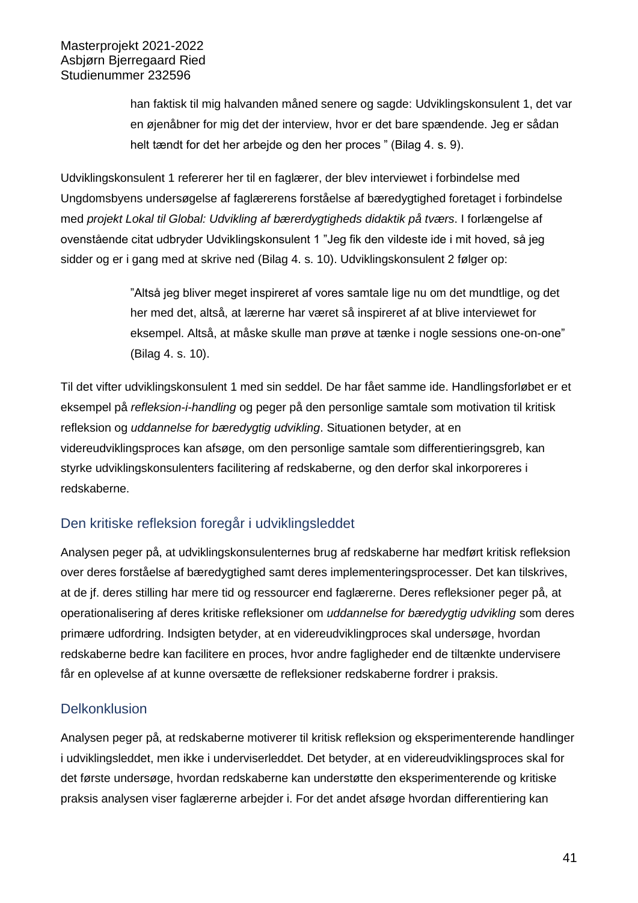> han faktisk til mig halvanden måned senere og sagde: Udviklingskonsulent 1, det var en øjenåbner for mig det der interview, hvor er det bare spændende. Jeg er sådan helt tændt for det her arbejde og den her proces ” (Bilag 4. s. 9).

Udviklingskonsulent 1 refererer her til en faglærer, der blev interviewet i forbindelse med Ungdomsbyens undersøgelse af faglærerens forståelse af bæredygtighed foretaget i forbindelse med *projekt Lokal til Global: Udvikling af bærerdygtigheds didaktik på tværs*. I forlængelse af ovenstående citat udbryder Udviklingskonsulent 1 ”Jeg fik den vildeste ide i mit hoved, så jeg sidder og er i gang med at skrive ned (Bilag 4. s. 10). Udviklingskonsulent 2 følger op:

> ”Altså jeg bliver meget inspireret af vores samtale lige nu om det mundtlige, og det her med det, altså, at lærerne har været så inspireret af at blive interviewet for eksempel. Altså, at måske skulle man prøve at tænke i nogle sessions one-on-one” (Bilag 4. s. 10).

Til det vifter udviklingskonsulent 1 med sin seddel. De har fået samme ide. Handlingsforløbet er et eksempel på *refleksion-i-handling* og peger på den personlige samtale som motivation til kritisk refleksion og *uddannelse for bæredygtig udvikling*. Situationen betyder, at en videreudviklingsproces kan afsøge, om den personlige samtale som differentieringsgreb, kan styrke udviklingskonsulenters facilitering af redskaberne, og den derfor skal inkorporeres i redskaberne.

## Den kritiske refleksion foregår i udviklingsleddet

Analysen peger på, at udviklingskonsulenternes brug af redskaberne har medført kritisk refleksion over deres forståelse af bæredygtighed samt deres implementeringsprocesser. Det kan tilskrives, at de jf. deres stilling har mere tid og ressourcer end faglærerne. Deres refleksioner peger på, at operationalisering af deres kritiske refleksioner om *uddannelse for bæredygtig udvikling* som deres primære udfordring. Indsigten betyder, at en videreudviklingproces skal undersøge, hvordan redskaberne bedre kan facilitere en proces, hvor andre fagligheder end de tiltænkte undervisere får en oplevelse af at kunne oversætte de refleksioner redskaberne fordrer i praksis.

## Delkonklusion

Analysen peger på, at redskaberne motiverer til kritisk refleksion og eksperimenterende handlinger i udviklingsleddet, men ikke i underviserleddet. Det betyder, at en videreudviklingsproces skal for det første undersøge, hvordan redskaberne kan understøtte den eksperimenterende og kritiske praksis analysen viser faglærerne arbejder i. For det andet afsøge hvordan differentiering kan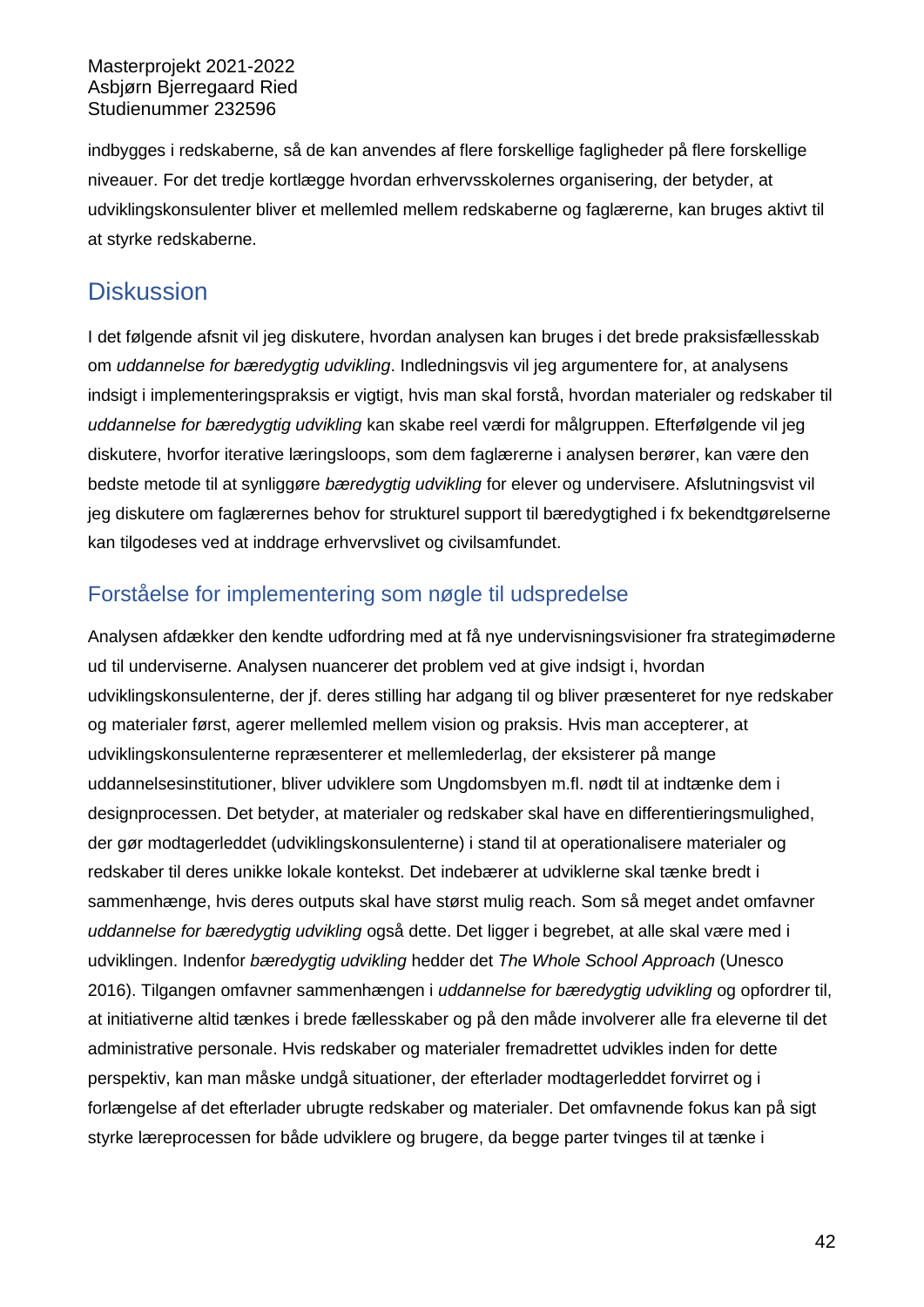indbygges i redskaberne, så de kan anvendes af flere forskellige fagligheder på flere forskellige niveauer. For det tredje kortlægge hvordan erhvervsskolernes organisering, der betyder, at udviklingskonsulenter bliver et mellemled mellem redskaberne og faglærerne, kan bruges aktivt til at styrke redskaberne.

# Diskussion

I det følgende afsnit vil jeg diskutere, hvordan analysen kan bruges i det brede praksisfællesskab om *uddannelse for bæredygtig udvikling*. Indledningsvis vil jeg argumentere for, at analysens indsigt i implementeringspraksis er vigtigt, hvis man skal forstå, hvordan materialer og redskaber til *uddannelse for bæredygtig udvikling* kan skabe reel værdi for målgruppen. Efterfølgende vil jeg diskutere, hvorfor iterative læringsloops, som dem faglærerne i analysen berører, kan være den bedste metode til at synliggøre *bæredygtig udvikling* for elever og undervisere. Afslutningsvist vil jeg diskutere om faglærernes behov for strukturel support til bæredygtighed i fx bekendtgørelserne kan tilgodeses ved at inddrage erhvervslivet og civilsamfundet.

## Forståelse for implementering som nøgle til udspredelse

Analysen afdækker den kendte udfordring med at få nye undervisningsvisioner fra strategimøderne ud til underviserne. Analysen nuancerer det problem ved at give indsigt i, hvordan udviklingskonsulenterne, der jf. deres stilling har adgang til og bliver præsenteret for nye redskaber og materialer først, agerer mellemled mellem vision og praksis. Hvis man accepterer, at udviklingskonsulenterne repræsenterer et mellemlederlag, der eksisterer på mange uddannelsesinstitutioner, bliver udviklere som Ungdomsbyen m.fl. nødt til at indtænke dem i designprocessen. Det betyder, at materialer og redskaber skal have en differentieringsmulighed, der gør modtagerleddet (udviklingskonsulenterne) i stand til at operationalisere materialer og redskaber til deres unikke lokale kontekst. Det indebærer at udviklerne skal tænke bredt i sammenhænge, hvis deres outputs skal have størst mulig reach. Som så meget andet omfavner *uddannelse for bæredygtig udvikling* også dette. Det ligger i begrebet, at alle skal være med i udviklingen. Indenfor *bæredygtig udvikling* hedder det *The Whole School Approach* (Unesco 2016). Tilgangen omfavner sammenhængen i *uddannelse for bæredygtig udvikling* og opfordrer til, at initiativerne altid tænkes i brede fællesskaber og på den måde involverer alle fra eleverne til det administrative personale. Hvis redskaber og materialer fremadrettet udvikles inden for dette perspektiv, kan man måske undgå situationer, der efterlader modtagerleddet forvirret og i forlængelse af det efterlader ubrugte redskaber og materialer. Det omfavnende fokus kan på sigt styrke læreprocessen for både udviklere og brugere, da begge parter tvinges til at tænke i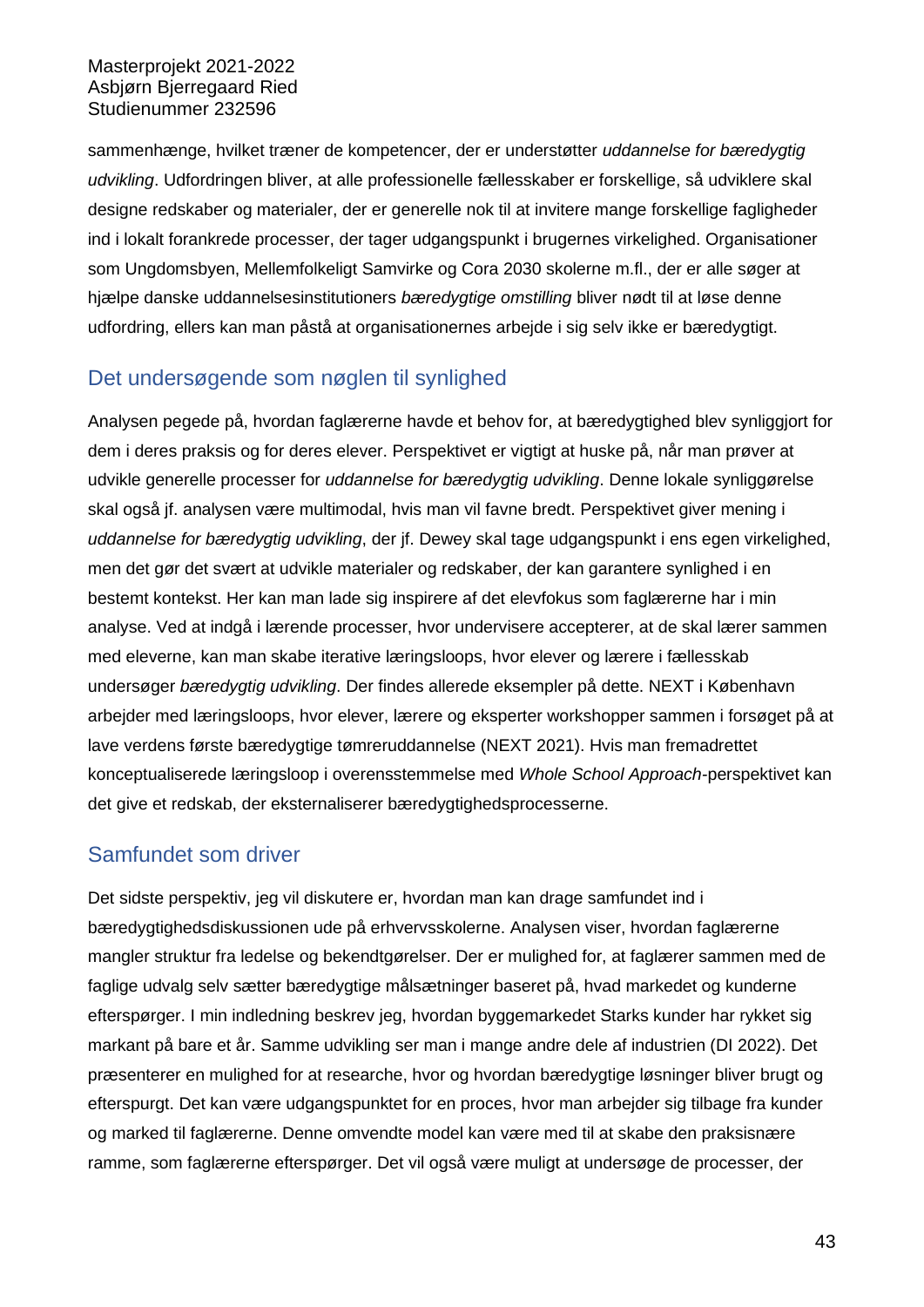sammenhænge, hvilket træner de kompetencer, der er understøtter *uddannelse for bæredygtig udvikling*. Udfordringen bliver, at alle professionelle fællesskaber er forskellige, så udviklere skal designe redskaber og materialer, der er generelle nok til at invitere mange forskellige fagligheder ind i lokalt forankrede processer, der tager udgangspunkt i brugernes virkelighed. Organisationer som Ungdomsbyen, Mellemfolkeligt Samvirke og Cora 2030 skolerne m.fl., der er alle søger at hjælpe danske uddannelsesinstitutioners *bæredygtige omstilling* bliver nødt til at løse denne udfordring, ellers kan man påstå at organisationernes arbejde i sig selv ikke er bæredygtigt.

## Det undersøgende som nøglen til synlighed

Analysen pegede på, hvordan faglærerne havde et behov for, at bæredygtighed blev synliggjort for dem i deres praksis og for deres elever. Perspektivet er vigtigt at huske på, når man prøver at udvikle generelle processer for *uddannelse for bæredygtig udvikling*. Denne lokale synliggørelse skal også jf. analysen være multimodal, hvis man vil favne bredt. Perspektivet giver mening i *uddannelse for bæredygtig udvikling*, der jf. Dewey skal tage udgangspunkt i ens egen virkelighed, men det gør det svært at udvikle materialer og redskaber, der kan garantere synlighed i en bestemt kontekst. Her kan man lade sig inspirere af det elevfokus som faglærerne har i min analyse. Ved at indgå i lærende processer, hvor undervisere accepterer, at de skal lærer sammen med eleverne, kan man skabe iterative læringsloops, hvor elever og lærere i fællesskab undersøger *bæredygtig udvikling*. Der findes allerede eksempler på dette. NEXT i København arbejder med læringsloops, hvor elever, lærere og eksperter workshopper sammen i forsøget på at lave verdens første bæredygtige tømreruddannelse (NEXT 2021). Hvis man fremadrettet konceptualiserede læringsloop i overensstemmelse med *Whole School Approach*-perspektivet kan det give et redskab, der eksternaliserer bæredygtighedsprocesserne.

## Samfundet som driver

Det sidste perspektiv, jeg vil diskutere er, hvordan man kan drage samfundet ind i bæredygtighedsdiskussionen ude på erhvervsskolerne. Analysen viser, hvordan faglærerne mangler struktur fra ledelse og bekendtgørelser. Der er mulighed for, at faglærer sammen med de faglige udvalg selv sætter bæredygtige målsætninger baseret på, hvad markedet og kunderne efterspørger. I min indledning beskrev jeg, hvordan byggemarkedet Starks kunder har rykket sig markant på bare et år. Samme udvikling ser man i mange andre dele af industrien (DI 2022). Det præsenterer en mulighed for at researche, hvor og hvordan bæredygtige løsninger bliver brugt og efterspurgt. Det kan være udgangspunktet for en proces, hvor man arbejder sig tilbage fra kunder og marked til faglærerne. Denne omvendte model kan være med til at skabe den praksisnære ramme, som faglærerne efterspørger. Det vil også være muligt at undersøge de processer, der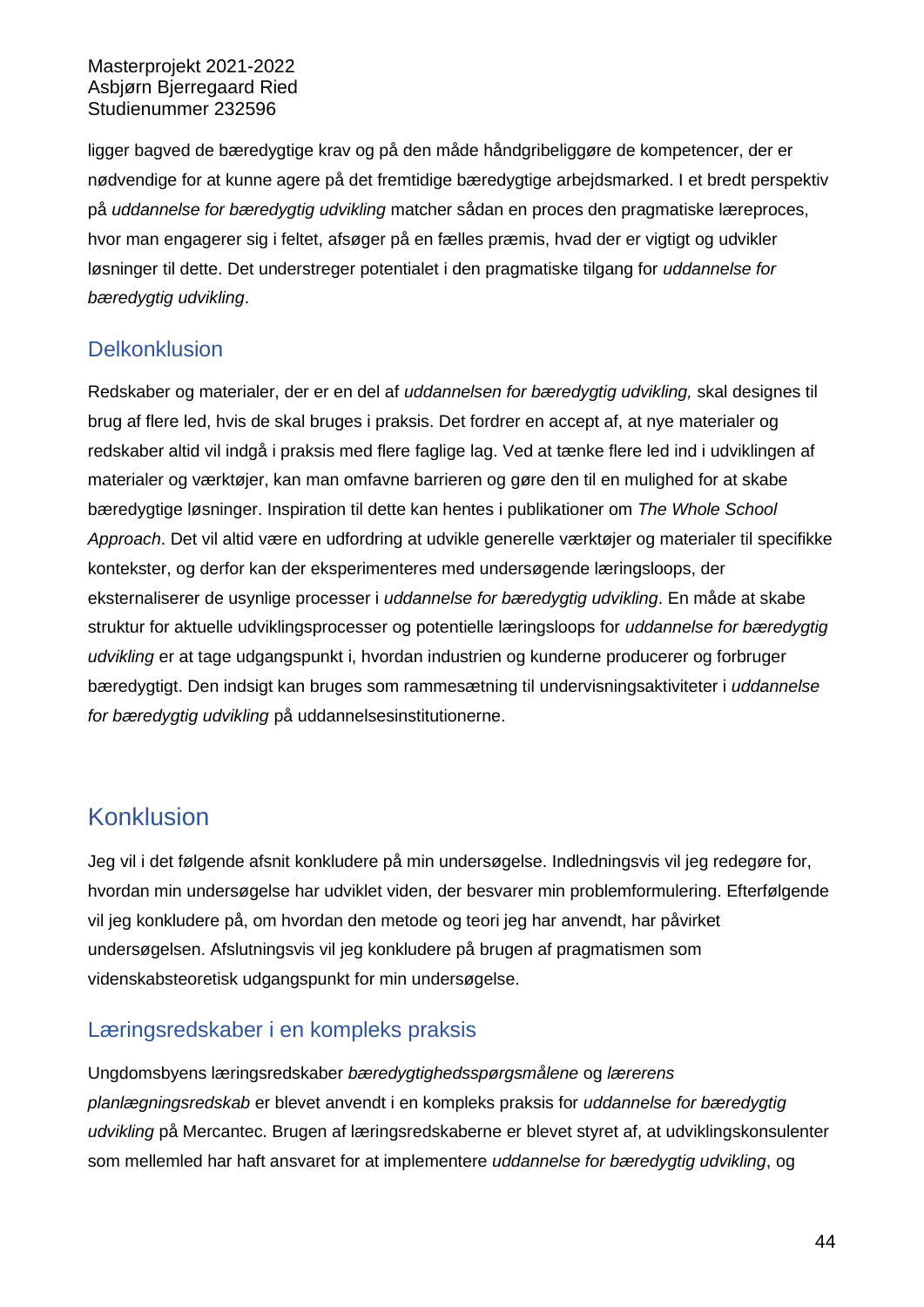ligger bagved de bæredygtige krav og på den måde håndgribeliggøre de kompetencer, der er nødvendige for at kunne agere på det fremtidige bæredygtige arbejdsmarked. I et bredt perspektiv på *uddannelse for bæredygtig udvikling* matcher sådan en proces den pragmatiske læreproces, hvor man engagerer sig i feltet, afsøger på en fælles præmis, hvad der er vigtigt og udvikler løsninger til dette. Det understreger potentialet i den pragmatiske tilgang for *uddannelse for bæredygtig udvikling*.

### Delkonklusion

Redskaber og materialer, der er en del af *uddannelsen for bæredygtig udvikling,* skal designes til brug af flere led, hvis de skal bruges i praksis. Det fordrer en accept af, at nye materialer og redskaber altid vil indgå i praksis med flere faglige lag. Ved at tænke flere led ind i udviklingen af materialer og værktøjer, kan man omfavne barrieren og gøre den til en mulighed for at skabe bæredygtige løsninger. Inspiration til dette kan hentes i publikationer om *The Whole School Approach*. Det vil altid være en udfordring at udvikle generelle værktøjer og materialer til specifikke kontekster, og derfor kan der eksperimenteres med undersøgende læringsloops, der eksternaliserer de usynlige processer i *uddannelse for bæredygtig udvikling*. En måde at skabe struktur for aktuelle udviklingsprocesser og potentielle læringsloops for *uddannelse for bæredygtig udvikling* er at tage udgangspunkt i, hvordan industrien og kunderne producerer og forbruger bæredygtigt. Den indsigt kan bruges som rammesætning til undervisningsaktiviteter i *uddannelse for bæredygtig udvikling* på uddannelsesinstitutionerne.

## Konklusion

Jeg vil i det følgende afsnit konkludere på min undersøgelse. Indledningsvis vil jeg redegøre for, hvordan min undersøgelse har udviklet viden, der besvarer min problemformulering. Efterfølgende vil jeg konkludere på, om hvordan den metode og teori jeg har anvendt, har påvirket undersøgelsen. Afslutningsvis vil jeg konkludere på brugen af pragmatismen som videnskabsteoretisk udgangspunkt for min undersøgelse.

### Læringsredskaber i en kompleks praksis

Ungdomsbyens læringsredskaber *bæredygtighedsspørgsmålene* og *lærerens planlægningsredskab* er blevet anvendt i en kompleks praksis for *uddannelse for bæredygtig udvikling* på Mercantec. Brugen af læringsredskaberne er blevet styret af, at udviklingskonsulenter som mellemled har haft ansvaret for at implementere *uddannelse for bæredygtig udvikling*, og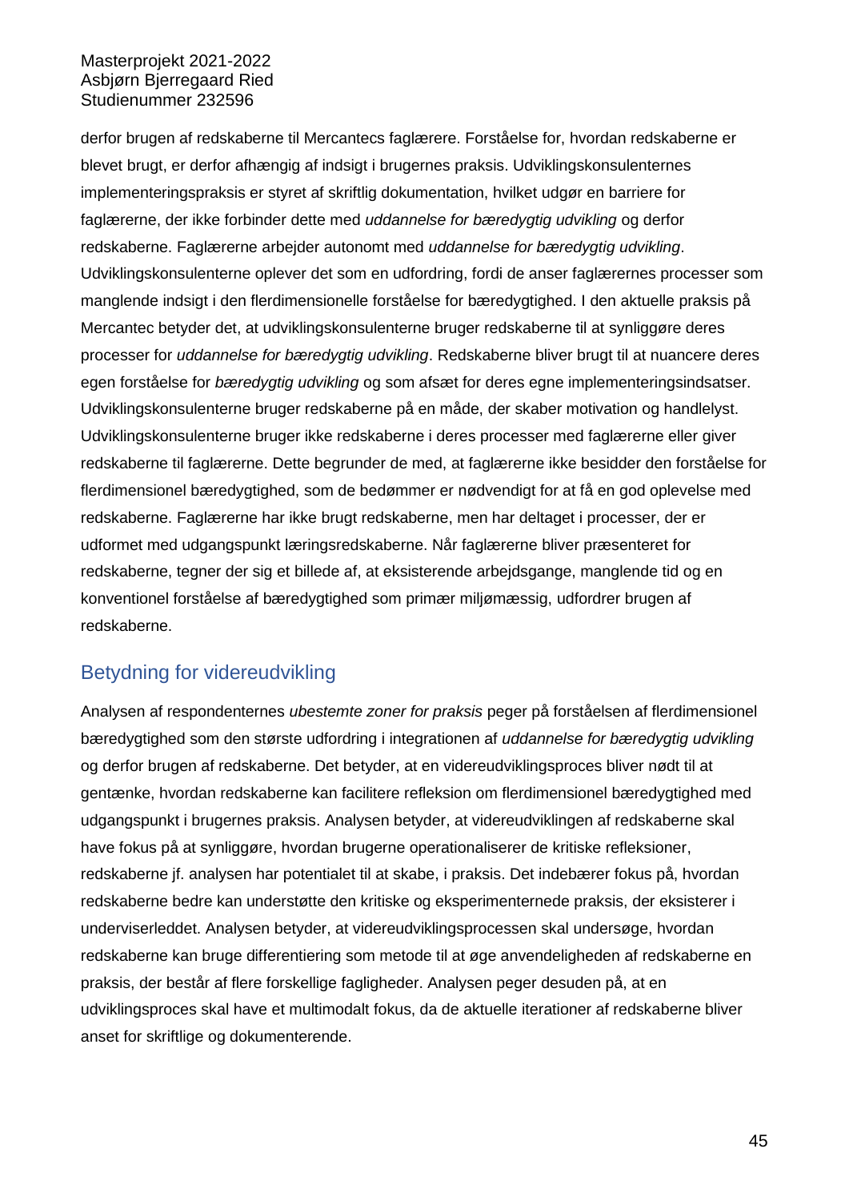derfor brugen af redskaberne til Mercantecs faglærere. Forståelse for, hvordan redskaberne er blevet brugt, er derfor afhængig af indsigt i brugernes praksis. Udviklingskonsulenternes implementeringspraksis er styret af skriftlig dokumentation, hvilket udgør en barriere for faglærerne, der ikke forbinder dette med *uddannelse for bæredygtig udvikling* og derfor redskaberne. Faglærerne arbejder autonomt med *uddannelse for bæredygtig udvikling*. Udviklingskonsulenterne oplever det som en udfordring, fordi de anser faglærernes processer som manglende indsigt i den flerdimensionelle forståelse for bæredygtighed. I den aktuelle praksis på Mercantec betyder det, at udviklingskonsulenterne bruger redskaberne til at synliggøre deres processer for *uddannelse for bæredygtig udvikling*. Redskaberne bliver brugt til at nuancere deres egen forståelse for *bæredygtig udvikling* og som afsæt for deres egne implementeringsindsatser. Udviklingskonsulenterne bruger redskaberne på en måde, der skaber motivation og handlelyst. Udviklingskonsulenterne bruger ikke redskaberne i deres processer med faglærerne eller giver redskaberne til faglærerne. Dette begrunder de med, at faglærerne ikke besidder den forståelse for flerdimensionel bæredygtighed, som de bedømmer er nødvendigt for at få en god oplevelse med redskaberne. Faglærerne har ikke brugt redskaberne, men har deltaget i processer, der er udformet med udgangspunkt læringsredskaberne. Når faglærerne bliver præsenteret for redskaberne, tegner der sig et billede af, at eksisterende arbejdsgange, manglende tid og en konventionel forståelse af bæredygtighed som primær miljømæssig, udfordrer brugen af redskaberne.

## Betydning for videreudvikling

Analysen af respondenternes *ubestemte zoner for praksis* peger på forståelsen af flerdimensionel bæredygtighed som den største udfordring i integrationen af *uddannelse for bæredygtig udvikling* og derfor brugen af redskaberne. Det betyder, at en videreudviklingsproces bliver nødt til at gentænke, hvordan redskaberne kan facilitere refleksion om flerdimensionel bæredygtighed med udgangspunkt i brugernes praksis. Analysen betyder, at videreudviklingen af redskaberne skal have fokus på at synliggøre, hvordan brugerne operationaliserer de kritiske refleksioner, redskaberne jf. analysen har potentialet til at skabe, i praksis. Det indebærer fokus på, hvordan redskaberne bedre kan understøtte den kritiske og eksperimenternede praksis, der eksisterer i underviserleddet. Analysen betyder, at videreudviklingsprocessen skal undersøge, hvordan redskaberne kan bruge differentiering som metode til at øge anvendeligheden af redskaberne en praksis, der består af flere forskellige fagligheder. Analysen peger desuden på, at en udviklingsproces skal have et multimodalt fokus, da de aktuelle iterationer af redskaberne bliver anset for skriftlige og dokumenterende.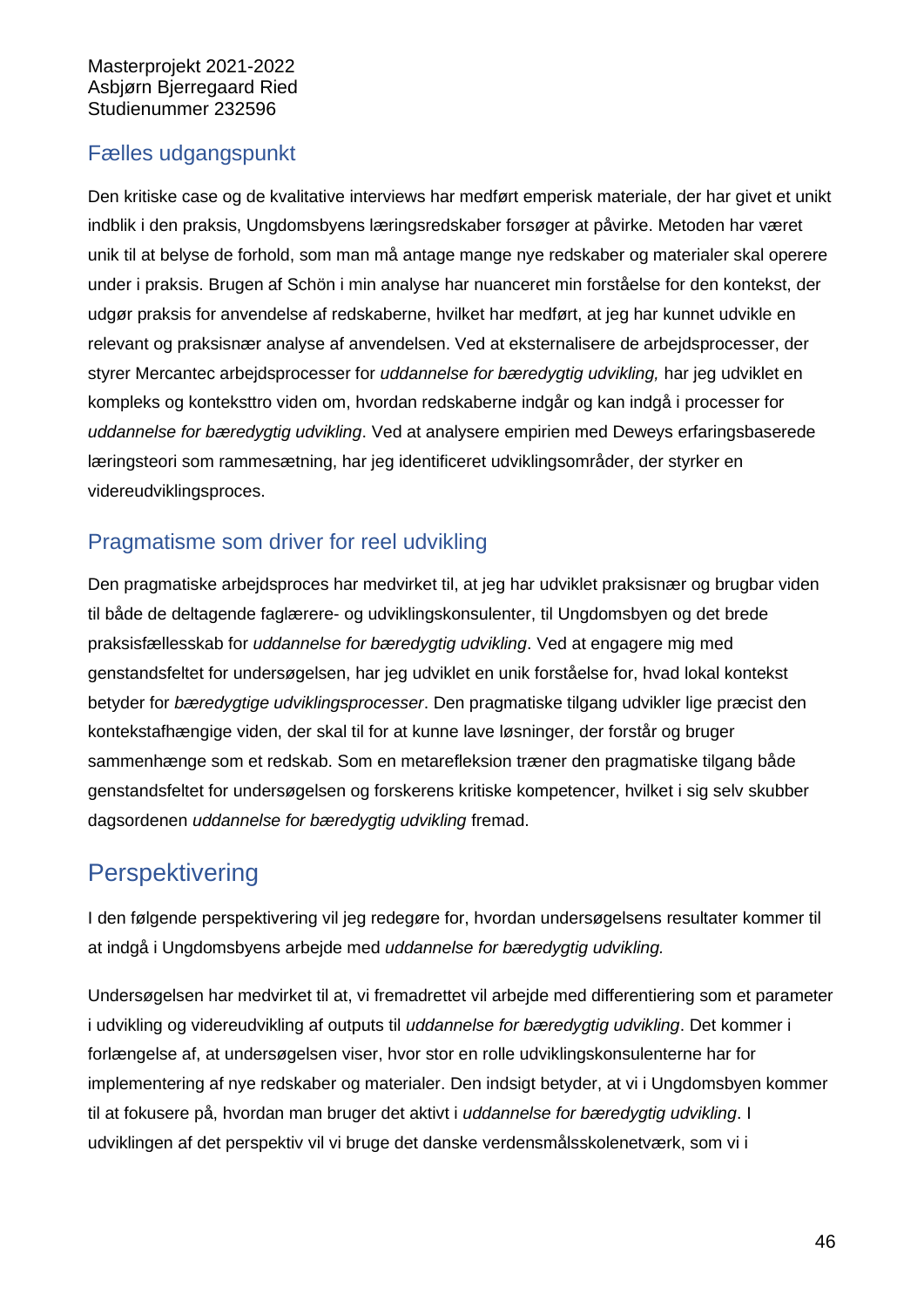## Fælles udgangspunkt

Den kritiske case og de kvalitative interviews har medført emperisk materiale, der har givet et unikt indblik i den praksis, Ungdomsbyens læringsredskaber forsøger at påvirke. Metoden har været unik til at belyse de forhold, som man må antage mange nye redskaber og materialer skal operere under i praksis. Brugen af Schön i min analyse har nuanceret min forståelse for den kontekst, der udgør praksis for anvendelse af redskaberne, hvilket har medført, at jeg har kunnet udvikle en relevant og praksisnær analyse af anvendelsen. Ved at eksternalisere de arbejdsprocesser, der styrer Mercantec arbejdsprocesser for *uddannelse for bæredygtig udvikling,* har jeg udviklet en kompleks og konteksttro viden om, hvordan redskaberne indgår og kan indgå i processer for *uddannelse for bæredygtig udvikling*. Ved at analysere empirien med Deweys erfaringsbaserede læringsteori som rammesætning, har jeg identificeret udviklingsområder, der styrker en videreudviklingsproces.

## Pragmatisme som driver for reel udvikling

Den pragmatiske arbejdsproces har medvirket til, at jeg har udviklet praksisnær og brugbar viden til både de deltagende faglærere- og udviklingskonsulenter, til Ungdomsbyen og det brede praksisfællesskab for *uddannelse for bæredygtig udvikling*. Ved at engagere mig med genstandsfeltet for undersøgelsen, har jeg udviklet en unik forståelse for, hvad lokal kontekst betyder for *bæredygtige udviklingsprocesser*. Den pragmatiske tilgang udvikler lige præcist den kontekstafhængige viden, der skal til for at kunne lave løsninger, der forstår og bruger sammenhænge som et redskab. Som en metarefleksion træner den pragmatiske tilgang både genstandsfeltet for undersøgelsen og forskerens kritiske kompetencer, hvilket i sig selv skubber dagsordenen *uddannelse for bæredygtig udvikling* fremad.

# Perspektivering

I den følgende perspektivering vil jeg redegøre for, hvordan undersøgelsens resultater kommer til at indgå i Ungdomsbyens arbejde med *uddannelse for bæredygtig udvikling.*

Undersøgelsen har medvirket til at, vi fremadrettet vil arbejde med differentiering som et parameter i udvikling og videreudvikling af outputs til *uddannelse for bæredygtig udvikling*. Det kommer i forlængelse af, at undersøgelsen viser, hvor stor en rolle udviklingskonsulenterne har for implementering af nye redskaber og materialer. Den indsigt betyder, at vi i Ungdomsbyen kommer til at fokusere på, hvordan man bruger det aktivt i *uddannelse for bæredygtig udvikling*. I udviklingen af det perspektiv vil vi bruge det danske verdensmålsskolenetværk, som vi i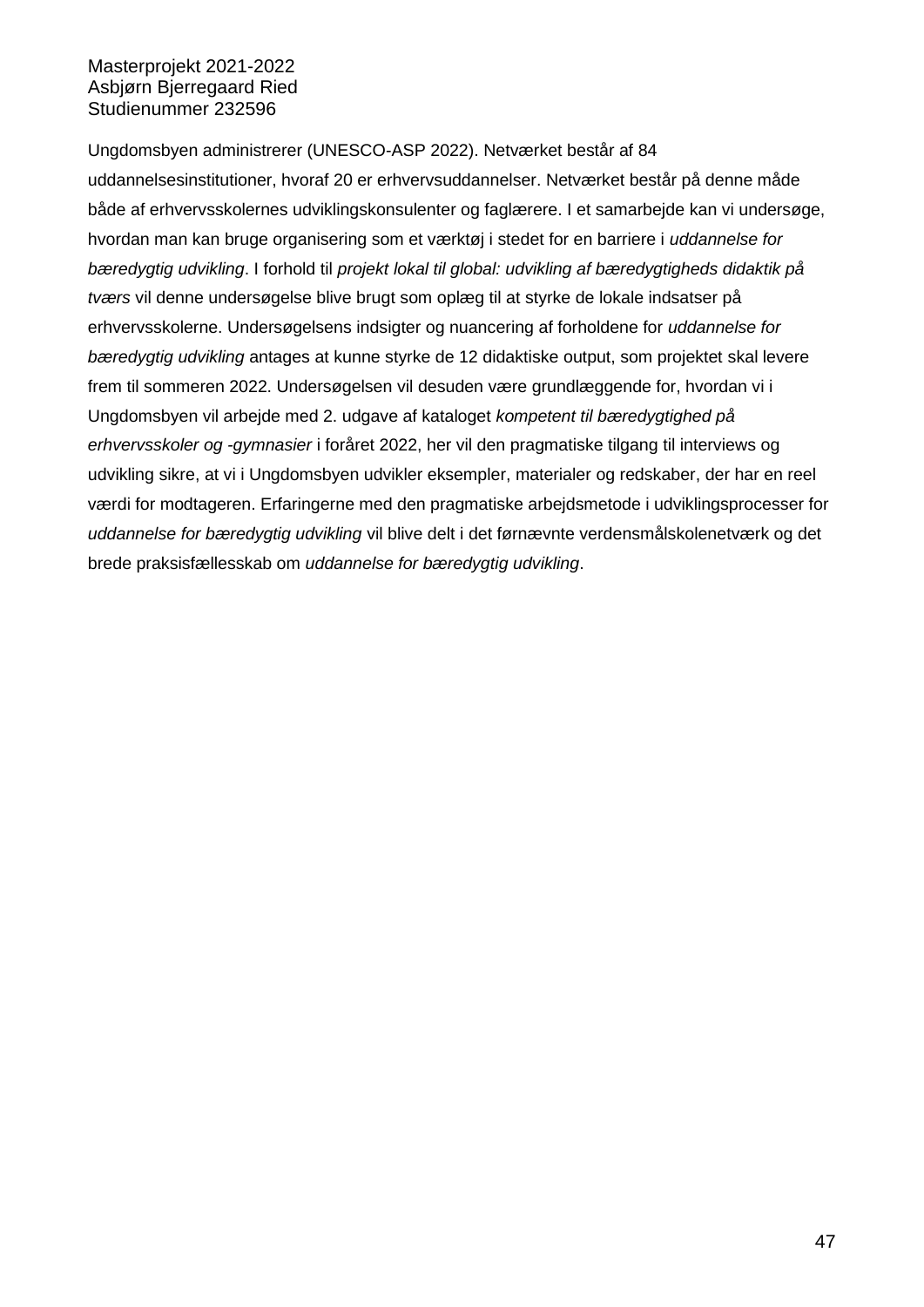Ungdomsbyen administrerer (UNESCO-ASP 2022). Netværket består af 84 uddannelsesinstitutioner, hvoraf 20 er erhvervsuddannelser. Netværket består på denne måde både af erhvervsskolernes udviklingskonsulenter og faglærere. I et samarbejde kan vi undersøge, hvordan man kan bruge organisering som et værktøj i stedet for en barriere i *uddannelse for bæredygtig udvikling*. I forhold til *projekt lokal til global: udvikling af bæredygtigheds didaktik på tværs* vil denne undersøgelse blive brugt som oplæg til at styrke de lokale indsatser på erhvervsskolerne. Undersøgelsens indsigter og nuancering af forholdene for *uddannelse for bæredygtig udvikling* antages at kunne styrke de 12 didaktiske output, som projektet skal levere frem til sommeren 2022. Undersøgelsen vil desuden være grundlæggende for, hvordan vi i Ungdomsbyen vil arbejde med 2. udgave af kataloget *kompetent til bæredygtighed på erhvervsskoler og -gymnasier* i foråret 2022, her vil den pragmatiske tilgang til interviews og udvikling sikre, at vi i Ungdomsbyen udvikler eksempler, materialer og redskaber, der har en reel værdi for modtageren. Erfaringerne med den pragmatiske arbejdsmetode i udviklingsprocesser for *uddannelse for bæredygtig udvikling* vil blive delt i det førnævnte verdensmålskolenetværk og det brede praksisfællesskab om *uddannelse for bæredygtig udvikling*.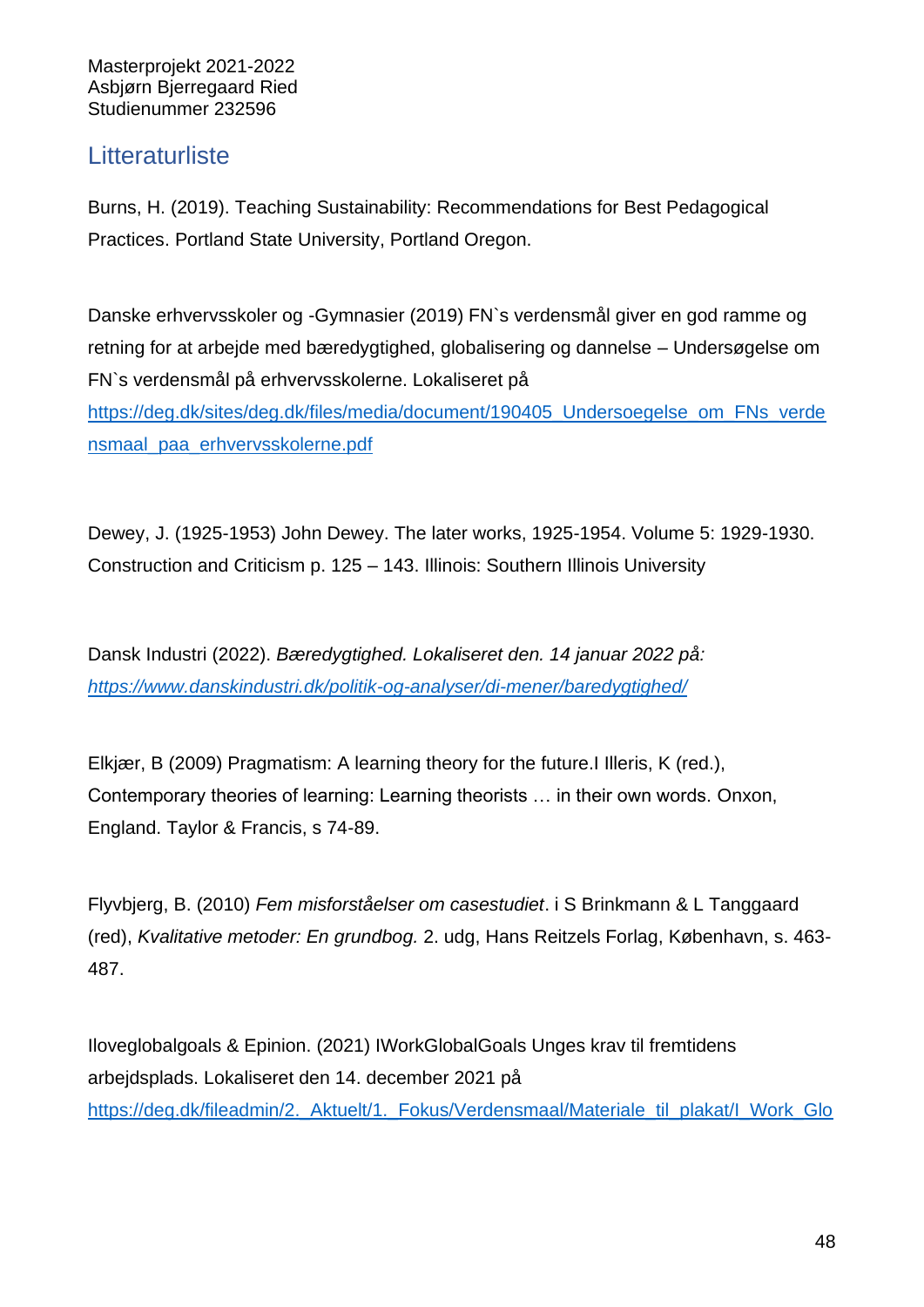Masterprojekt 2021-2022
Asbjørn Bjerregaard Ried
Studienummer 232596

## Litteraturliste

Burns, H. (2019). Teaching Sustainability: Recommendations for Best Pedagogical Practices. Portland State University, Portland Oregon.

Danske erhvervsskoler og -Gymnasier (2019) FN`s verdensmål giver en god ramme og retning for at arbejde med bæredygtighed, globalisering og dannelse – Undersøgelse om FN`s verdensmål på erhvervsskolerne. Lokaliseret på https://deg.dk/sites/deg.dk/files/media/document/190405_Undersoegelse_om_FNs_verdensmaal_paa_erhvervsskolerne.pdf

Dewey, J. (1925-1953) John Dewey. The later works, 1925-1954. Volume 5: 1929-1930. Construction and Criticism p. 125 – 143. Illinois: Southern Illinois University

Dansk Industri (2022). *Bæredygtighed. Lokaliseret den. 14 januar 2022 på: https://www.danskindustri.dk/politik-og-analyser/di-mener/baredygtighed/*

Elkjær, B (2009) Pragmatism: A learning theory for the future.I Illeris, K (red.), Contemporary theories of learning: Learning theorists … in their own words. Onxon, England. Taylor & Francis, s 74-89.

Flyvbjerg, B. (2010) *Fem misforståelser om casestudiet*. i S Brinkmann & L Tanggaard (red), *Kvalitative metoder: En grundbog.* 2. udg, Hans Reitzels Forlag, København, s. 463-487.

Iloveglobalgoals & Epinion. (2021) IWorkGlobalGoals Unges krav til fremtidens arbejdsplads. Lokaliseret den 14. december 2021 på https://deg.dk/fileadmin/2._Aktuelt/1._Fokus/Verdensmaal/Materiale_til_plakat/I_Work_Glo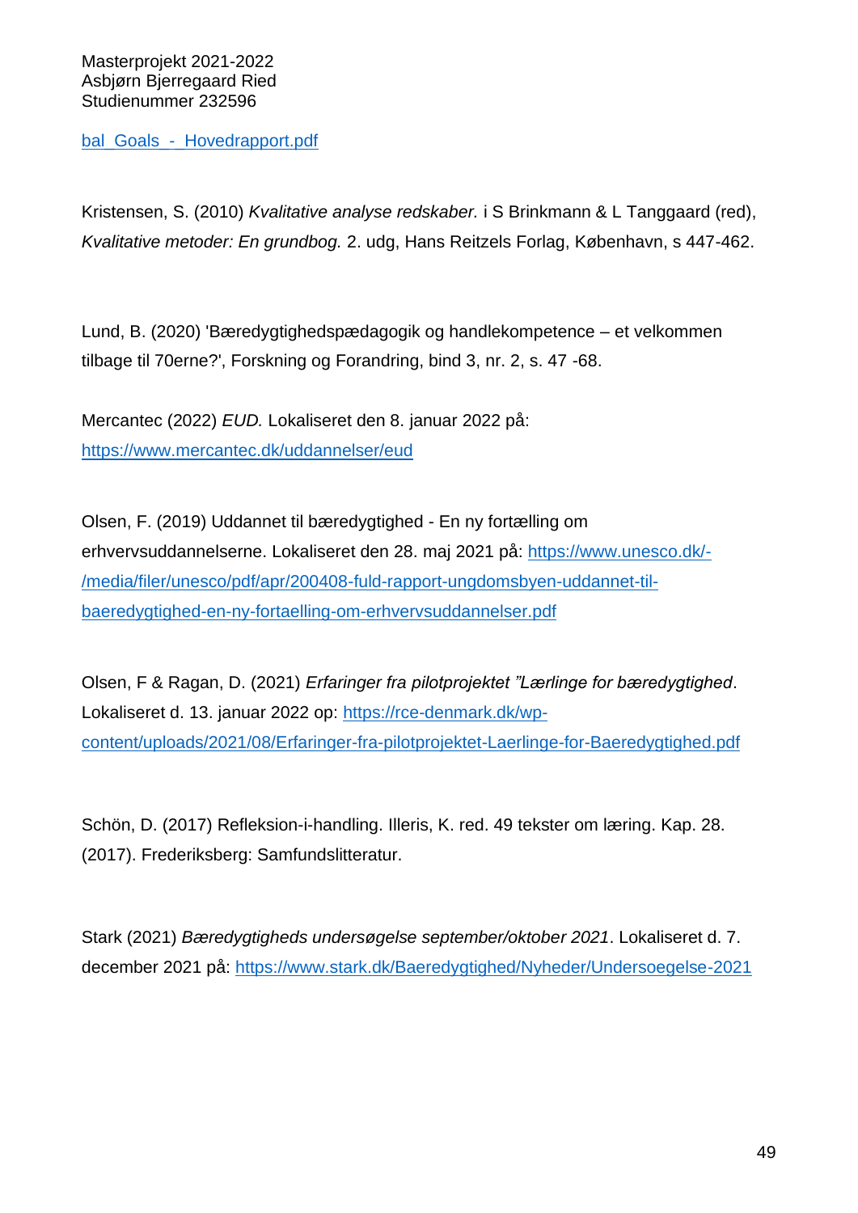bal_Goals_-_Hovedrapport.pdf

Kristensen, S. (2010) *Kvalitative analyse redskaber.* i S Brinkmann & L Tanggaard (red), *Kvalitative metoder: En grundbog.* 2. udg, Hans Reitzels Forlag, København, s 447-462.

Lund, B. (2020) 'Bæredygtighedspædagogik og handlekompetence – et velkommen tilbage til 70erne?', Forskning og Forandring, bind 3, nr. 2, s. 47 -68.

Mercantec (2022) *EUD.* Lokaliseret den 8. januar 2022 på: https://www.mercantec.dk/uddannelser/eud

Olsen, F. (2019) Uddannet til bæredygtighed - En ny fortælling om erhvervsuddannelserne. Lokaliseret den 28. maj 2021 på: https://www.unesco.dk/-/media/filer/unesco/pdf/apr/200408-fuld-rapport-ungdomsbyen-uddannet-til-baeredygtighed-en-ny-fortaelling-om-erhvervsuddannelser.pdf

Olsen, F & Ragan, D. (2021) *Erfaringer fra pilotprojektet "Lærlinge for bæredygtighed*. Lokaliseret d. 13. januar 2022 op: https://rce-denmark.dk/wp-content/uploads/2021/08/Erfaringer-fra-pilotprojektet-Laerlinge-for-Baeredygtighed.pdf

Schön, D. (2017) Refleksion-i-handling. Illeris, K. red. 49 tekster om læring. Kap. 28. (2017). Frederiksberg: Samfundslitteratur.

Stark (2021) *Bæredygtigheds undersøgelse september/oktober 2021*. Lokaliseret d. 7. december 2021 på: https://www.stark.dk/Baeredygtighed/Nyheder/Undersoegelse-2021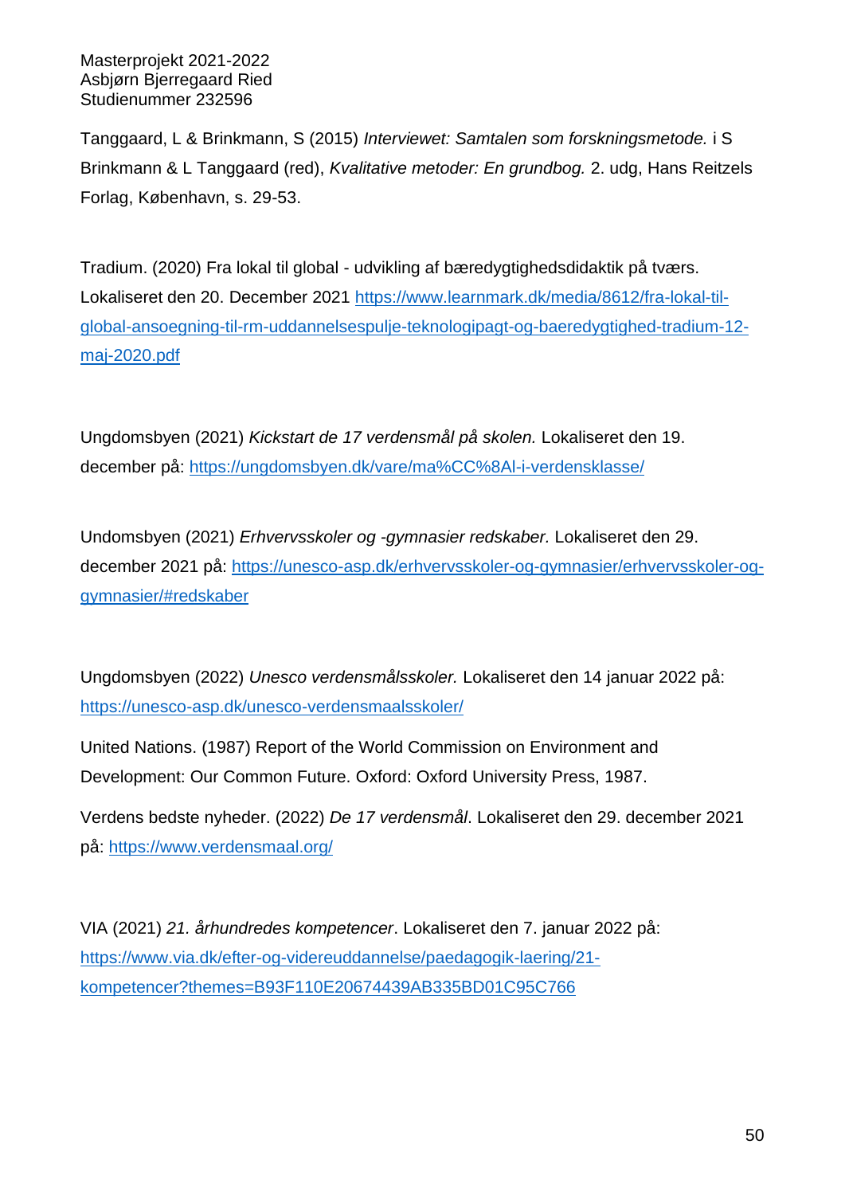Tanggaard, L & Brinkmann, S (2015) *Interviewet: Samtalen som forskningsmetode.* i S Brinkmann & L Tanggaard (red), *Kvalitative metoder: En grundbog.* 2. udg, Hans Reitzels Forlag, København, s. 29-53.

Tradium. (2020) Fra lokal til global - udvikling af bæredygtighedsdidaktik på tværs. Lokaliseret den 20. December 2021 https://www.learnmark.dk/media/8612/fra-lokal-til-global-ansoegning-til-rm-uddannelsespulje-teknologipagt-og-baeredygtighed-tradium-12-maj-2020.pdf

Ungdomsbyen (2021) *Kickstart de 17 verdensmål på skolen.* Lokaliseret den 19. december på: https://ungdomsbyen.dk/vare/ma%CC%8Al-i-verdensklasse/

Undomsbyen (2021) *Erhvervsskoler og -gymnasier redskaber.* Lokaliseret den 29. december 2021 på: https://unesco-asp.dk/erhvervsskoler-og-gymnasier/erhvervsskoler-og-gymnasier/#redskaber

Ungdomsbyen (2022) *Unesco verdensmålsskoler.* Lokaliseret den 14 januar 2022 på: https://unesco-asp.dk/unesco-verdensmaalsskoler/

United Nations. (1987) Report of the World Commission on Environment and Development: Our Common Future. Oxford: Oxford University Press, 1987.

Verdens bedste nyheder. (2022) *De 17 verdensmål*. Lokaliseret den 29. december 2021 på: https://www.verdensmaal.org/

VIA (2021) *21. århundredes kompetencer*. Lokaliseret den 7. januar 2022 på: https://www.via.dk/efter-og-videreuddannelse/paedagogik-laering/21-kompetencer?themes=B93F110E20674439AB335BD01C95C766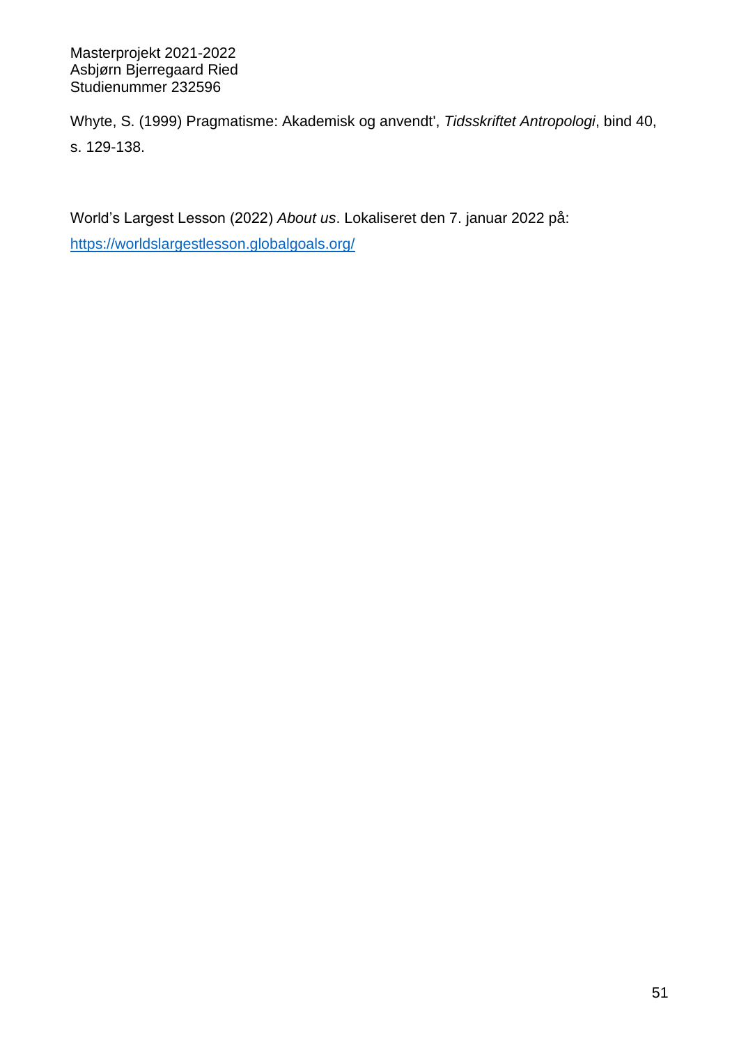Whyte, S. (1999) Pragmatisme: Akademisk og anvendt', *Tidsskriftet Antropologi*, bind 40, s. 129-138.

World's Largest Lesson (2022) *About us*. Lokaliseret den 7. januar 2022 på: https://worldslargestlesson.globalgoals.org/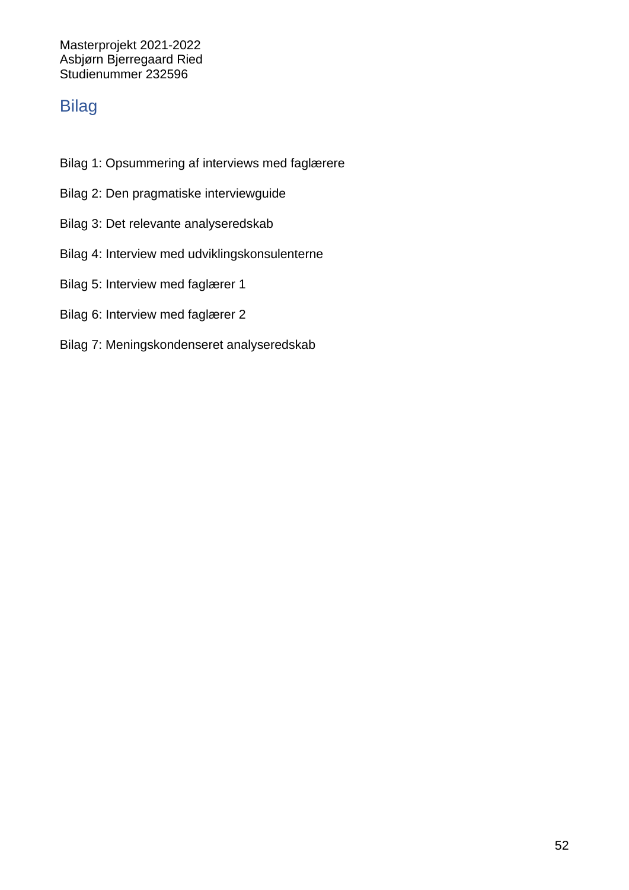# Bilag

Bilag 1: Opsummering af interviews med faglærere

Bilag 2: Den pragmatiske interviewguide

Bilag 3: Det relevante analyseredskab

Bilag 4: Interview med udviklingskonsulenterne

Bilag 5: Interview med faglærer 1

Bilag 6: Interview med faglærer 2

Bilag 7: Meningskondenseret analyseredskab